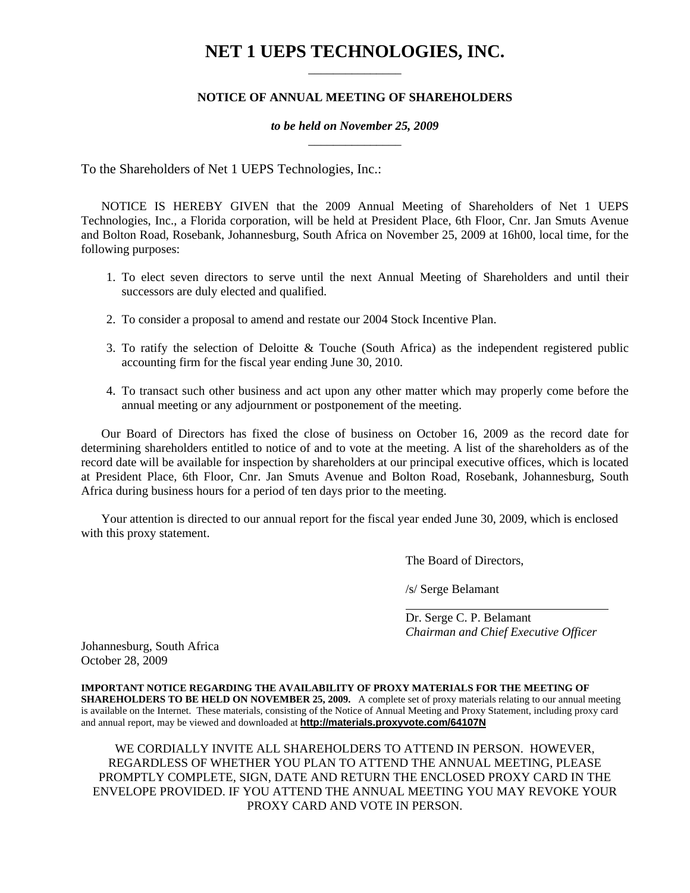# NET 1 UEPS TECHNOLOGIES, INC.

## NOTICE OF ANNUAL MEETING OF SHAREHOLDERS

***to be held on November 25, 2009***

To the Shareholders of Net 1 UEPS Technologies, Inc.:

NOTICE IS HEREBY GIVEN that the 2009 Annual Meeting of Shareholders of Net 1 UEPS Technologies, Inc., a Florida corporation, will be held at President Place, 6th Floor, Cnr. Jan Smuts Avenue and Bolton Road, Rosebank, Johannesburg, South Africa on November 25, 2009 at 16h00, local time, for the following purposes:

1. To elect seven directors to serve until the next Annual Meeting of Shareholders and until their successors are duly elected and qualified.

2. To consider a proposal to amend and restate our 2004 Stock Incentive Plan.

3. To ratify the selection of Deloitte & Touche (South Africa) as the independent registered public accounting firm for the fiscal year ending June 30, 2010.

4. To transact such other business and act upon any other matter which may properly come before the annual meeting or any adjournment or postponement of the meeting.

Our Board of Directors has fixed the close of business on October 16, 2009 as the record date for determining shareholders entitled to notice of and to vote at the meeting. A list of the shareholders as of the record date will be available for inspection by shareholders at our principal executive offices, which is located at President Place, 6th Floor, Cnr. Jan Smuts Avenue and Bolton Road, Rosebank, Johannesburg, South Africa during business hours for a period of ten days prior to the meeting.

Your attention is directed to our annual report for the fiscal year ended June 30, 2009, which is enclosed with this proxy statement.

The Board of Directors,

/s/ Serge Belamant

Dr. Serge C. P. Belamant
*Chairman and Chief Executive Officer*

Johannesburg, South Africa
October 28, 2009

**IMPORTANT NOTICE REGARDING THE AVAILABILITY OF PROXY MATERIALS FOR THE MEETING OF SHAREHOLDERS TO BE HELD ON NOVEMBER 25, 2009.** A complete set of proxy materials relating to our annual meeting is available on the Internet. These materials, consisting of the Notice of Annual Meeting and Proxy Statement, including proxy card and annual report, may be viewed and downloaded at **http://materials.proxyvote.com/64107N**

WE CORDIALLY INVITE ALL SHAREHOLDERS TO ATTEND IN PERSON. HOWEVER, REGARDLESS OF WHETHER YOU PLAN TO ATTEND THE ANNUAL MEETING, PLEASE PROMPTLY COMPLETE, SIGN, DATE AND RETURN THE ENCLOSED PROXY CARD IN THE ENVELOPE PROVIDED. IF YOU ATTEND THE ANNUAL MEETING YOU MAY REVOKE YOUR PROXY CARD AND VOTE IN PERSON.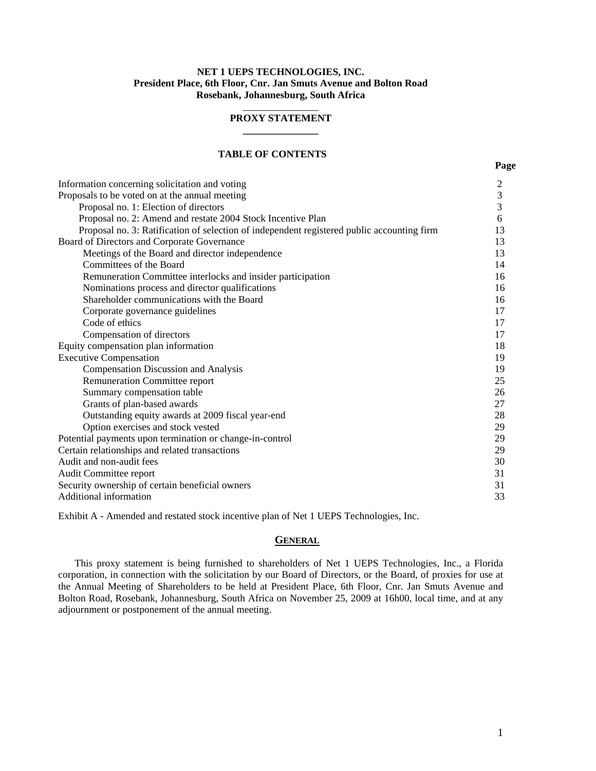**NET 1 UEPS TECHNOLOGIES, INC.**
**President Place, 6th Floor, Cnr. Jan Smuts Avenue and Bolton Road**
**Rosebank, Johannesburg, South Africa**

# PROXY STATEMENT

## TABLE OF CONTENTS

| | Page |
|---|---|
| Information concerning solicitation and voting | 2 |
| Proposals to be voted on at the annual meeting | 3 |
| Proposal no. 1: Election of directors | 3 |
| Proposal no. 2: Amend and restate 2004 Stock Incentive Plan | 6 |
| Proposal no. 3: Ratification of selection of independent registered public accounting firm | 13 |
| Board of Directors and Corporate Governance | 13 |
| Meetings of the Board and director independence | 13 |
| Committees of the Board | 14 |
| Remuneration Committee interlocks and insider participation | 16 |
| Nominations process and director qualifications | 16 |
| Shareholder communications with the Board | 16 |
| Corporate governance guidelines | 17 |
| Code of ethics | 17 |
| Compensation of directors | 17 |
| Equity compensation plan information | 18 |
| Executive Compensation | 19 |
| Compensation Discussion and Analysis | 19 |
| Remuneration Committee report | 25 |
| Summary compensation table | 26 |
| Grants of plan-based awards | 27 |
| Outstanding equity awards at 2009 fiscal year-end | 28 |
| Option exercises and stock vested | 29 |
| Potential payments upon termination or change-in-control | 29 |
| Certain relationships and related transactions | 29 |
| Audit and non-audit fees | 30 |
| Audit Committee report | 31 |
| Security ownership of certain beneficial owners | 31 |
| Additional information | 33 |

Exhibit A - Amended and restated stock incentive plan of Net 1 UEPS Technologies, Inc.

## GENERAL

This proxy statement is being furnished to shareholders of Net 1 UEPS Technologies, Inc., a Florida corporation, in connection with the solicitation by our Board of Directors, or the Board, of proxies for use at the Annual Meeting of Shareholders to be held at President Place, 6th Floor, Cnr. Jan Smuts Avenue and Bolton Road, Rosebank, Johannesburg, South Africa on November 25, 2009 at 16h00, local time, and at any adjournment or postponement of the annual meeting.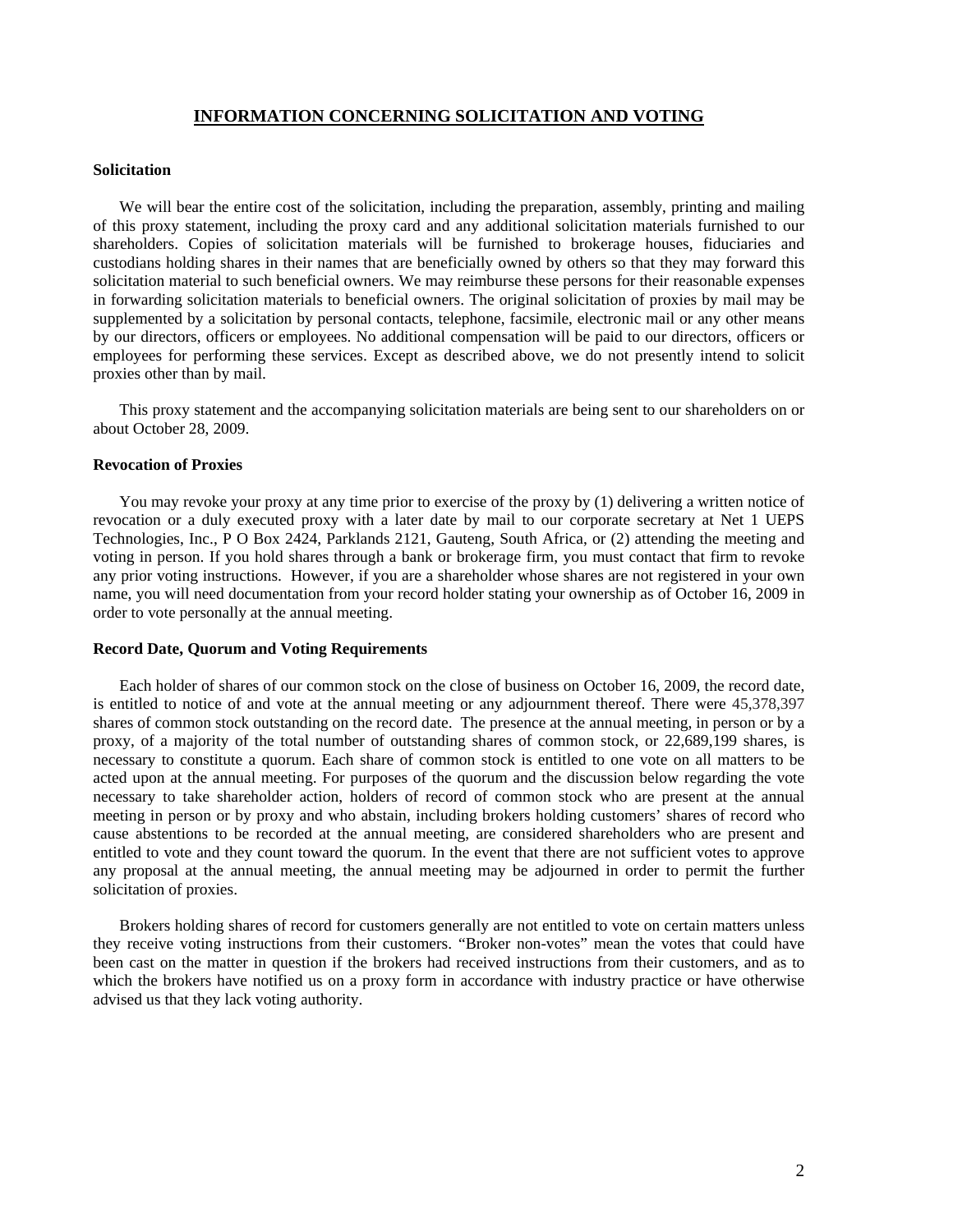## INFORMATION CONCERNING SOLICITATION AND VOTING

### Solicitation

We will bear the entire cost of the solicitation, including the preparation, assembly, printing and mailing of this proxy statement, including the proxy card and any additional solicitation materials furnished to our shareholders. Copies of solicitation materials will be furnished to brokerage houses, fiduciaries and custodians holding shares in their names that are beneficially owned by others so that they may forward this solicitation material to such beneficial owners. We may reimburse these persons for their reasonable expenses in forwarding solicitation materials to beneficial owners. The original solicitation of proxies by mail may be supplemented by a solicitation by personal contacts, telephone, facsimile, electronic mail or any other means by our directors, officers or employees. No additional compensation will be paid to our directors, officers or employees for performing these services. Except as described above, we do not presently intend to solicit proxies other than by mail.

This proxy statement and the accompanying solicitation materials are being sent to our shareholders on or about October 28, 2009.

### Revocation of Proxies

You may revoke your proxy at any time prior to exercise of the proxy by (1) delivering a written notice of revocation or a duly executed proxy with a later date by mail to our corporate secretary at Net 1 UEPS Technologies, Inc., P O Box 2424, Parklands 2121, Gauteng, South Africa, or (2) attending the meeting and voting in person. If you hold shares through a bank or brokerage firm, you must contact that firm to revoke any prior voting instructions. However, if you are a shareholder whose shares are not registered in your own name, you will need documentation from your record holder stating your ownership as of October 16, 2009 in order to vote personally at the annual meeting.

### Record Date, Quorum and Voting Requirements

Each holder of shares of our common stock on the close of business on October 16, 2009, the record date, is entitled to notice of and vote at the annual meeting or any adjournment thereof. There were 45,378,397 shares of common stock outstanding on the record date. The presence at the annual meeting, in person or by a proxy, of a majority of the total number of outstanding shares of common stock, or 22,689,199 shares, is necessary to constitute a quorum. Each share of common stock is entitled to one vote on all matters to be acted upon at the annual meeting. For purposes of the quorum and the discussion below regarding the vote necessary to take shareholder action, holders of record of common stock who are present at the annual meeting in person or by proxy and who abstain, including brokers holding customers' shares of record who cause abstentions to be recorded at the annual meeting, are considered shareholders who are present and entitled to vote and they count toward the quorum. In the event that there are not sufficient votes to approve any proposal at the annual meeting, the annual meeting may be adjourned in order to permit the further solicitation of proxies.

Brokers holding shares of record for customers generally are not entitled to vote on certain matters unless they receive voting instructions from their customers. "Broker non-votes" mean the votes that could have been cast on the matter in question if the brokers had received instructions from their customers, and as to which the brokers have notified us on a proxy form in accordance with industry practice or have otherwise advised us that they lack voting authority.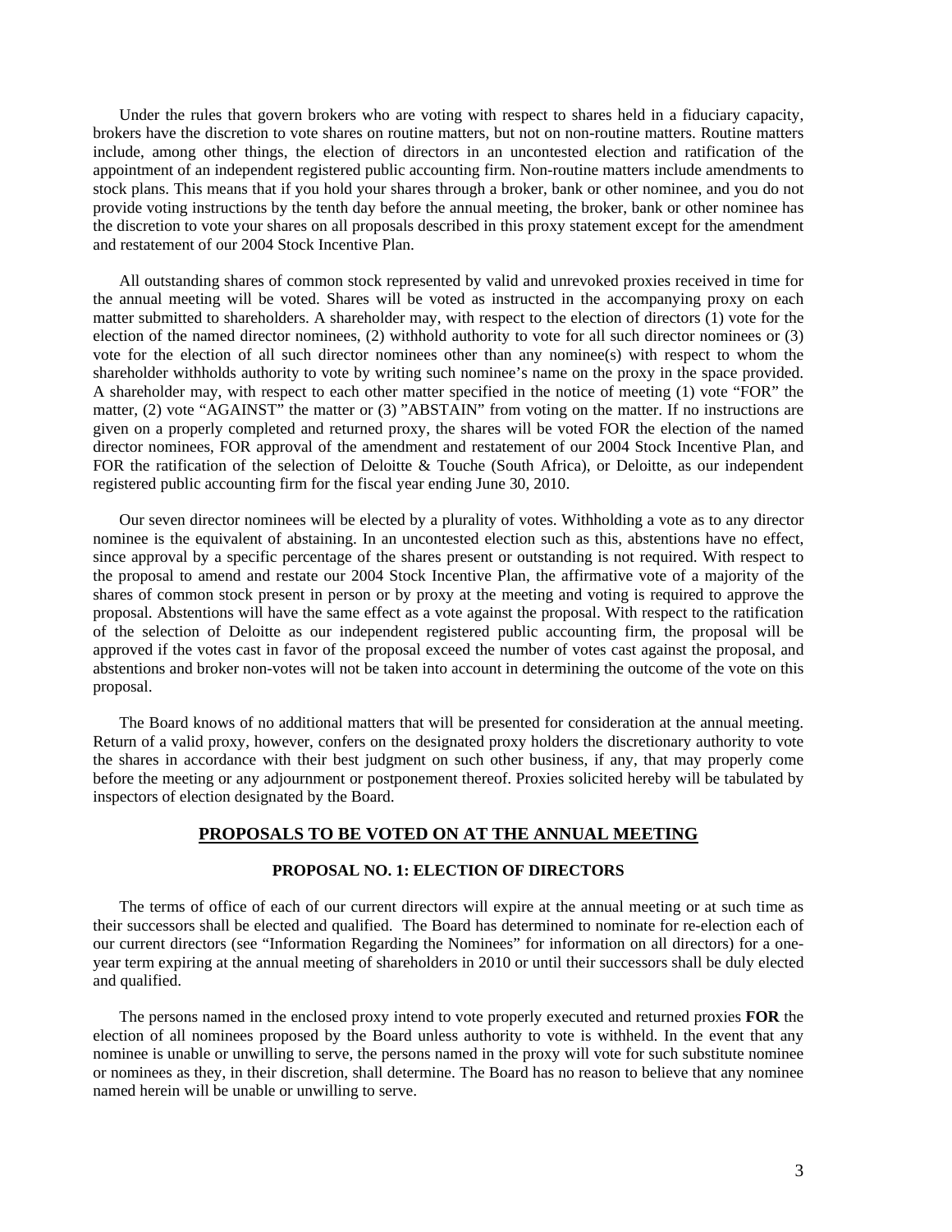Under the rules that govern brokers who are voting with respect to shares held in a fiduciary capacity, brokers have the discretion to vote shares on routine matters, but not on non-routine matters. Routine matters include, among other things, the election of directors in an uncontested election and ratification of the appointment of an independent registered public accounting firm. Non-routine matters include amendments to stock plans. This means that if you hold your shares through a broker, bank or other nominee, and you do not provide voting instructions by the tenth day before the annual meeting, the broker, bank or other nominee has the discretion to vote your shares on all proposals described in this proxy statement except for the amendment and restatement of our 2004 Stock Incentive Plan.

All outstanding shares of common stock represented by valid and unrevoked proxies received in time for the annual meeting will be voted. Shares will be voted as instructed in the accompanying proxy on each matter submitted to shareholders. A shareholder may, with respect to the election of directors (1) vote for the election of the named director nominees, (2) withhold authority to vote for all such director nominees or (3) vote for the election of all such director nominees other than any nominee(s) with respect to whom the shareholder withholds authority to vote by writing such nominee's name on the proxy in the space provided. A shareholder may, with respect to each other matter specified in the notice of meeting (1) vote "FOR" the matter, (2) vote "AGAINST" the matter or (3) "ABSTAIN" from voting on the matter. If no instructions are given on a properly completed and returned proxy, the shares will be voted FOR the election of the named director nominees, FOR approval of the amendment and restatement of our 2004 Stock Incentive Plan, and FOR the ratification of the selection of Deloitte & Touche (South Africa), or Deloitte, as our independent registered public accounting firm for the fiscal year ending June 30, 2010.

Our seven director nominees will be elected by a plurality of votes. Withholding a vote as to any director nominee is the equivalent of abstaining. In an uncontested election such as this, abstentions have no effect, since approval by a specific percentage of the shares present or outstanding is not required. With respect to the proposal to amend and restate our 2004 Stock Incentive Plan, the affirmative vote of a majority of the shares of common stock present in person or by proxy at the meeting and voting is required to approve the proposal. Abstentions will have the same effect as a vote against the proposal. With respect to the ratification of the selection of Deloitte as our independent registered public accounting firm, the proposal will be approved if the votes cast in favor of the proposal exceed the number of votes cast against the proposal, and abstentions and broker non-votes will not be taken into account in determining the outcome of the vote on this proposal.

The Board knows of no additional matters that will be presented for consideration at the annual meeting. Return of a valid proxy, however, confers on the designated proxy holders the discretionary authority to vote the shares in accordance with their best judgment on such other business, if any, that may properly come before the meeting or any adjournment or postponement thereof. Proxies solicited hereby will be tabulated by inspectors of election designated by the Board.

## PROPOSALS TO BE VOTED ON AT THE ANNUAL MEETING

### PROPOSAL NO. 1: ELECTION OF DIRECTORS

The terms of office of each of our current directors will expire at the annual meeting or at such time as their successors shall be elected and qualified. The Board has determined to nominate for re-election each of our current directors (see "Information Regarding the Nominees" for information on all directors) for a one-year term expiring at the annual meeting of shareholders in 2010 or until their successors shall be duly elected and qualified.

The persons named in the enclosed proxy intend to vote properly executed and returned proxies **FOR** the election of all nominees proposed by the Board unless authority to vote is withheld. In the event that any nominee is unable or unwilling to serve, the persons named in the proxy will vote for such substitute nominee or nominees as they, in their discretion, shall determine. The Board has no reason to believe that any nominee named herein will be unable or unwilling to serve.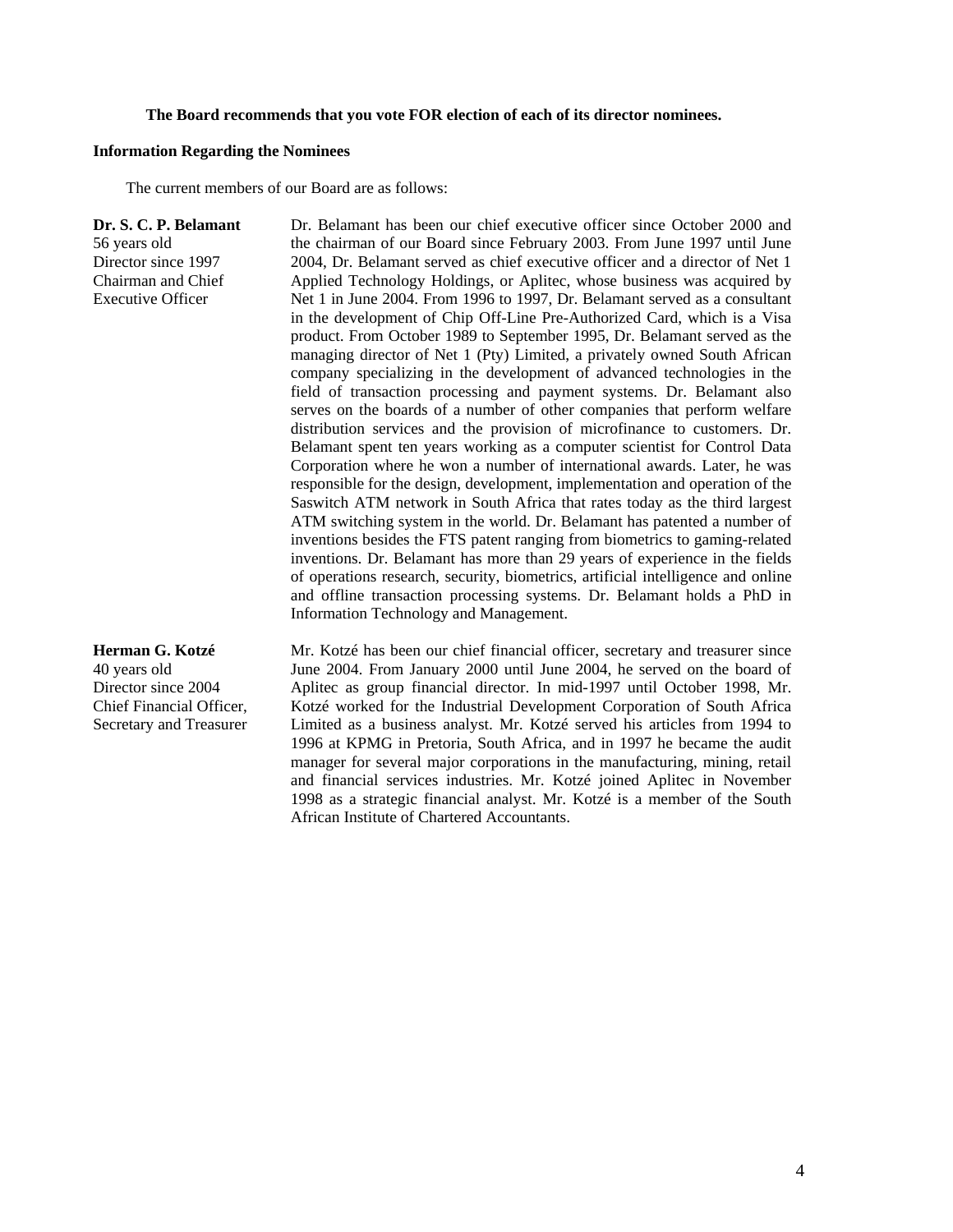**The Board recommends that you vote FOR election of each of its director nominees.**

**Information Regarding the Nominees**

The current members of our Board are as follows:

**Dr. S. C. P. Belamant**
56 years old
Director since 1997
Chairman and Chief Executive Officer

Dr. Belamant has been our chief executive officer since October 2000 and the chairman of our Board since February 2003. From June 1997 until June 2004, Dr. Belamant served as chief executive officer and a director of Net 1 Applied Technology Holdings, or Aplitec, whose business was acquired by Net 1 in June 2004. From 1996 to 1997, Dr. Belamant served as a consultant in the development of Chip Off-Line Pre-Authorized Card, which is a Visa product. From October 1989 to September 1995, Dr. Belamant served as the managing director of Net 1 (Pty) Limited, a privately owned South African company specializing in the development of advanced technologies in the field of transaction processing and payment systems. Dr. Belamant also serves on the boards of a number of other companies that perform welfare distribution services and the provision of microfinance to customers. Dr. Belamant spent ten years working as a computer scientist for Control Data Corporation where he won a number of international awards. Later, he was responsible for the design, development, implementation and operation of the Saswitch ATM network in South Africa that rates today as the third largest ATM switching system in the world. Dr. Belamant has patented a number of inventions besides the FTS patent ranging from biometrics to gaming-related inventions. Dr. Belamant has more than 29 years of experience in the fields of operations research, security, biometrics, artificial intelligence and online and offline transaction processing systems. Dr. Belamant holds a PhD in Information Technology and Management.

**Herman G. Kotzé**
40 years old
Director since 2004
Chief Financial Officer, Secretary and Treasurer

Mr. Kotzé has been our chief financial officer, secretary and treasurer since June 2004. From January 2000 until June 2004, he served on the board of Aplitec as group financial director. In mid-1997 until October 1998, Mr. Kotzé worked for the Industrial Development Corporation of South Africa Limited as a business analyst. Mr. Kotzé served his articles from 1994 to 1996 at KPMG in Pretoria, South Africa, and in 1997 he became the audit manager for several major corporations in the manufacturing, mining, retail and financial services industries. Mr. Kotzé joined Aplitec in November 1998 as a strategic financial analyst. Mr. Kotzé is a member of the South African Institute of Chartered Accountants.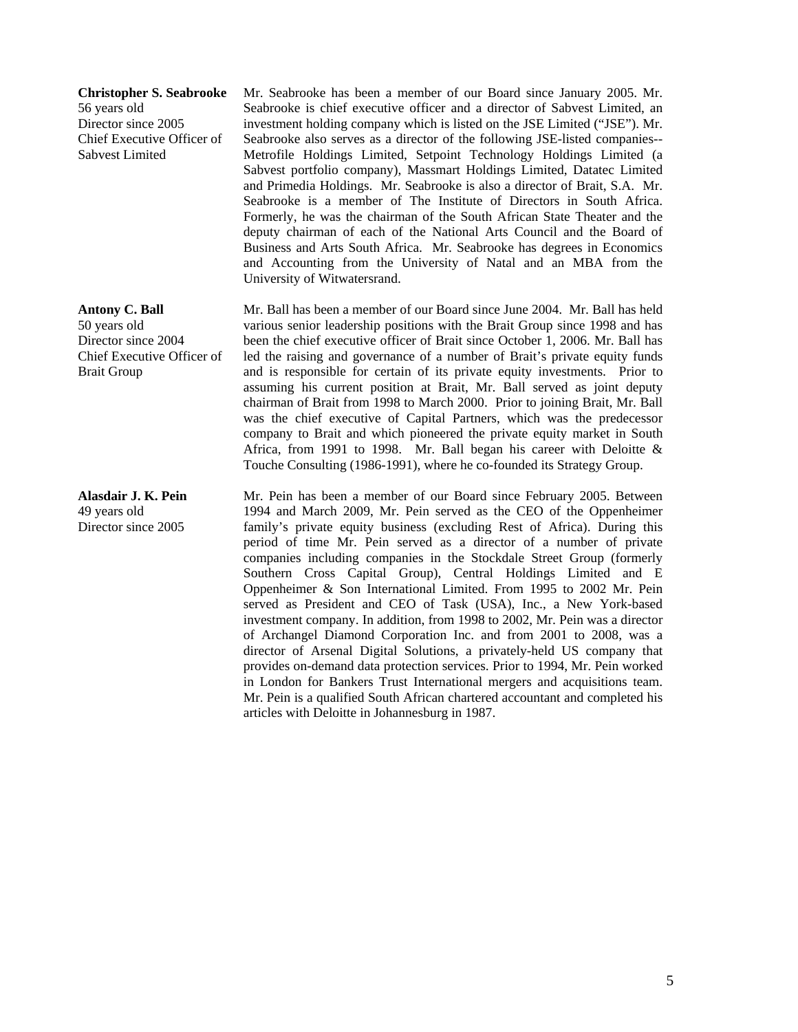**Christopher S. Seabrooke**
56 years old
Director since 2005
Chief Executive Officer of Sabvest Limited

Mr. Seabrooke has been a member of our Board since January 2005. Mr. Seabrooke is chief executive officer and a director of Sabvest Limited, an investment holding company which is listed on the JSE Limited ("JSE"). Mr. Seabrooke also serves as a director of the following JSE-listed companies--Metrofile Holdings Limited, Setpoint Technology Holdings Limited (a Sabvest portfolio company), Massmart Holdings Limited, Datatec Limited and Primedia Holdings. Mr. Seabrooke is also a director of Brait, S.A. Mr. Seabrooke is a member of The Institute of Directors in South Africa. Formerly, he was the chairman of the South African State Theater and the deputy chairman of each of the National Arts Council and the Board of Business and Arts South Africa. Mr. Seabrooke has degrees in Economics and Accounting from the University of Natal and an MBA from the University of Witwatersrand.

**Antony C. Ball**
50 years old
Director since 2004
Chief Executive Officer of Brait Group

Mr. Ball has been a member of our Board since June 2004. Mr. Ball has held various senior leadership positions with the Brait Group since 1998 and has been the chief executive officer of Brait since October 1, 2006. Mr. Ball has led the raising and governance of a number of Brait's private equity funds and is responsible for certain of its private equity investments. Prior to assuming his current position at Brait, Mr. Ball served as joint deputy chairman of Brait from 1998 to March 2000. Prior to joining Brait, Mr. Ball was the chief executive of Capital Partners, which was the predecessor company to Brait and which pioneered the private equity market in South Africa, from 1991 to 1998. Mr. Ball began his career with Deloitte & Touche Consulting (1986-1991), where he co-founded its Strategy Group.

**Alasdair J. K. Pein**
49 years old
Director since 2005

Mr. Pein has been a member of our Board since February 2005. Between 1994 and March 2009, Mr. Pein served as the CEO of the Oppenheimer family's private equity business (excluding Rest of Africa). During this period of time Mr. Pein served as a director of a number of private companies including companies in the Stockdale Street Group (formerly Southern Cross Capital Group), Central Holdings Limited and E Oppenheimer & Son International Limited. From 1995 to 2002 Mr. Pein served as President and CEO of Task (USA), Inc., a New York-based investment company. In addition, from 1998 to 2002, Mr. Pein was a director of Archangel Diamond Corporation Inc. and from 2001 to 2008, was a director of Arsenal Digital Solutions, a privately-held US company that provides on-demand data protection services. Prior to 1994, Mr. Pein worked in London for Bankers Trust International mergers and acquisitions team. Mr. Pein is a qualified South African chartered accountant and completed his articles with Deloitte in Johannesburg in 1987.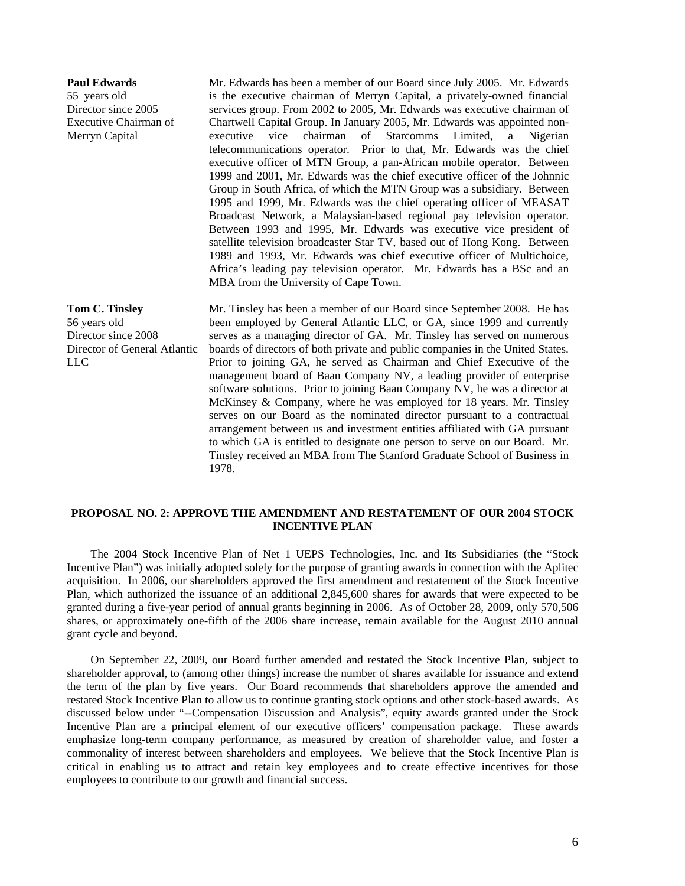**Paul Edwards**
55 years old
Director since 2005
Executive Chairman of Merryn Capital

Mr. Edwards has been a member of our Board since July 2005. Mr. Edwards is the executive chairman of Merryn Capital, a privately-owned financial services group. From 2002 to 2005, Mr. Edwards was executive chairman of Chartwell Capital Group. In January 2005, Mr. Edwards was appointed non-executive vice chairman of Starcomms Limited, a Nigerian telecommunications operator. Prior to that, Mr. Edwards was the chief executive officer of MTN Group, a pan-African mobile operator. Between 1999 and 2001, Mr. Edwards was the chief executive officer of the Johnnic Group in South Africa, of which the MTN Group was a subsidiary. Between 1995 and 1999, Mr. Edwards was the chief operating officer of MEASAT Broadcast Network, a Malaysian-based regional pay television operator. Between 1993 and 1995, Mr. Edwards was executive vice president of satellite television broadcaster Star TV, based out of Hong Kong. Between 1989 and 1993, Mr. Edwards was chief executive officer of Multichoice, Africa's leading pay television operator. Mr. Edwards has a BSc and an MBA from the University of Cape Town.

**Tom C. Tinsley**
56 years old
Director since 2008
Director of General Atlantic LLC

Mr. Tinsley has been a member of our Board since September 2008. He has been employed by General Atlantic LLC, or GA, since 1999 and currently serves as a managing director of GA. Mr. Tinsley has served on numerous boards of directors of both private and public companies in the United States. Prior to joining GA, he served as Chairman and Chief Executive of the management board of Baan Company NV, a leading provider of enterprise software solutions. Prior to joining Baan Company NV, he was a director at McKinsey & Company, where he was employed for 18 years. Mr. Tinsley serves on our Board as the nominated director pursuant to a contractual arrangement between us and investment entities affiliated with GA pursuant to which GA is entitled to designate one person to serve on our Board. Mr. Tinsley received an MBA from The Stanford Graduate School of Business in 1978.

## PROPOSAL NO. 2: APPROVE THE AMENDMENT AND RESTATEMENT OF OUR 2004 STOCK INCENTIVE PLAN

The 2004 Stock Incentive Plan of Net 1 UEPS Technologies, Inc. and Its Subsidiaries (the "Stock Incentive Plan") was initially adopted solely for the purpose of granting awards in connection with the Aplitec acquisition. In 2006, our shareholders approved the first amendment and restatement of the Stock Incentive Plan, which authorized the issuance of an additional 2,845,600 shares for awards that were expected to be granted during a five-year period of annual grants beginning in 2006. As of October 28, 2009, only 570,506 shares, or approximately one-fifth of the 2006 share increase, remain available for the August 2010 annual grant cycle and beyond.

On September 22, 2009, our Board further amended and restated the Stock Incentive Plan, subject to shareholder approval, to (among other things) increase the number of shares available for issuance and extend the term of the plan by five years. Our Board recommends that shareholders approve the amended and restated Stock Incentive Plan to allow us to continue granting stock options and other stock-based awards. As discussed below under "--Compensation Discussion and Analysis", equity awards granted under the Stock Incentive Plan are a principal element of our executive officers' compensation package. These awards emphasize long-term company performance, as measured by creation of shareholder value, and foster a commonality of interest between shareholders and employees. We believe that the Stock Incentive Plan is critical in enabling us to attract and retain key employees and to create effective incentives for those employees to contribute to our growth and financial success.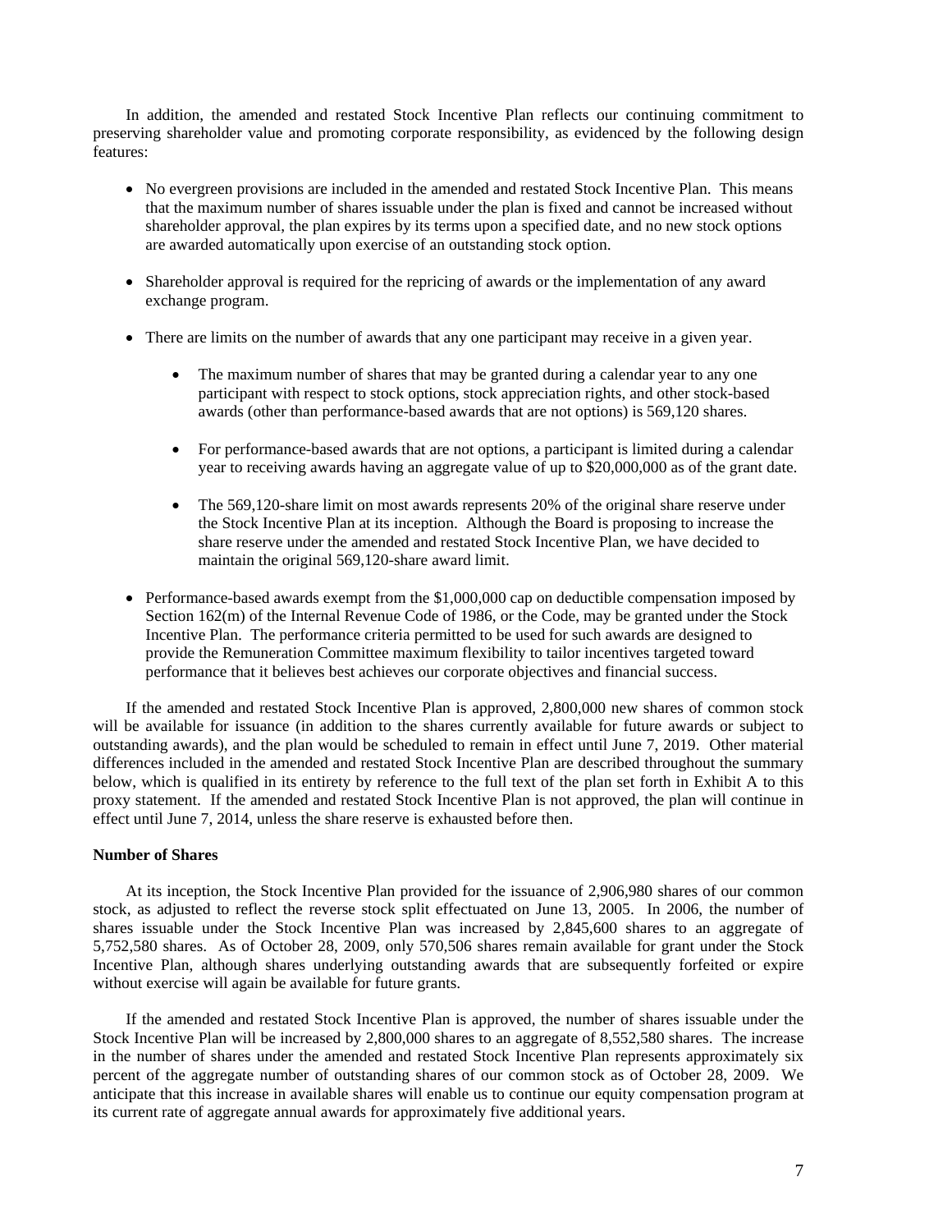In addition, the amended and restated Stock Incentive Plan reflects our continuing commitment to preserving shareholder value and promoting corporate responsibility, as evidenced by the following design features:

- No evergreen provisions are included in the amended and restated Stock Incentive Plan. This means that the maximum number of shares issuable under the plan is fixed and cannot be increased without shareholder approval, the plan expires by its terms upon a specified date, and no new stock options are awarded automatically upon exercise of an outstanding stock option.

- Shareholder approval is required for the repricing of awards or the implementation of any award exchange program.

- There are limits on the number of awards that any one participant may receive in a given year.

    - The maximum number of shares that may be granted during a calendar year to any one participant with respect to stock options, stock appreciation rights, and other stock-based awards (other than performance-based awards that are not options) is 569,120 shares.

    - For performance-based awards that are not options, a participant is limited during a calendar year to receiving awards having an aggregate value of up to $20,000,000 as of the grant date.

    - The 569,120-share limit on most awards represents 20% of the original share reserve under the Stock Incentive Plan at its inception. Although the Board is proposing to increase the share reserve under the amended and restated Stock Incentive Plan, we have decided to maintain the original 569,120-share award limit.

- Performance-based awards exempt from the $1,000,000 cap on deductible compensation imposed by Section 162(m) of the Internal Revenue Code of 1986, or the Code, may be granted under the Stock Incentive Plan. The performance criteria permitted to be used for such awards are designed to provide the Remuneration Committee maximum flexibility to tailor incentives targeted toward performance that it believes best achieves our corporate objectives and financial success.

If the amended and restated Stock Incentive Plan is approved, 2,800,000 new shares of common stock will be available for issuance (in addition to the shares currently available for future awards or subject to outstanding awards), and the plan would be scheduled to remain in effect until June 7, 2019. Other material differences included in the amended and restated Stock Incentive Plan are described throughout the summary below, which is qualified in its entirety by reference to the full text of the plan set forth in Exhibit A to this proxy statement. If the amended and restated Stock Incentive Plan is not approved, the plan will continue in effect until June 7, 2014, unless the share reserve is exhausted before then.

**Number of Shares**

At its inception, the Stock Incentive Plan provided for the issuance of 2,906,980 shares of our common stock, as adjusted to reflect the reverse stock split effectuated on June 13, 2005. In 2006, the number of shares issuable under the Stock Incentive Plan was increased by 2,845,600 shares to an aggregate of 5,752,580 shares. As of October 28, 2009, only 570,506 shares remain available for grant under the Stock Incentive Plan, although shares underlying outstanding awards that are subsequently forfeited or expire without exercise will again be available for future grants.

If the amended and restated Stock Incentive Plan is approved, the number of shares issuable under the Stock Incentive Plan will be increased by 2,800,000 shares to an aggregate of 8,552,580 shares. The increase in the number of shares under the amended and restated Stock Incentive Plan represents approximately six percent of the aggregate number of outstanding shares of our common stock as of October 28, 2009. We anticipate that this increase in available shares will enable us to continue our equity compensation program at its current rate of aggregate annual awards for approximately five additional years.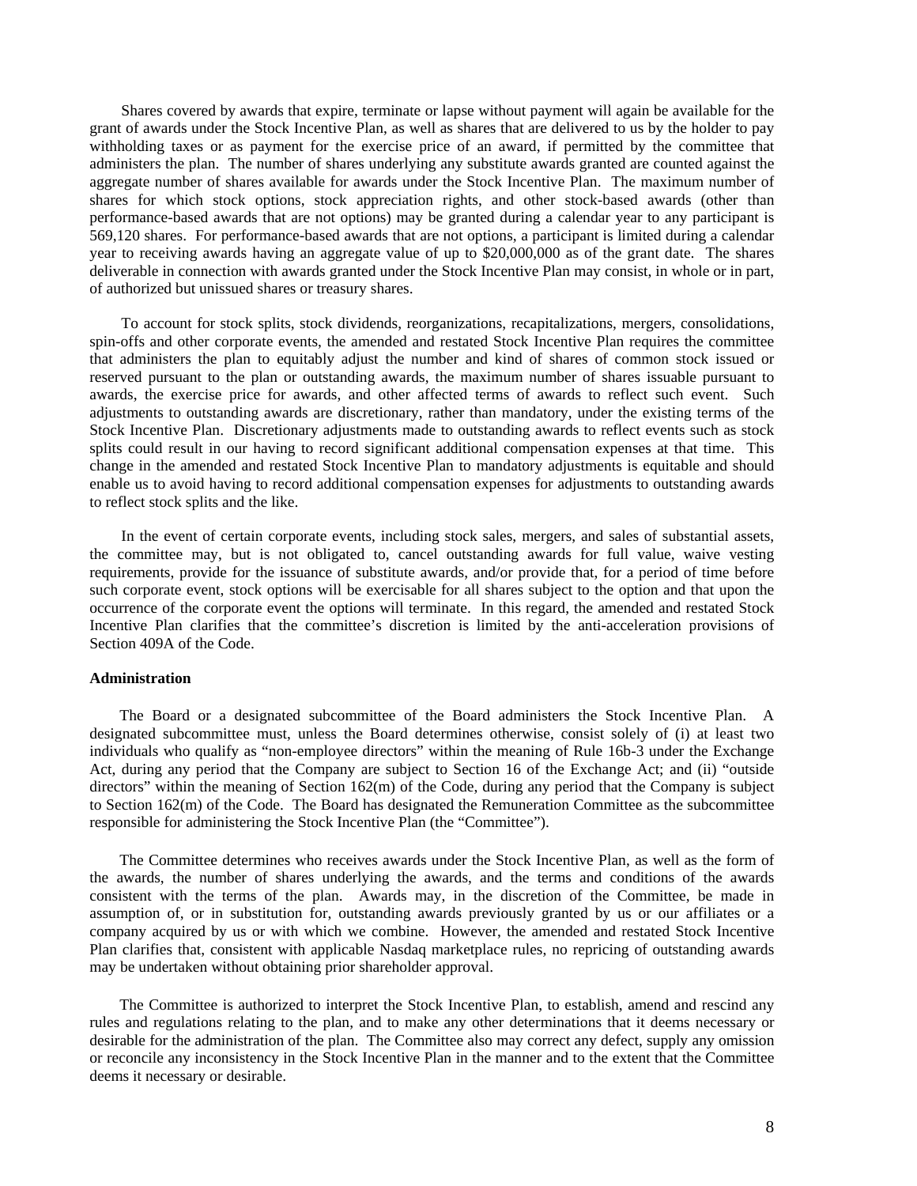Shares covered by awards that expire, terminate or lapse without payment will again be available for the grant of awards under the Stock Incentive Plan, as well as shares that are delivered to us by the holder to pay withholding taxes or as payment for the exercise price of an award, if permitted by the committee that administers the plan. The number of shares underlying any substitute awards granted are counted against the aggregate number of shares available for awards under the Stock Incentive Plan. The maximum number of shares for which stock options, stock appreciation rights, and other stock-based awards (other than performance-based awards that are not options) may be granted during a calendar year to any participant is 569,120 shares. For performance-based awards that are not options, a participant is limited during a calendar year to receiving awards having an aggregate value of up to $20,000,000 as of the grant date. The shares deliverable in connection with awards granted under the Stock Incentive Plan may consist, in whole or in part, of authorized but unissued shares or treasury shares.

To account for stock splits, stock dividends, reorganizations, recapitalizations, mergers, consolidations, spin-offs and other corporate events, the amended and restated Stock Incentive Plan requires the committee that administers the plan to equitably adjust the number and kind of shares of common stock issued or reserved pursuant to the plan or outstanding awards, the maximum number of shares issuable pursuant to awards, the exercise price for awards, and other affected terms of awards to reflect such event. Such adjustments to outstanding awards are discretionary, rather than mandatory, under the existing terms of the Stock Incentive Plan. Discretionary adjustments made to outstanding awards to reflect events such as stock splits could result in our having to record significant additional compensation expenses at that time. This change in the amended and restated Stock Incentive Plan to mandatory adjustments is equitable and should enable us to avoid having to record additional compensation expenses for adjustments to outstanding awards to reflect stock splits and the like.

In the event of certain corporate events, including stock sales, mergers, and sales of substantial assets, the committee may, but is not obligated to, cancel outstanding awards for full value, waive vesting requirements, provide for the issuance of substitute awards, and/or provide that, for a period of time before such corporate event, stock options will be exercisable for all shares subject to the option and that upon the occurrence of the corporate event the options will terminate. In this regard, the amended and restated Stock Incentive Plan clarifies that the committee's discretion is limited by the anti-acceleration provisions of Section 409A of the Code.

**Administration**

The Board or a designated subcommittee of the Board administers the Stock Incentive Plan. A designated subcommittee must, unless the Board determines otherwise, consist solely of (i) at least two individuals who qualify as "non-employee directors" within the meaning of Rule 16b-3 under the Exchange Act, during any period that the Company are subject to Section 16 of the Exchange Act; and (ii) "outside directors" within the meaning of Section 162(m) of the Code, during any period that the Company is subject to Section 162(m) of the Code. The Board has designated the Remuneration Committee as the subcommittee responsible for administering the Stock Incentive Plan (the "Committee").

The Committee determines who receives awards under the Stock Incentive Plan, as well as the form of the awards, the number of shares underlying the awards, and the terms and conditions of the awards consistent with the terms of the plan. Awards may, in the discretion of the Committee, be made in assumption of, or in substitution for, outstanding awards previously granted by us or our affiliates or a company acquired by us or with which we combine. However, the amended and restated Stock Incentive Plan clarifies that, consistent with applicable Nasdaq marketplace rules, no repricing of outstanding awards may be undertaken without obtaining prior shareholder approval.

The Committee is authorized to interpret the Stock Incentive Plan, to establish, amend and rescind any rules and regulations relating to the plan, and to make any other determinations that it deems necessary or desirable for the administration of the plan. The Committee also may correct any defect, supply any omission or reconcile any inconsistency in the Stock Incentive Plan in the manner and to the extent that the Committee deems it necessary or desirable.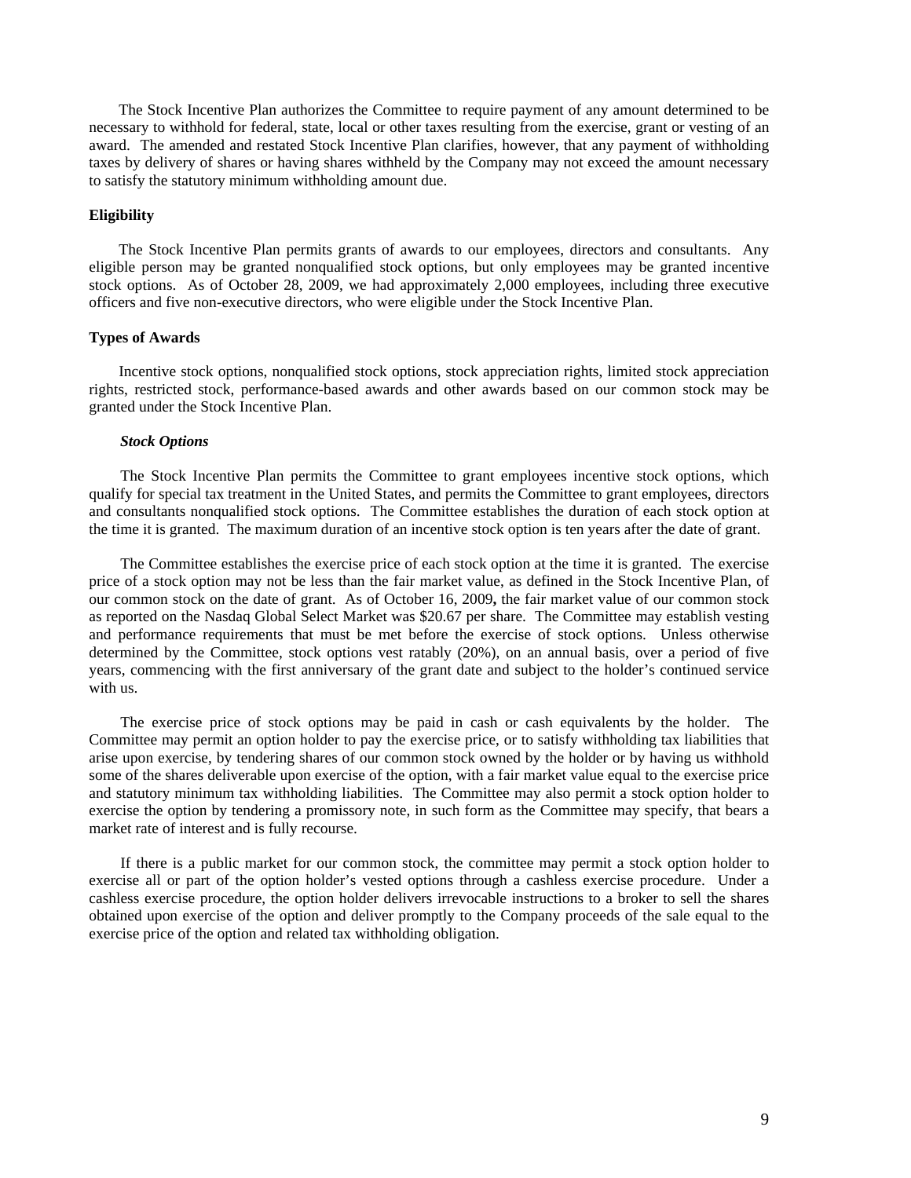The Stock Incentive Plan authorizes the Committee to require payment of any amount determined to be necessary to withhold for federal, state, local or other taxes resulting from the exercise, grant or vesting of an award. The amended and restated Stock Incentive Plan clarifies, however, that any payment of withholding taxes by delivery of shares or having shares withheld by the Company may not exceed the amount necessary to satisfy the statutory minimum withholding amount due.

**Eligibility**

The Stock Incentive Plan permits grants of awards to our employees, directors and consultants. Any eligible person may be granted nonqualified stock options, but only employees may be granted incentive stock options. As of October 28, 2009, we had approximately 2,000 employees, including three executive officers and five non-executive directors, who were eligible under the Stock Incentive Plan.

**Types of Awards**

Incentive stock options, nonqualified stock options, stock appreciation rights, limited stock appreciation rights, restricted stock, performance-based awards and other awards based on our common stock may be granted under the Stock Incentive Plan.

***Stock Options***

The Stock Incentive Plan permits the Committee to grant employees incentive stock options, which qualify for special tax treatment in the United States, and permits the Committee to grant employees, directors and consultants nonqualified stock options. The Committee establishes the duration of each stock option at the time it is granted. The maximum duration of an incentive stock option is ten years after the date of grant.

The Committee establishes the exercise price of each stock option at the time it is granted. The exercise price of a stock option may not be less than the fair market value, as defined in the Stock Incentive Plan, of our common stock on the date of grant. As of October 16, 2009**,** the fair market value of our common stock as reported on the Nasdaq Global Select Market was $20.67 per share. The Committee may establish vesting and performance requirements that must be met before the exercise of stock options. Unless otherwise determined by the Committee, stock options vest ratably (20%), on an annual basis, over a period of five years, commencing with the first anniversary of the grant date and subject to the holder's continued service with us.

The exercise price of stock options may be paid in cash or cash equivalents by the holder. The Committee may permit an option holder to pay the exercise price, or to satisfy withholding tax liabilities that arise upon exercise, by tendering shares of our common stock owned by the holder or by having us withhold some of the shares deliverable upon exercise of the option, with a fair market value equal to the exercise price and statutory minimum tax withholding liabilities. The Committee may also permit a stock option holder to exercise the option by tendering a promissory note, in such form as the Committee may specify, that bears a market rate of interest and is fully recourse.

If there is a public market for our common stock, the committee may permit a stock option holder to exercise all or part of the option holder's vested options through a cashless exercise procedure. Under a cashless exercise procedure, the option holder delivers irrevocable instructions to a broker to sell the shares obtained upon exercise of the option and deliver promptly to the Company proceeds of the sale equal to the exercise price of the option and related tax withholding obligation.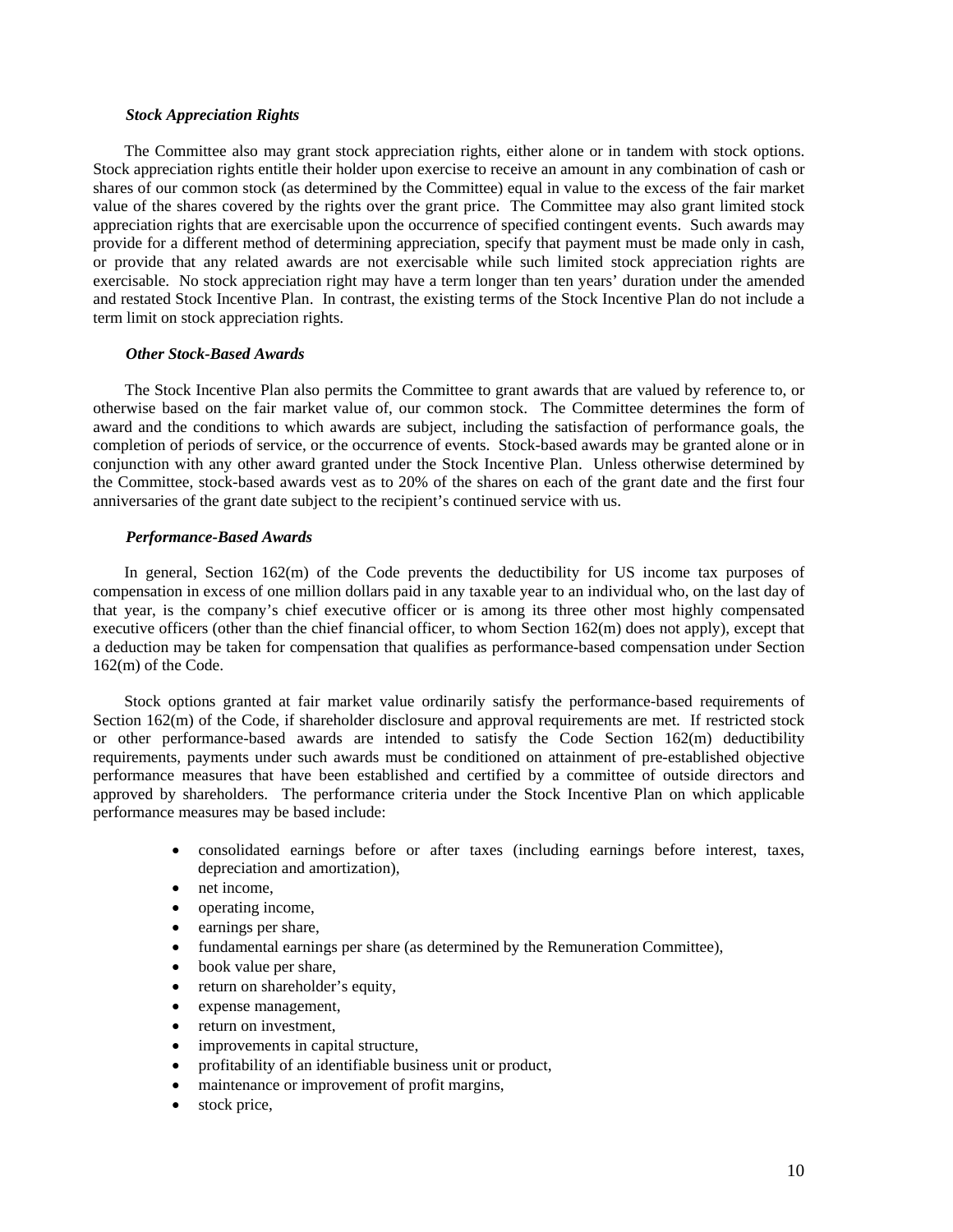### *Stock Appreciation Rights*

The Committee also may grant stock appreciation rights, either alone or in tandem with stock options. Stock appreciation rights entitle their holder upon exercise to receive an amount in any combination of cash or shares of our common stock (as determined by the Committee) equal in value to the excess of the fair market value of the shares covered by the rights over the grant price. The Committee may also grant limited stock appreciation rights that are exercisable upon the occurrence of specified contingent events. Such awards may provide for a different method of determining appreciation, specify that payment must be made only in cash, or provide that any related awards are not exercisable while such limited stock appreciation rights are exercisable. No stock appreciation right may have a term longer than ten years' duration under the amended and restated Stock Incentive Plan. In contrast, the existing terms of the Stock Incentive Plan do not include a term limit on stock appreciation rights.

### *Other Stock-Based Awards*

The Stock Incentive Plan also permits the Committee to grant awards that are valued by reference to, or otherwise based on the fair market value of, our common stock. The Committee determines the form of award and the conditions to which awards are subject, including the satisfaction of performance goals, the completion of periods of service, or the occurrence of events. Stock-based awards may be granted alone or in conjunction with any other award granted under the Stock Incentive Plan. Unless otherwise determined by the Committee, stock-based awards vest as to 20% of the shares on each of the grant date and the first four anniversaries of the grant date subject to the recipient's continued service with us.

### *Performance-Based Awards*

In general, Section 162(m) of the Code prevents the deductibility for US income tax purposes of compensation in excess of one million dollars paid in any taxable year to an individual who, on the last day of that year, is the company's chief executive officer or is among its three other most highly compensated executive officers (other than the chief financial officer, to whom Section 162(m) does not apply), except that a deduction may be taken for compensation that qualifies as performance-based compensation under Section 162(m) of the Code.

Stock options granted at fair market value ordinarily satisfy the performance-based requirements of Section 162(m) of the Code, if shareholder disclosure and approval requirements are met. If restricted stock or other performance-based awards are intended to satisfy the Code Section 162(m) deductibility requirements, payments under such awards must be conditioned on attainment of pre-established objective performance measures that have been established and certified by a committee of outside directors and approved by shareholders. The performance criteria under the Stock Incentive Plan on which applicable performance measures may be based include:

- consolidated earnings before or after taxes (including earnings before interest, taxes, depreciation and amortization),
- net income,
- operating income,
- earnings per share,
- fundamental earnings per share (as determined by the Remuneration Committee),
- book value per share,
- return on shareholder's equity,
- expense management,
- return on investment,
- improvements in capital structure,
- profitability of an identifiable business unit or product,
- maintenance or improvement of profit margins,
- stock price,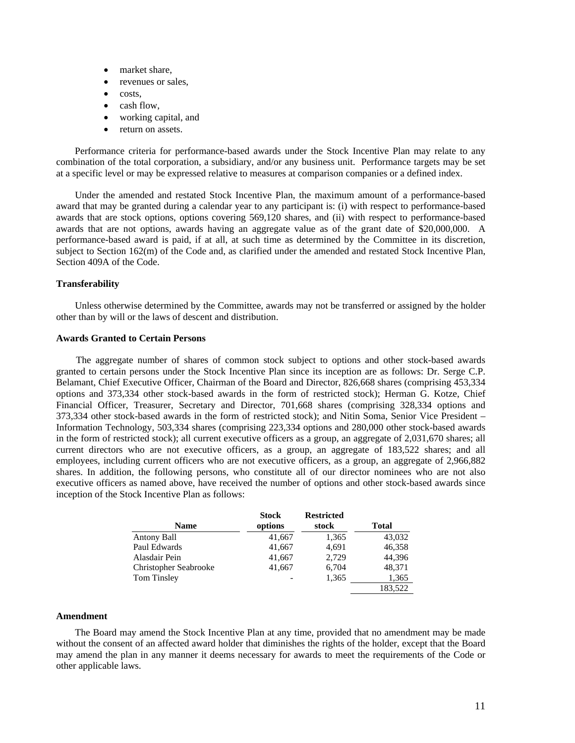- market share,
- revenues or sales,
- costs,
- cash flow,
- working capital, and
- return on assets.

Performance criteria for performance-based awards under the Stock Incentive Plan may relate to any combination of the total corporation, a subsidiary, and/or any business unit. Performance targets may be set at a specific level or may be expressed relative to measures at comparison companies or a defined index.

Under the amended and restated Stock Incentive Plan, the maximum amount of a performance-based award that may be granted during a calendar year to any participant is: (i) with respect to performance-based awards that are stock options, options covering 569,120 shares, and (ii) with respect to performance-based awards that are not options, awards having an aggregate value as of the grant date of $20,000,000. A performance-based award is paid, if at all, at such time as determined by the Committee in its discretion, subject to Section 162(m) of the Code and, as clarified under the amended and restated Stock Incentive Plan, Section 409A of the Code.

**Transferability**

Unless otherwise determined by the Committee, awards may not be transferred or assigned by the holder other than by will or the laws of descent and distribution.

**Awards Granted to Certain Persons**

The aggregate number of shares of common stock subject to options and other stock-based awards granted to certain persons under the Stock Incentive Plan since its inception are as follows: Dr. Serge C.P. Belamant, Chief Executive Officer, Chairman of the Board and Director, 826,668 shares (comprising 453,334 options and 373,334 other stock-based awards in the form of restricted stock); Herman G. Kotze, Chief Financial Officer, Treasurer, Secretary and Director, 701,668 shares (comprising 328,334 options and 373,334 other stock-based awards in the form of restricted stock); and Nitin Soma, Senior Vice President – Information Technology, 503,334 shares (comprising 223,334 options and 280,000 other stock-based awards in the form of restricted stock); all current executive officers as a group, an aggregate of 2,031,670 shares; all current directors who are not executive officers, as a group, an aggregate of 183,522 shares; and all employees, including current officers who are not executive officers, as a group, an aggregate of 2,966,882 shares. In addition, the following persons, who constitute all of our director nominees who are not also executive officers as named above, have received the number of options and other stock-based awards since inception of the Stock Incentive Plan as follows:

| Name | Stock options | Restricted stock | Total |
|---|---|---|---|
| Antony Ball | 41,667 | 1,365 | 43,032 |
| Paul Edwards | 41,667 | 4,691 | 46,358 |
| Alasdair Pein | 41,667 | 2,729 | 44,396 |
| Christopher Seabrooke | 41,667 | 6,704 | 48,371 |
| Tom Tinsley | - | 1,365 | 1,365 |
| | | | 183,522 |

**Amendment**

The Board may amend the Stock Incentive Plan at any time, provided that no amendment may be made without the consent of an affected award holder that diminishes the rights of the holder, except that the Board may amend the plan in any manner it deems necessary for awards to meet the requirements of the Code or other applicable laws.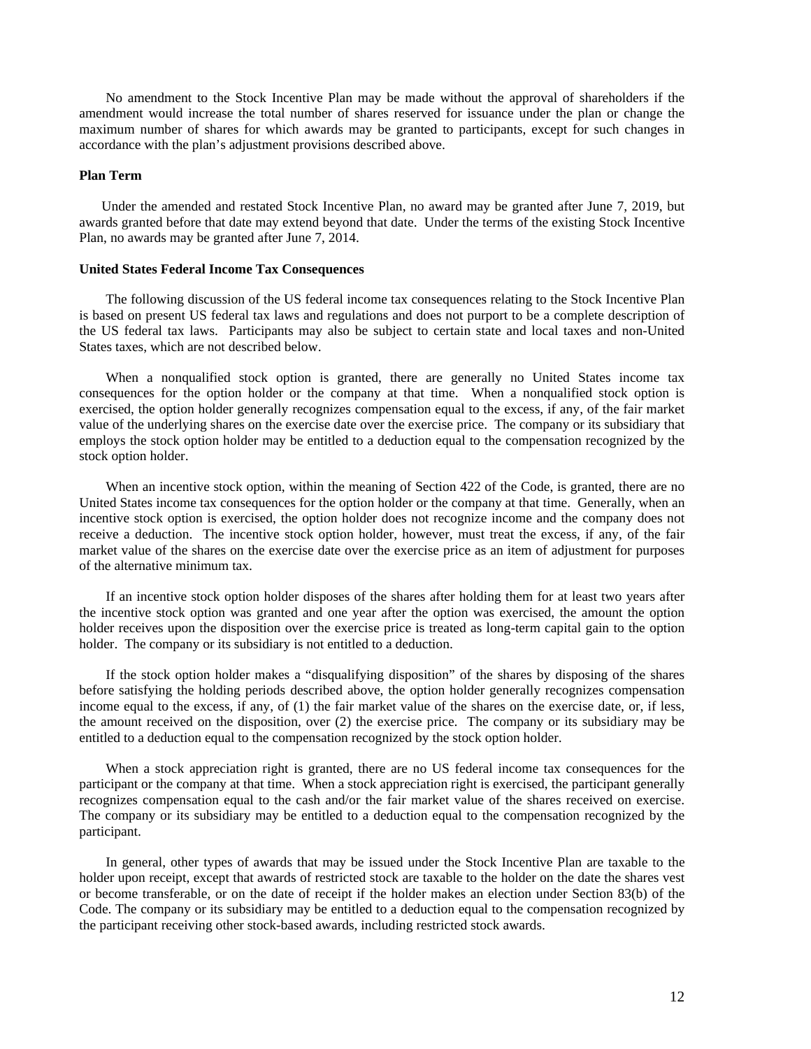No amendment to the Stock Incentive Plan may be made without the approval of shareholders if the amendment would increase the total number of shares reserved for issuance under the plan or change the maximum number of shares for which awards may be granted to participants, except for such changes in accordance with the plan's adjustment provisions described above.

**Plan Term**

Under the amended and restated Stock Incentive Plan, no award may be granted after June 7, 2019, but awards granted before that date may extend beyond that date. Under the terms of the existing Stock Incentive Plan, no awards may be granted after June 7, 2014.

**United States Federal Income Tax Consequences**

The following discussion of the US federal income tax consequences relating to the Stock Incentive Plan is based on present US federal tax laws and regulations and does not purport to be a complete description of the US federal tax laws. Participants may also be subject to certain state and local taxes and non-United States taxes, which are not described below.

When a nonqualified stock option is granted, there are generally no United States income tax consequences for the option holder or the company at that time. When a nonqualified stock option is exercised, the option holder generally recognizes compensation equal to the excess, if any, of the fair market value of the underlying shares on the exercise date over the exercise price. The company or its subsidiary that employs the stock option holder may be entitled to a deduction equal to the compensation recognized by the stock option holder.

When an incentive stock option, within the meaning of Section 422 of the Code, is granted, there are no United States income tax consequences for the option holder or the company at that time. Generally, when an incentive stock option is exercised, the option holder does not recognize income and the company does not receive a deduction. The incentive stock option holder, however, must treat the excess, if any, of the fair market value of the shares on the exercise date over the exercise price as an item of adjustment for purposes of the alternative minimum tax.

If an incentive stock option holder disposes of the shares after holding them for at least two years after the incentive stock option was granted and one year after the option was exercised, the amount the option holder receives upon the disposition over the exercise price is treated as long-term capital gain to the option holder. The company or its subsidiary is not entitled to a deduction.

If the stock option holder makes a "disqualifying disposition" of the shares by disposing of the shares before satisfying the holding periods described above, the option holder generally recognizes compensation income equal to the excess, if any, of (1) the fair market value of the shares on the exercise date, or, if less, the amount received on the disposition, over (2) the exercise price. The company or its subsidiary may be entitled to a deduction equal to the compensation recognized by the stock option holder.

When a stock appreciation right is granted, there are no US federal income tax consequences for the participant or the company at that time. When a stock appreciation right is exercised, the participant generally recognizes compensation equal to the cash and/or the fair market value of the shares received on exercise. The company or its subsidiary may be entitled to a deduction equal to the compensation recognized by the participant.

In general, other types of awards that may be issued under the Stock Incentive Plan are taxable to the holder upon receipt, except that awards of restricted stock are taxable to the holder on the date the shares vest or become transferable, or on the date of receipt if the holder makes an election under Section 83(b) of the Code. The company or its subsidiary may be entitled to a deduction equal to the compensation recognized by the participant receiving other stock-based awards, including restricted stock awards.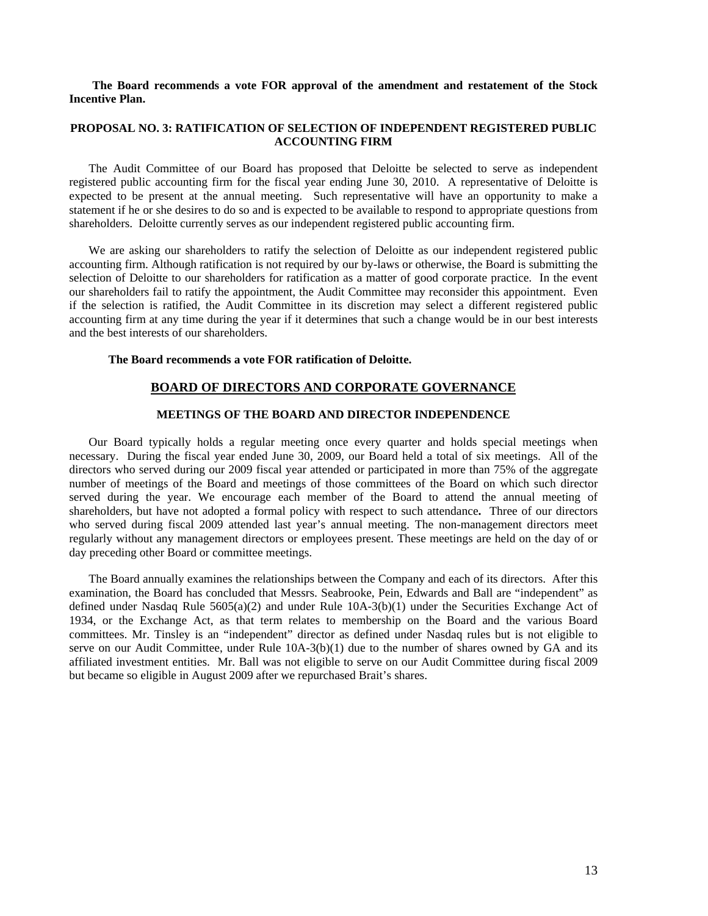**The Board recommends a vote FOR approval of the amendment and restatement of the Stock Incentive Plan.**

## PROPOSAL NO. 3: RATIFICATION OF SELECTION OF INDEPENDENT REGISTERED PUBLIC ACCOUNTING FIRM

The Audit Committee of our Board has proposed that Deloitte be selected to serve as independent registered public accounting firm for the fiscal year ending June 30, 2010. A representative of Deloitte is expected to be present at the annual meeting. Such representative will have an opportunity to make a statement if he or she desires to do so and is expected to be available to respond to appropriate questions from shareholders. Deloitte currently serves as our independent registered public accounting firm.

We are asking our shareholders to ratify the selection of Deloitte as our independent registered public accounting firm. Although ratification is not required by our by-laws or otherwise, the Board is submitting the selection of Deloitte to our shareholders for ratification as a matter of good corporate practice. In the event our shareholders fail to ratify the appointment, the Audit Committee may reconsider this appointment. Even if the selection is ratified, the Audit Committee in its discretion may select a different registered public accounting firm at any time during the year if it determines that such a change would be in our best interests and the best interests of our shareholders.

**The Board recommends a vote FOR ratification of Deloitte.**

# BOARD OF DIRECTORS AND CORPORATE GOVERNANCE

## MEETINGS OF THE BOARD AND DIRECTOR INDEPENDENCE

Our Board typically holds a regular meeting once every quarter and holds special meetings when necessary. During the fiscal year ended June 30, 2009, our Board held a total of six meetings. All of the directors who served during our 2009 fiscal year attended or participated in more than 75% of the aggregate number of meetings of the Board and meetings of those committees of the Board on which such director served during the year. We encourage each member of the Board to attend the annual meeting of shareholders, but have not adopted a formal policy with respect to such attendance**.** Three of our directors who served during fiscal 2009 attended last year's annual meeting. The non-management directors meet regularly without any management directors or employees present. These meetings are held on the day of or day preceding other Board or committee meetings.

The Board annually examines the relationships between the Company and each of its directors. After this examination, the Board has concluded that Messrs. Seabrooke, Pein, Edwards and Ball are "independent" as defined under Nasdaq Rule 5605(a)(2) and under Rule 10A-3(b)(1) under the Securities Exchange Act of 1934, or the Exchange Act, as that term relates to membership on the Board and the various Board committees. Mr. Tinsley is an "independent" director as defined under Nasdaq rules but is not eligible to serve on our Audit Committee, under Rule 10A-3(b)(1) due to the number of shares owned by GA and its affiliated investment entities. Mr. Ball was not eligible to serve on our Audit Committee during fiscal 2009 but became so eligible in August 2009 after we repurchased Brait's shares.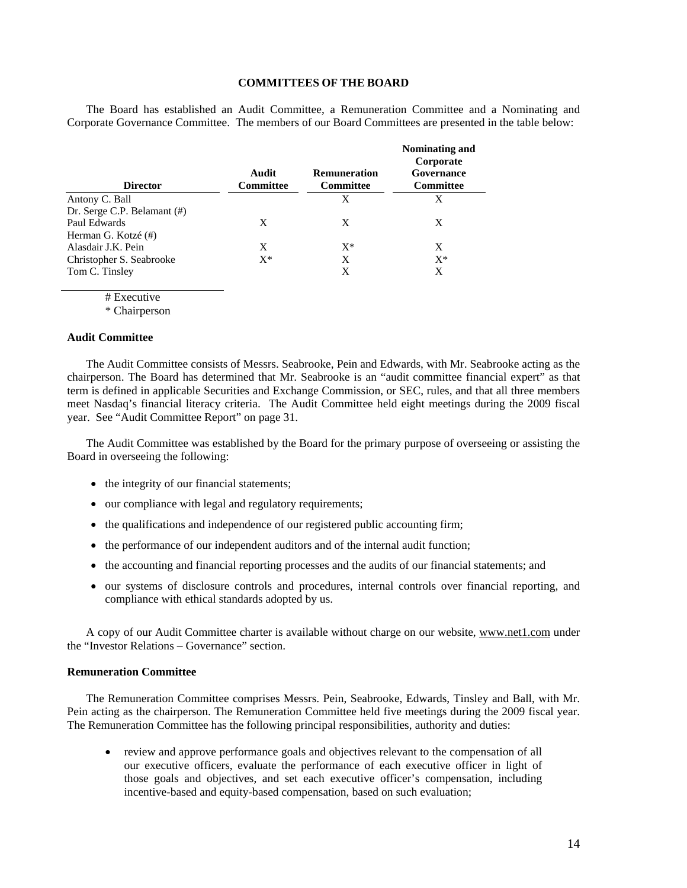## COMMITTEES OF THE BOARD

The Board has established an Audit Committee, a Remuneration Committee and a Nominating and Corporate Governance Committee. The members of our Board Committees are presented in the table below:

| Director | Audit Committee | Remuneration Committee | Nominating and Corporate Governance Committee |
|---|---|---|---|
| Antony C. Ball | | X | X |
| Dr. Serge C.P. Belamant (#) | | | |
| Paul Edwards | X | X | X |
| Herman G. Kotzé (#) | | | |
| Alasdair J.K. Pein | X | X* | X |
| Christopher S. Seabrooke | X* | X | X* |
| Tom C. Tinsley | | X | X |

# Executive
* Chairperson

### Audit Committee

The Audit Committee consists of Messrs. Seabrooke, Pein and Edwards, with Mr. Seabrooke acting as the chairperson. The Board has determined that Mr. Seabrooke is an "audit committee financial expert" as that term is defined in applicable Securities and Exchange Commission, or SEC, rules, and that all three members meet Nasdaq's financial literacy criteria. The Audit Committee held eight meetings during the 2009 fiscal year. See "Audit Committee Report" on page 31.

The Audit Committee was established by the Board for the primary purpose of overseeing or assisting the Board in overseeing the following:

- the integrity of our financial statements;
- our compliance with legal and regulatory requirements;
- the qualifications and independence of our registered public accounting firm;
- the performance of our independent auditors and of the internal audit function;
- the accounting and financial reporting processes and the audits of our financial statements; and
- our systems of disclosure controls and procedures, internal controls over financial reporting, and compliance with ethical standards adopted by us.

A copy of our Audit Committee charter is available without charge on our website, www.net1.com under the "Investor Relations – Governance" section.

### Remuneration Committee

The Remuneration Committee comprises Messrs. Pein, Seabrooke, Edwards, Tinsley and Ball, with Mr. Pein acting as the chairperson. The Remuneration Committee held five meetings during the 2009 fiscal year. The Remuneration Committee has the following principal responsibilities, authority and duties:

- review and approve performance goals and objectives relevant to the compensation of all our executive officers, evaluate the performance of each executive officer in light of those goals and objectives, and set each executive officer's compensation, including incentive-based and equity-based compensation, based on such evaluation;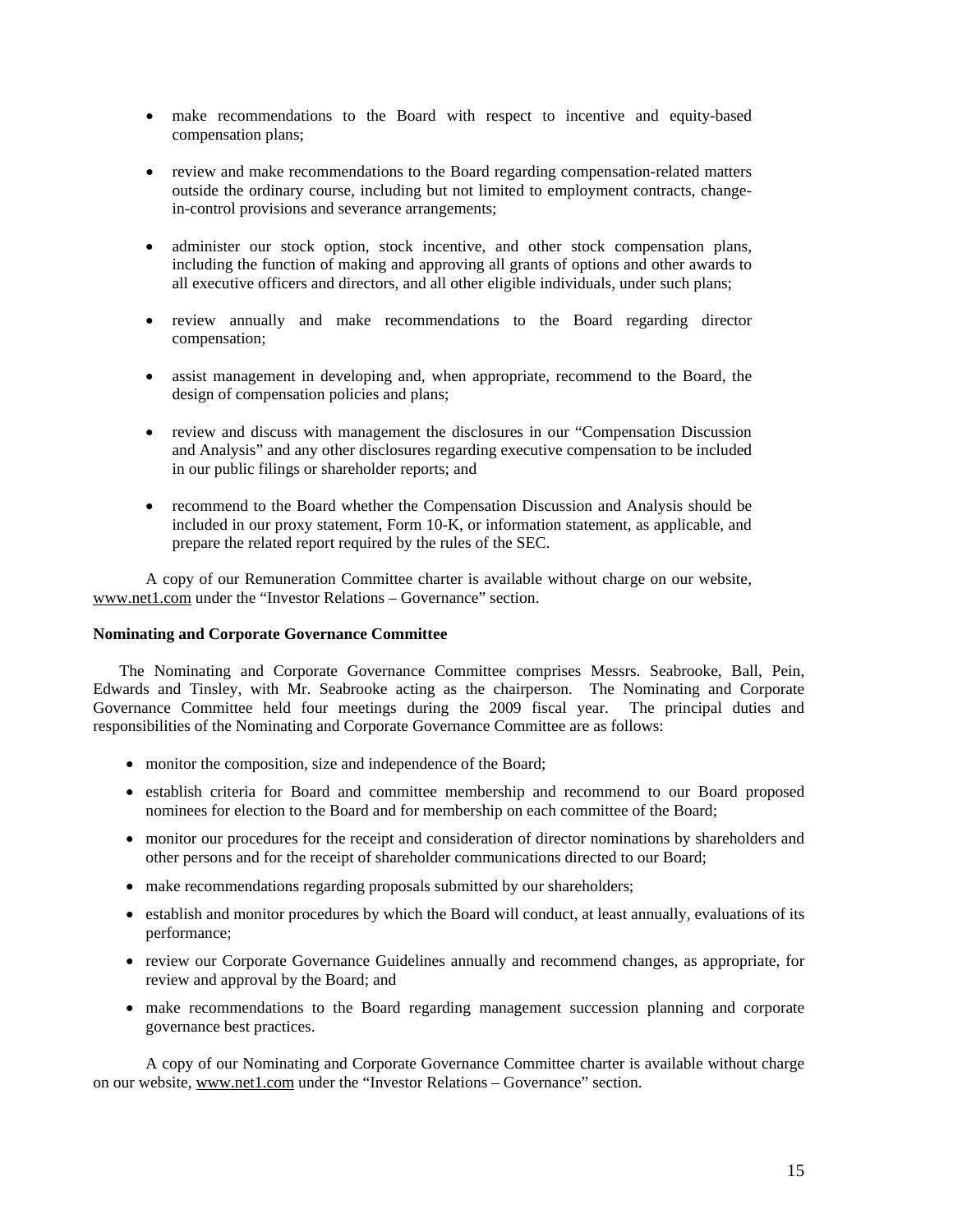- make recommendations to the Board with respect to incentive and equity-based compensation plans;
- review and make recommendations to the Board regarding compensation-related matters outside the ordinary course, including but not limited to employment contracts, change-in-control provisions and severance arrangements;
- administer our stock option, stock incentive, and other stock compensation plans, including the function of making and approving all grants of options and other awards to all executive officers and directors, and all other eligible individuals, under such plans;
- review annually and make recommendations to the Board regarding director compensation;
- assist management in developing and, when appropriate, recommend to the Board, the design of compensation policies and plans;
- review and discuss with management the disclosures in our "Compensation Discussion and Analysis" and any other disclosures regarding executive compensation to be included in our public filings or shareholder reports; and
- recommend to the Board whether the Compensation Discussion and Analysis should be included in our proxy statement, Form 10-K, or information statement, as applicable, and prepare the related report required by the rules of the SEC.

A copy of our Remuneration Committee charter is available without charge on our website, www.net1.com under the "Investor Relations – Governance" section.

**Nominating and Corporate Governance Committee**

The Nominating and Corporate Governance Committee comprises Messrs. Seabrooke, Ball, Pein, Edwards and Tinsley, with Mr. Seabrooke acting as the chairperson. The Nominating and Corporate Governance Committee held four meetings during the 2009 fiscal year. The principal duties and responsibilities of the Nominating and Corporate Governance Committee are as follows:

- monitor the composition, size and independence of the Board;
- establish criteria for Board and committee membership and recommend to our Board proposed nominees for election to the Board and for membership on each committee of the Board;
- monitor our procedures for the receipt and consideration of director nominations by shareholders and other persons and for the receipt of shareholder communications directed to our Board;
- make recommendations regarding proposals submitted by our shareholders;
- establish and monitor procedures by which the Board will conduct, at least annually, evaluations of its performance;
- review our Corporate Governance Guidelines annually and recommend changes, as appropriate, for review and approval by the Board; and
- make recommendations to the Board regarding management succession planning and corporate governance best practices.

A copy of our Nominating and Corporate Governance Committee charter is available without charge on our website, www.net1.com under the "Investor Relations – Governance" section.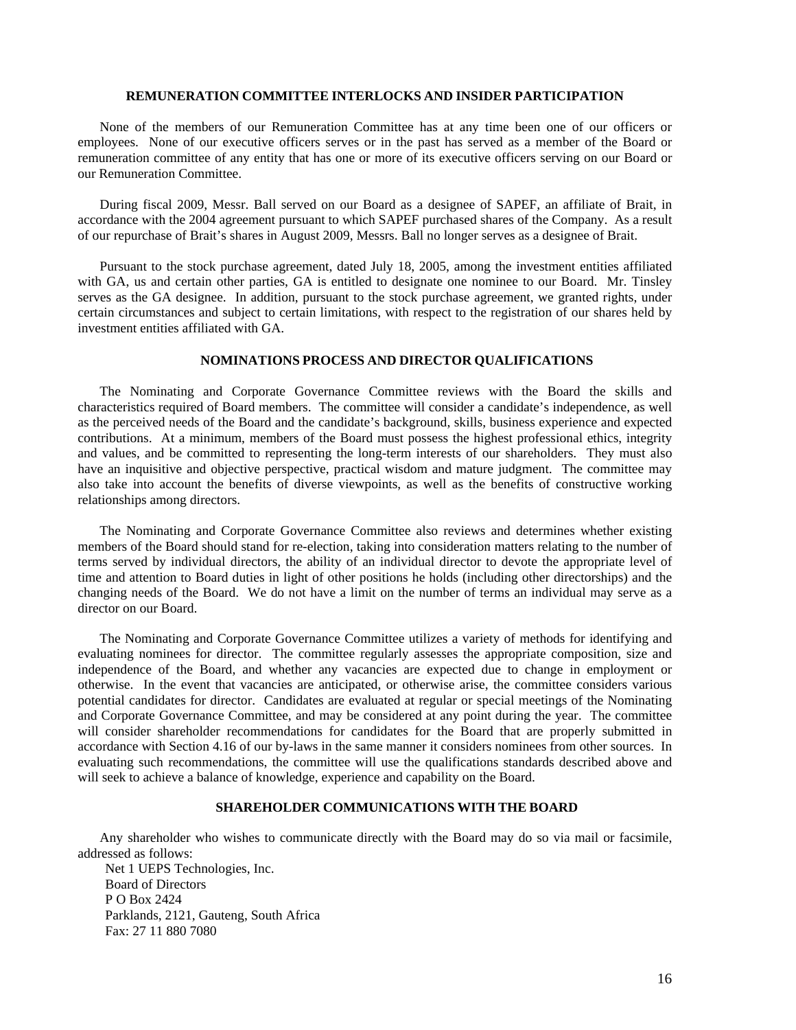## REMUNERATION COMMITTEE INTERLOCKS AND INSIDER PARTICIPATION

None of the members of our Remuneration Committee has at any time been one of our officers or employees. None of our executive officers serves or in the past has served as a member of the Board or remuneration committee of any entity that has one or more of its executive officers serving on our Board or our Remuneration Committee.

During fiscal 2009, Messr. Ball served on our Board as a designee of SAPEF, an affiliate of Brait, in accordance with the 2004 agreement pursuant to which SAPEF purchased shares of the Company. As a result of our repurchase of Brait's shares in August 2009, Messrs. Ball no longer serves as a designee of Brait.

Pursuant to the stock purchase agreement, dated July 18, 2005, among the investment entities affiliated with GA, us and certain other parties, GA is entitled to designate one nominee to our Board. Mr. Tinsley serves as the GA designee. In addition, pursuant to the stock purchase agreement, we granted rights, under certain circumstances and subject to certain limitations, with respect to the registration of our shares held by investment entities affiliated with GA.

## NOMINATIONS PROCESS AND DIRECTOR QUALIFICATIONS

The Nominating and Corporate Governance Committee reviews with the Board the skills and characteristics required of Board members. The committee will consider a candidate's independence, as well as the perceived needs of the Board and the candidate's background, skills, business experience and expected contributions. At a minimum, members of the Board must possess the highest professional ethics, integrity and values, and be committed to representing the long-term interests of our shareholders. They must also have an inquisitive and objective perspective, practical wisdom and mature judgment. The committee may also take into account the benefits of diverse viewpoints, as well as the benefits of constructive working relationships among directors.

The Nominating and Corporate Governance Committee also reviews and determines whether existing members of the Board should stand for re-election, taking into consideration matters relating to the number of terms served by individual directors, the ability of an individual director to devote the appropriate level of time and attention to Board duties in light of other positions he holds (including other directorships) and the changing needs of the Board. We do not have a limit on the number of terms an individual may serve as a director on our Board.

The Nominating and Corporate Governance Committee utilizes a variety of methods for identifying and evaluating nominees for director. The committee regularly assesses the appropriate composition, size and independence of the Board, and whether any vacancies are expected due to change in employment or otherwise. In the event that vacancies are anticipated, or otherwise arise, the committee considers various potential candidates for director. Candidates are evaluated at regular or special meetings of the Nominating and Corporate Governance Committee, and may be considered at any point during the year. The committee will consider shareholder recommendations for candidates for the Board that are properly submitted in accordance with Section 4.16 of our by-laws in the same manner it considers nominees from other sources. In evaluating such recommendations, the committee will use the qualifications standards described above and will seek to achieve a balance of knowledge, experience and capability on the Board.

## SHAREHOLDER COMMUNICATIONS WITH THE BOARD

Any shareholder who wishes to communicate directly with the Board may do so via mail or facsimile, addressed as follows:

Net 1 UEPS Technologies, Inc.
Board of Directors
P O Box 2424
Parklands, 2121, Gauteng, South Africa
Fax: 27 11 880 7080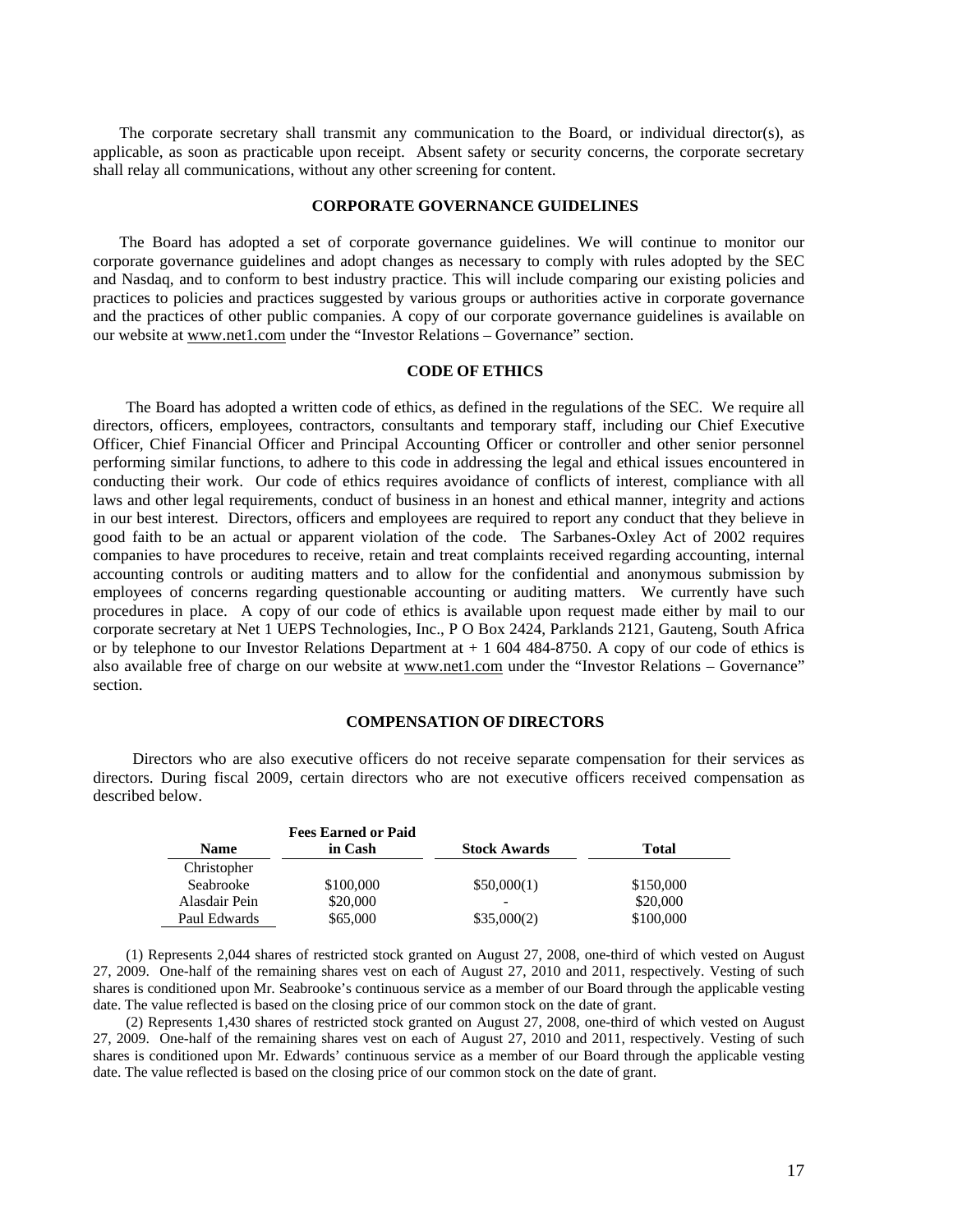The corporate secretary shall transmit any communication to the Board, or individual director(s), as applicable, as soon as practicable upon receipt. Absent safety or security concerns, the corporate secretary shall relay all communications, without any other screening for content.

## CORPORATE GOVERNANCE GUIDELINES

The Board has adopted a set of corporate governance guidelines. We will continue to monitor our corporate governance guidelines and adopt changes as necessary to comply with rules adopted by the SEC and Nasdaq, and to conform to best industry practice. This will include comparing our existing policies and practices to policies and practices suggested by various groups or authorities active in corporate governance and the practices of other public companies. A copy of our corporate governance guidelines is available on our website at www.net1.com under the "Investor Relations – Governance" section.

## CODE OF ETHICS

The Board has adopted a written code of ethics, as defined in the regulations of the SEC. We require all directors, officers, employees, contractors, consultants and temporary staff, including our Chief Executive Officer, Chief Financial Officer and Principal Accounting Officer or controller and other senior personnel performing similar functions, to adhere to this code in addressing the legal and ethical issues encountered in conducting their work. Our code of ethics requires avoidance of conflicts of interest, compliance with all laws and other legal requirements, conduct of business in an honest and ethical manner, integrity and actions in our best interest. Directors, officers and employees are required to report any conduct that they believe in good faith to be an actual or apparent violation of the code. The Sarbanes-Oxley Act of 2002 requires companies to have procedures to receive, retain and treat complaints received regarding accounting, internal accounting controls or auditing matters and to allow for the confidential and anonymous submission by employees of concerns regarding questionable accounting or auditing matters. We currently have such procedures in place. A copy of our code of ethics is available upon request made either by mail to our corporate secretary at Net 1 UEPS Technologies, Inc., P O Box 2424, Parklands 2121, Gauteng, South Africa or by telephone to our Investor Relations Department at + 1 604 484-8750. A copy of our code of ethics is also available free of charge on our website at www.net1.com under the "Investor Relations – Governance" section.

## COMPENSATION OF DIRECTORS

Directors who are also executive officers do not receive separate compensation for their services as directors. During fiscal 2009, certain directors who are not executive officers received compensation as described below.

| Name | Fees Earned or Paid in Cash | Stock Awards | Total |
|---|---|---|---|
| Christopher Seabrooke | $100,000 | $50,000(1) | $150,000 |
| Alasdair Pein | $20,000 | - | $20,000 |
| Paul Edwards | $65,000 | $35,000(2) | $100,000 |

(1) Represents 2,044 shares of restricted stock granted on August 27, 2008, one-third of which vested on August 27, 2009. One-half of the remaining shares vest on each of August 27, 2010 and 2011, respectively. Vesting of such shares is conditioned upon Mr. Seabrooke's continuous service as a member of our Board through the applicable vesting date. The value reflected is based on the closing price of our common stock on the date of grant.

(2) Represents 1,430 shares of restricted stock granted on August 27, 2008, one-third of which vested on August 27, 2009. One-half of the remaining shares vest on each of August 27, 2010 and 2011, respectively. Vesting of such shares is conditioned upon Mr. Edwards' continuous service as a member of our Board through the applicable vesting date. The value reflected is based on the closing price of our common stock on the date of grant.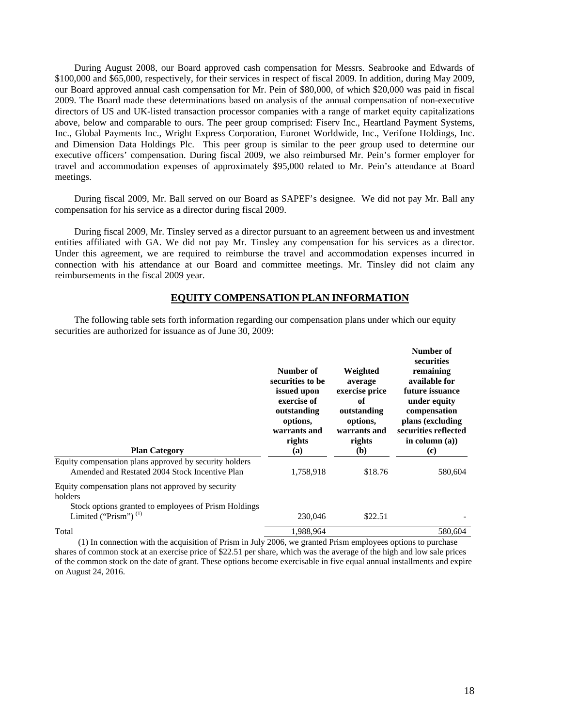During August 2008, our Board approved cash compensation for Messrs. Seabrooke and Edwards of $100,000 and $65,000, respectively, for their services in respect of fiscal 2009. In addition, during May 2009, our Board approved annual cash compensation for Mr. Pein of $80,000, of which $20,000 was paid in fiscal 2009. The Board made these determinations based on analysis of the annual compensation of non-executive directors of US and UK-listed transaction processor companies with a range of market equity capitalizations above, below and comparable to ours. The peer group comprised: Fiserv Inc., Heartland Payment Systems, Inc., Global Payments Inc., Wright Express Corporation, Euronet Worldwide, Inc., Verifone Holdings, Inc. and Dimension Data Holdings Plc. This peer group is similar to the peer group used to determine our executive officers' compensation. During fiscal 2009, we also reimbursed Mr. Pein's former employer for travel and accommodation expenses of approximately $95,000 related to Mr. Pein's attendance at Board meetings.

During fiscal 2009, Mr. Ball served on our Board as SAPEF's designee. We did not pay Mr. Ball any compensation for his service as a director during fiscal 2009.

During fiscal 2009, Mr. Tinsley served as a director pursuant to an agreement between us and investment entities affiliated with GA. We did not pay Mr. Tinsley any compensation for his services as a director. Under this agreement, we are required to reimburse the travel and accommodation expenses incurred in connection with his attendance at our Board and committee meetings. Mr. Tinsley did not claim any reimbursements in the fiscal 2009 year.

## EQUITY COMPENSATION PLAN INFORMATION

The following table sets forth information regarding our compensation plans under which our equity securities are authorized for issuance as of June 30, 2009:

| Plan Category | Number of securities to be issued upon exercise of outstanding options, warrants and rights (a) | Weighted average exercise price of outstanding options, warrants and rights (b) | Number of securities remaining available for future issuance under equity compensation plans (excluding securities reflected in column (a)) (c) |
|---|---|---|---|
| Equity compensation plans approved by security holders | | | |
| Amended and Restated 2004 Stock Incentive Plan | 1,758,918 | $18.76 | 580,604 |
| Equity compensation plans not approved by security holders | | | |
| Stock options granted to employees of Prism Holdings Limited ("Prism") (1) | 230,046 | $22.51 | - |
| Total | 1,988,964 | | 580,604 |

(1) In connection with the acquisition of Prism in July 2006, we granted Prism employees options to purchase shares of common stock at an exercise price of $22.51 per share, which was the average of the high and low sale prices of the common stock on the date of grant. These options become exercisable in five equal annual installments and expire on August 24, 2016.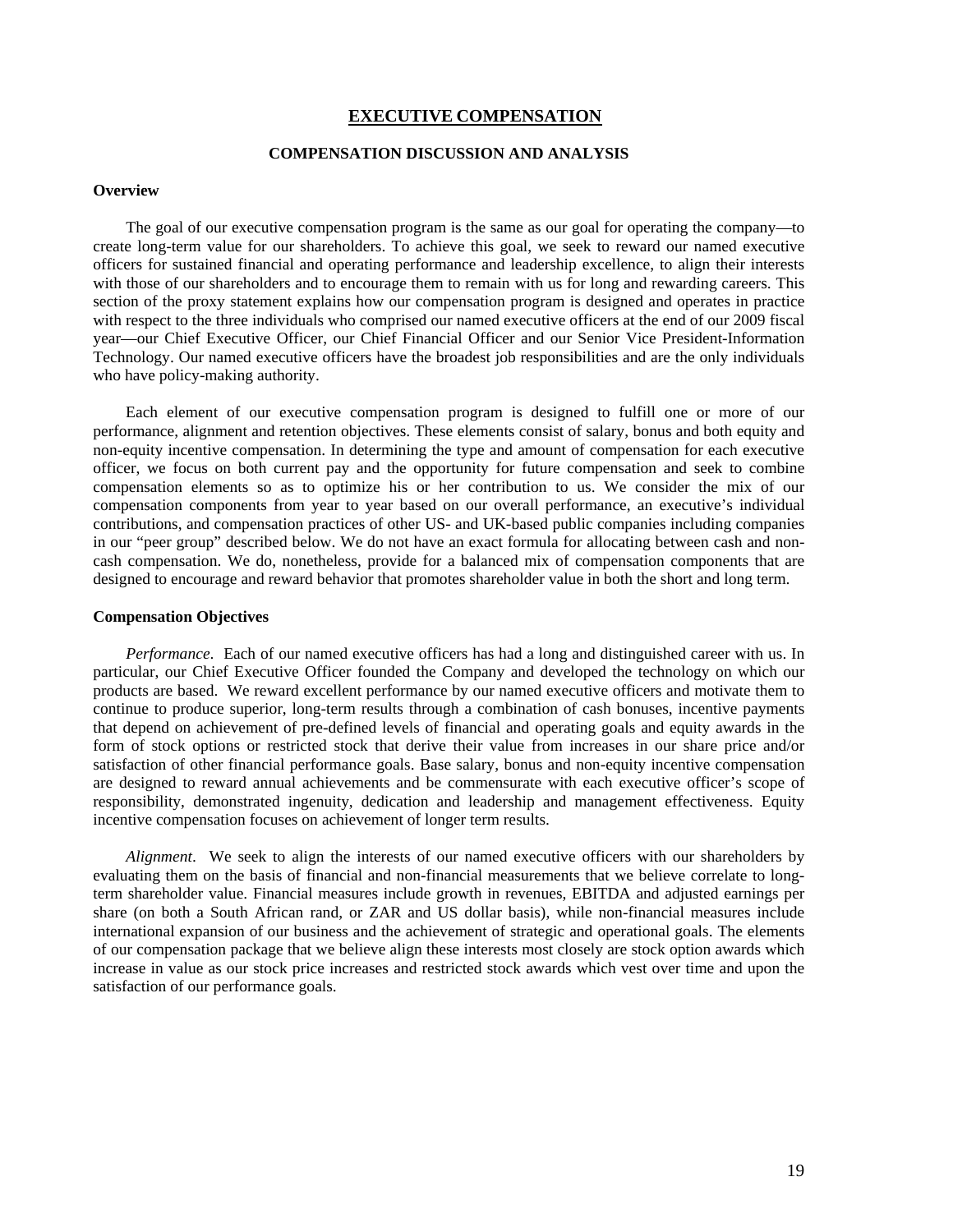# EXECUTIVE COMPENSATION

## COMPENSATION DISCUSSION AND ANALYSIS

### Overview

The goal of our executive compensation program is the same as our goal for operating the company—to create long-term value for our shareholders. To achieve this goal, we seek to reward our named executive officers for sustained financial and operating performance and leadership excellence, to align their interests with those of our shareholders and to encourage them to remain with us for long and rewarding careers. This section of the proxy statement explains how our compensation program is designed and operates in practice with respect to the three individuals who comprised our named executive officers at the end of our 2009 fiscal year—our Chief Executive Officer, our Chief Financial Officer and our Senior Vice President-Information Technology. Our named executive officers have the broadest job responsibilities and are the only individuals who have policy-making authority.

Each element of our executive compensation program is designed to fulfill one or more of our performance, alignment and retention objectives. These elements consist of salary, bonus and both equity and non-equity incentive compensation. In determining the type and amount of compensation for each executive officer, we focus on both current pay and the opportunity for future compensation and seek to combine compensation elements so as to optimize his or her contribution to us. We consider the mix of our compensation components from year to year based on our overall performance, an executive's individual contributions, and compensation practices of other US- and UK-based public companies including companies in our "peer group" described below. We do not have an exact formula for allocating between cash and non-cash compensation. We do, nonetheless, provide for a balanced mix of compensation components that are designed to encourage and reward behavior that promotes shareholder value in both the short and long term.

### Compensation Objectives

*Performance*. Each of our named executive officers has had a long and distinguished career with us. In particular, our Chief Executive Officer founded the Company and developed the technology on which our products are based. We reward excellent performance by our named executive officers and motivate them to continue to produce superior, long-term results through a combination of cash bonuses, incentive payments that depend on achievement of pre-defined levels of financial and operating goals and equity awards in the form of stock options or restricted stock that derive their value from increases in our share price and/or satisfaction of other financial performance goals. Base salary, bonus and non-equity incentive compensation are designed to reward annual achievements and be commensurate with each executive officer's scope of responsibility, demonstrated ingenuity, dedication and leadership and management effectiveness. Equity incentive compensation focuses on achievement of longer term results.

*Alignment*. We seek to align the interests of our named executive officers with our shareholders by evaluating them on the basis of financial and non-financial measurements that we believe correlate to long-term shareholder value. Financial measures include growth in revenues, EBITDA and adjusted earnings per share (on both a South African rand, or ZAR and US dollar basis), while non-financial measures include international expansion of our business and the achievement of strategic and operational goals. The elements of our compensation package that we believe align these interests most closely are stock option awards which increase in value as our stock price increases and restricted stock awards which vest over time and upon the satisfaction of our performance goals.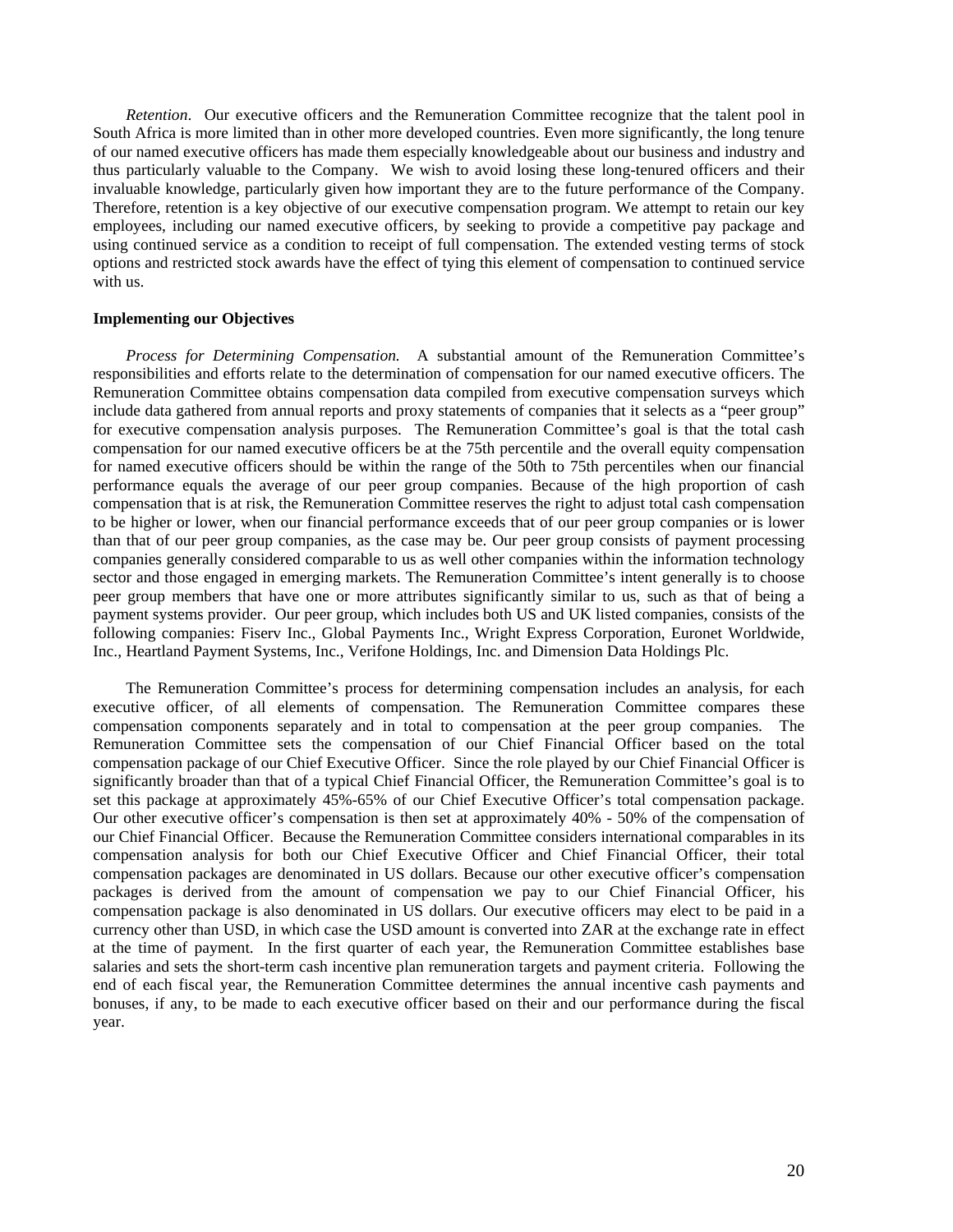*Retention*. Our executive officers and the Remuneration Committee recognize that the talent pool in South Africa is more limited than in other more developed countries. Even more significantly, the long tenure of our named executive officers has made them especially knowledgeable about our business and industry and thus particularly valuable to the Company. We wish to avoid losing these long-tenured officers and their invaluable knowledge, particularly given how important they are to the future performance of the Company. Therefore, retention is a key objective of our executive compensation program. We attempt to retain our key employees, including our named executive officers, by seeking to provide a competitive pay package and using continued service as a condition to receipt of full compensation. The extended vesting terms of stock options and restricted stock awards have the effect of tying this element of compensation to continued service with us.

**Implementing our Objectives**

*Process for Determining Compensation.* A substantial amount of the Remuneration Committee's responsibilities and efforts relate to the determination of compensation for our named executive officers. The Remuneration Committee obtains compensation data compiled from executive compensation surveys which include data gathered from annual reports and proxy statements of companies that it selects as a "peer group" for executive compensation analysis purposes. The Remuneration Committee's goal is that the total cash compensation for our named executive officers be at the 75th percentile and the overall equity compensation for named executive officers should be within the range of the 50th to 75th percentiles when our financial performance equals the average of our peer group companies. Because of the high proportion of cash compensation that is at risk, the Remuneration Committee reserves the right to adjust total cash compensation to be higher or lower, when our financial performance exceeds that of our peer group companies or is lower than that of our peer group companies, as the case may be. Our peer group consists of payment processing companies generally considered comparable to us as well other companies within the information technology sector and those engaged in emerging markets. The Remuneration Committee's intent generally is to choose peer group members that have one or more attributes significantly similar to us, such as that of being a payment systems provider. Our peer group, which includes both US and UK listed companies, consists of the following companies: Fiserv Inc., Global Payments Inc., Wright Express Corporation, Euronet Worldwide, Inc., Heartland Payment Systems, Inc., Verifone Holdings, Inc. and Dimension Data Holdings Plc.

The Remuneration Committee's process for determining compensation includes an analysis, for each executive officer, of all elements of compensation. The Remuneration Committee compares these compensation components separately and in total to compensation at the peer group companies. The Remuneration Committee sets the compensation of our Chief Financial Officer based on the total compensation package of our Chief Executive Officer. Since the role played by our Chief Financial Officer is significantly broader than that of a typical Chief Financial Officer, the Remuneration Committee's goal is to set this package at approximately 45%-65% of our Chief Executive Officer's total compensation package. Our other executive officer's compensation is then set at approximately 40% - 50% of the compensation of our Chief Financial Officer. Because the Remuneration Committee considers international comparables in its compensation analysis for both our Chief Executive Officer and Chief Financial Officer, their total compensation packages are denominated in US dollars. Because our other executive officer's compensation packages is derived from the amount of compensation we pay to our Chief Financial Officer, his compensation package is also denominated in US dollars. Our executive officers may elect to be paid in a currency other than USD, in which case the USD amount is converted into ZAR at the exchange rate in effect at the time of payment. In the first quarter of each year, the Remuneration Committee establishes base salaries and sets the short-term cash incentive plan remuneration targets and payment criteria. Following the end of each fiscal year, the Remuneration Committee determines the annual incentive cash payments and bonuses, if any, to be made to each executive officer based on their and our performance during the fiscal year.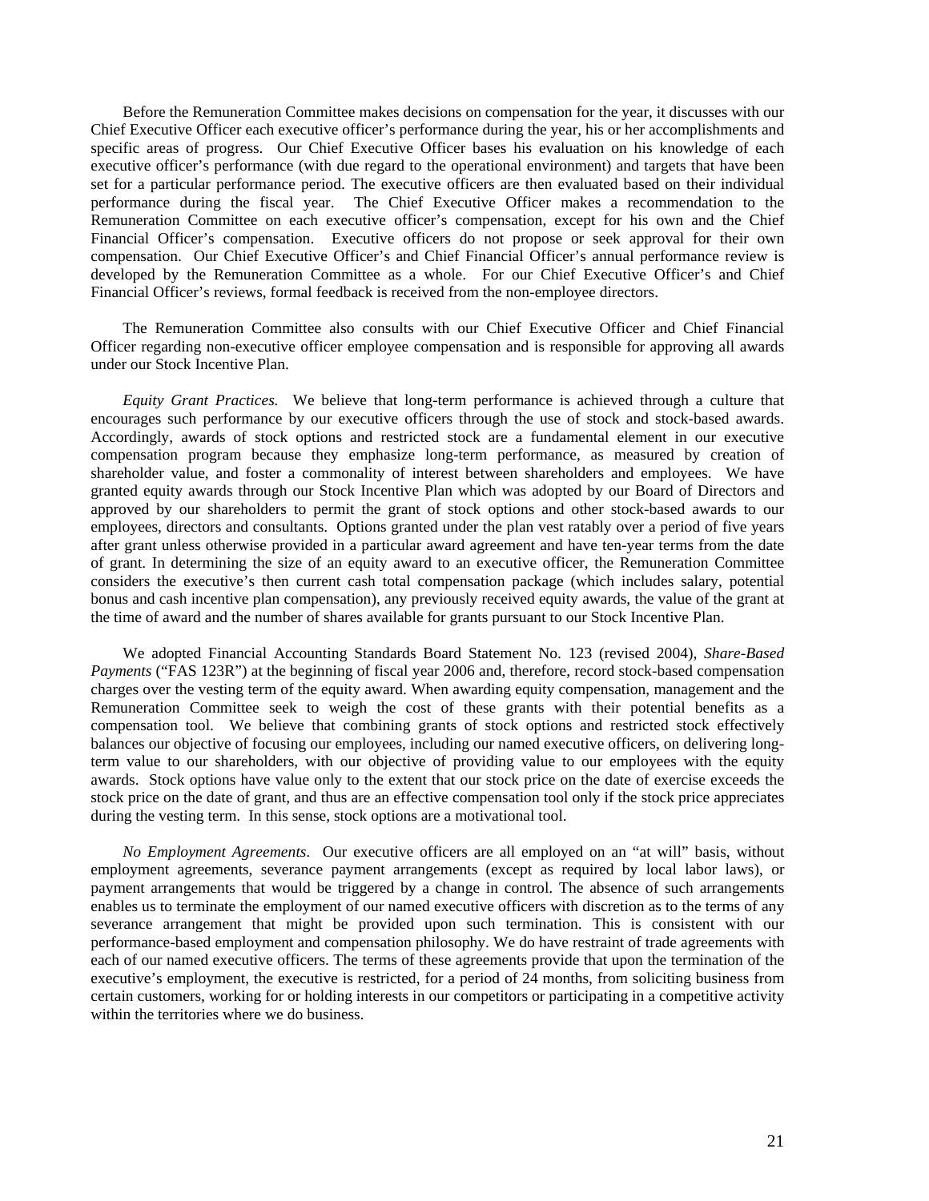Before the Remuneration Committee makes decisions on compensation for the year, it discusses with our Chief Executive Officer each executive officer's performance during the year, his or her accomplishments and specific areas of progress. Our Chief Executive Officer bases his evaluation on his knowledge of each executive officer's performance (with due regard to the operational environment) and targets that have been set for a particular performance period. The executive officers are then evaluated based on their individual performance during the fiscal year. The Chief Executive Officer makes a recommendation to the Remuneration Committee on each executive officer's compensation, except for his own and the Chief Financial Officer's compensation. Executive officers do not propose or seek approval for their own compensation. Our Chief Executive Officer's and Chief Financial Officer's annual performance review is developed by the Remuneration Committee as a whole. For our Chief Executive Officer's and Chief Financial Officer's reviews, formal feedback is received from the non-employee directors.

The Remuneration Committee also consults with our Chief Executive Officer and Chief Financial Officer regarding non-executive officer employee compensation and is responsible for approving all awards under our Stock Incentive Plan.

*Equity Grant Practices.* We believe that long-term performance is achieved through a culture that encourages such performance by our executive officers through the use of stock and stock-based awards. Accordingly, awards of stock options and restricted stock are a fundamental element in our executive compensation program because they emphasize long-term performance, as measured by creation of shareholder value, and foster a commonality of interest between shareholders and employees. We have granted equity awards through our Stock Incentive Plan which was adopted by our Board of Directors and approved by our shareholders to permit the grant of stock options and other stock-based awards to our employees, directors and consultants. Options granted under the plan vest ratably over a period of five years after grant unless otherwise provided in a particular award agreement and have ten-year terms from the date of grant. In determining the size of an equity award to an executive officer, the Remuneration Committee considers the executive's then current cash total compensation package (which includes salary, potential bonus and cash incentive plan compensation), any previously received equity awards, the value of the grant at the time of award and the number of shares available for grants pursuant to our Stock Incentive Plan.

We adopted Financial Accounting Standards Board Statement No. 123 (revised 2004), *Share-Based Payments* ("FAS 123R") at the beginning of fiscal year 2006 and, therefore, record stock-based compensation charges over the vesting term of the equity award. When awarding equity compensation, management and the Remuneration Committee seek to weigh the cost of these grants with their potential benefits as a compensation tool. We believe that combining grants of stock options and restricted stock effectively balances our objective of focusing our employees, including our named executive officers, on delivering long-term value to our shareholders, with our objective of providing value to our employees with the equity awards. Stock options have value only to the extent that our stock price on the date of exercise exceeds the stock price on the date of grant, and thus are an effective compensation tool only if the stock price appreciates during the vesting term. In this sense, stock options are a motivational tool.

*No Employment Agreements.* Our executive officers are all employed on an "at will" basis, without employment agreements, severance payment arrangements (except as required by local labor laws), or payment arrangements that would be triggered by a change in control. The absence of such arrangements enables us to terminate the employment of our named executive officers with discretion as to the terms of any severance arrangement that might be provided upon such termination. This is consistent with our performance-based employment and compensation philosophy. We do have restraint of trade agreements with each of our named executive officers. The terms of these agreements provide that upon the termination of the executive's employment, the executive is restricted, for a period of 24 months, from soliciting business from certain customers, working for or holding interests in our competitors or participating in a competitive activity within the territories where we do business.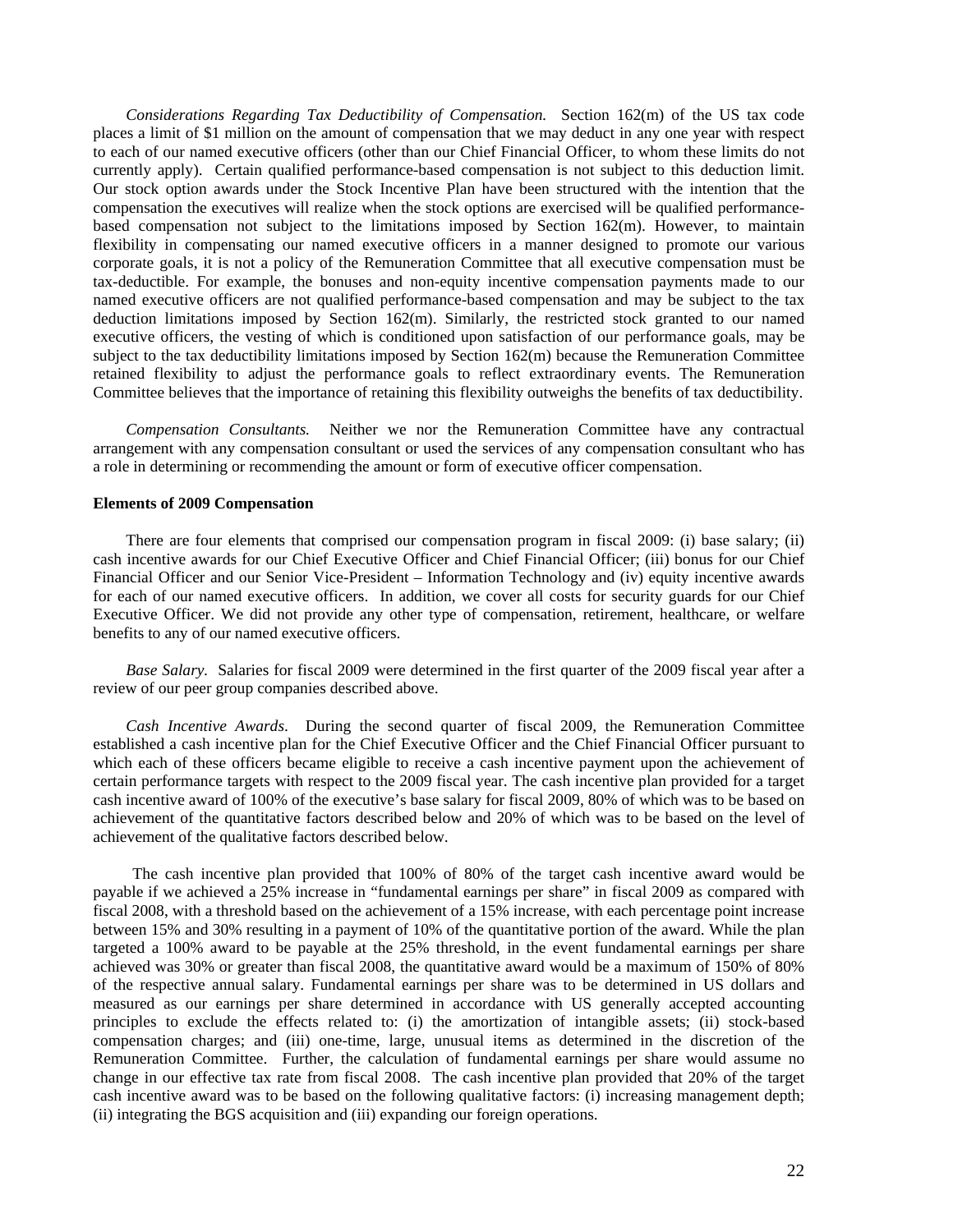*Considerations Regarding Tax Deductibility of Compensation.* Section 162(m) of the US tax code places a limit of $1 million on the amount of compensation that we may deduct in any one year with respect to each of our named executive officers (other than our Chief Financial Officer, to whom these limits do not currently apply). Certain qualified performance-based compensation is not subject to this deduction limit. Our stock option awards under the Stock Incentive Plan have been structured with the intention that the compensation the executives will realize when the stock options are exercised will be qualified performance-based compensation not subject to the limitations imposed by Section 162(m). However, to maintain flexibility in compensating our named executive officers in a manner designed to promote our various corporate goals, it is not a policy of the Remuneration Committee that all executive compensation must be tax-deductible. For example, the bonuses and non-equity incentive compensation payments made to our named executive officers are not qualified performance-based compensation and may be subject to the tax deduction limitations imposed by Section 162(m). Similarly, the restricted stock granted to our named executive officers, the vesting of which is conditioned upon satisfaction of our performance goals, may be subject to the tax deductibility limitations imposed by Section 162(m) because the Remuneration Committee retained flexibility to adjust the performance goals to reflect extraordinary events. The Remuneration Committee believes that the importance of retaining this flexibility outweighs the benefits of tax deductibility.

*Compensation Consultants.* Neither we nor the Remuneration Committee have any contractual arrangement with any compensation consultant or used the services of any compensation consultant who has a role in determining or recommending the amount or form of executive officer compensation.

**Elements of 2009 Compensation**

There are four elements that comprised our compensation program in fiscal 2009: (i) base salary; (ii) cash incentive awards for our Chief Executive Officer and Chief Financial Officer; (iii) bonus for our Chief Financial Officer and our Senior Vice-President – Information Technology and (iv) equity incentive awards for each of our named executive officers. In addition, we cover all costs for security guards for our Chief Executive Officer. We did not provide any other type of compensation, retirement, healthcare, or welfare benefits to any of our named executive officers.

*Base Salary.* Salaries for fiscal 2009 were determined in the first quarter of the 2009 fiscal year after a review of our peer group companies described above.

*Cash Incentive Awards*. During the second quarter of fiscal 2009, the Remuneration Committee established a cash incentive plan for the Chief Executive Officer and the Chief Financial Officer pursuant to which each of these officers became eligible to receive a cash incentive payment upon the achievement of certain performance targets with respect to the 2009 fiscal year. The cash incentive plan provided for a target cash incentive award of 100% of the executive's base salary for fiscal 2009, 80% of which was to be based on achievement of the quantitative factors described below and 20% of which was to be based on the level of achievement of the qualitative factors described below.

The cash incentive plan provided that 100% of 80% of the target cash incentive award would be payable if we achieved a 25% increase in "fundamental earnings per share" in fiscal 2009 as compared with fiscal 2008, with a threshold based on the achievement of a 15% increase, with each percentage point increase between 15% and 30% resulting in a payment of 10% of the quantitative portion of the award. While the plan targeted a 100% award to be payable at the 25% threshold, in the event fundamental earnings per share achieved was 30% or greater than fiscal 2008, the quantitative award would be a maximum of 150% of 80% of the respective annual salary. Fundamental earnings per share was to be determined in US dollars and measured as our earnings per share determined in accordance with US generally accepted accounting principles to exclude the effects related to: (i) the amortization of intangible assets; (ii) stock-based compensation charges; and (iii) one-time, large, unusual items as determined in the discretion of the Remuneration Committee. Further, the calculation of fundamental earnings per share would assume no change in our effective tax rate from fiscal 2008. The cash incentive plan provided that 20% of the target cash incentive award was to be based on the following qualitative factors: (i) increasing management depth; (ii) integrating the BGS acquisition and (iii) expanding our foreign operations.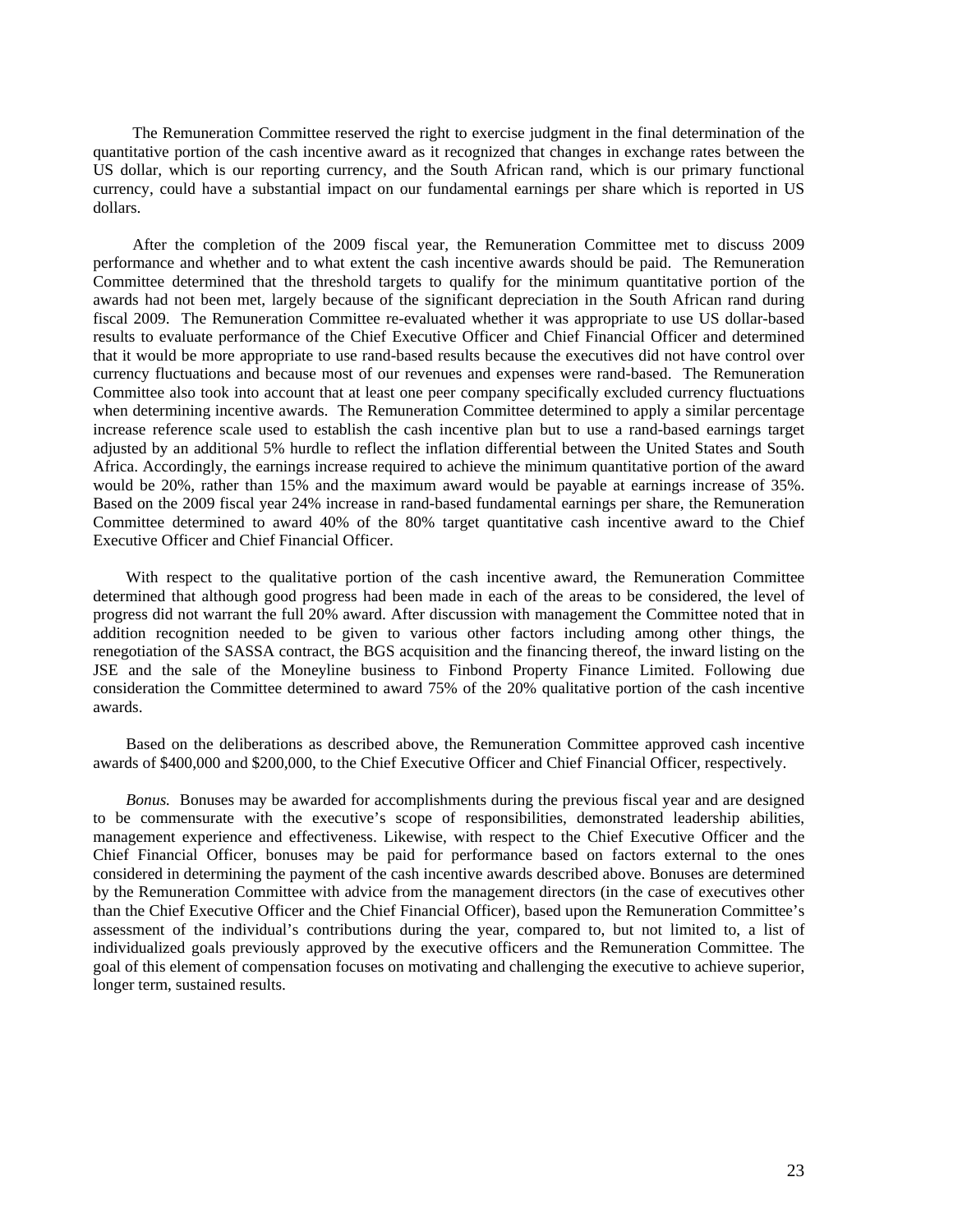The Remuneration Committee reserved the right to exercise judgment in the final determination of the quantitative portion of the cash incentive award as it recognized that changes in exchange rates between the US dollar, which is our reporting currency, and the South African rand, which is our primary functional currency, could have a substantial impact on our fundamental earnings per share which is reported in US dollars.

After the completion of the 2009 fiscal year, the Remuneration Committee met to discuss 2009 performance and whether and to what extent the cash incentive awards should be paid. The Remuneration Committee determined that the threshold targets to qualify for the minimum quantitative portion of the awards had not been met, largely because of the significant depreciation in the South African rand during fiscal 2009. The Remuneration Committee re-evaluated whether it was appropriate to use US dollar-based results to evaluate performance of the Chief Executive Officer and Chief Financial Officer and determined that it would be more appropriate to use rand-based results because the executives did not have control over currency fluctuations and because most of our revenues and expenses were rand-based. The Remuneration Committee also took into account that at least one peer company specifically excluded currency fluctuations when determining incentive awards. The Remuneration Committee determined to apply a similar percentage increase reference scale used to establish the cash incentive plan but to use a rand-based earnings target adjusted by an additional 5% hurdle to reflect the inflation differential between the United States and South Africa. Accordingly, the earnings increase required to achieve the minimum quantitative portion of the award would be 20%, rather than 15% and the maximum award would be payable at earnings increase of 35%. Based on the 2009 fiscal year 24% increase in rand-based fundamental earnings per share, the Remuneration Committee determined to award 40% of the 80% target quantitative cash incentive award to the Chief Executive Officer and Chief Financial Officer.

With respect to the qualitative portion of the cash incentive award, the Remuneration Committee determined that although good progress had been made in each of the areas to be considered, the level of progress did not warrant the full 20% award. After discussion with management the Committee noted that in addition recognition needed to be given to various other factors including among other things, the renegotiation of the SASSA contract, the BGS acquisition and the financing thereof, the inward listing on the JSE and the sale of the Moneyline business to Finbond Property Finance Limited. Following due consideration the Committee determined to award 75% of the 20% qualitative portion of the cash incentive awards.

Based on the deliberations as described above, the Remuneration Committee approved cash incentive awards of $400,000 and $200,000, to the Chief Executive Officer and Chief Financial Officer, respectively.

*Bonus.* Bonuses may be awarded for accomplishments during the previous fiscal year and are designed to be commensurate with the executive's scope of responsibilities, demonstrated leadership abilities, management experience and effectiveness. Likewise, with respect to the Chief Executive Officer and the Chief Financial Officer, bonuses may be paid for performance based on factors external to the ones considered in determining the payment of the cash incentive awards described above. Bonuses are determined by the Remuneration Committee with advice from the management directors (in the case of executives other than the Chief Executive Officer and the Chief Financial Officer), based upon the Remuneration Committee's assessment of the individual's contributions during the year, compared to, but not limited to, a list of individualized goals previously approved by the executive officers and the Remuneration Committee. The goal of this element of compensation focuses on motivating and challenging the executive to achieve superior, longer term, sustained results.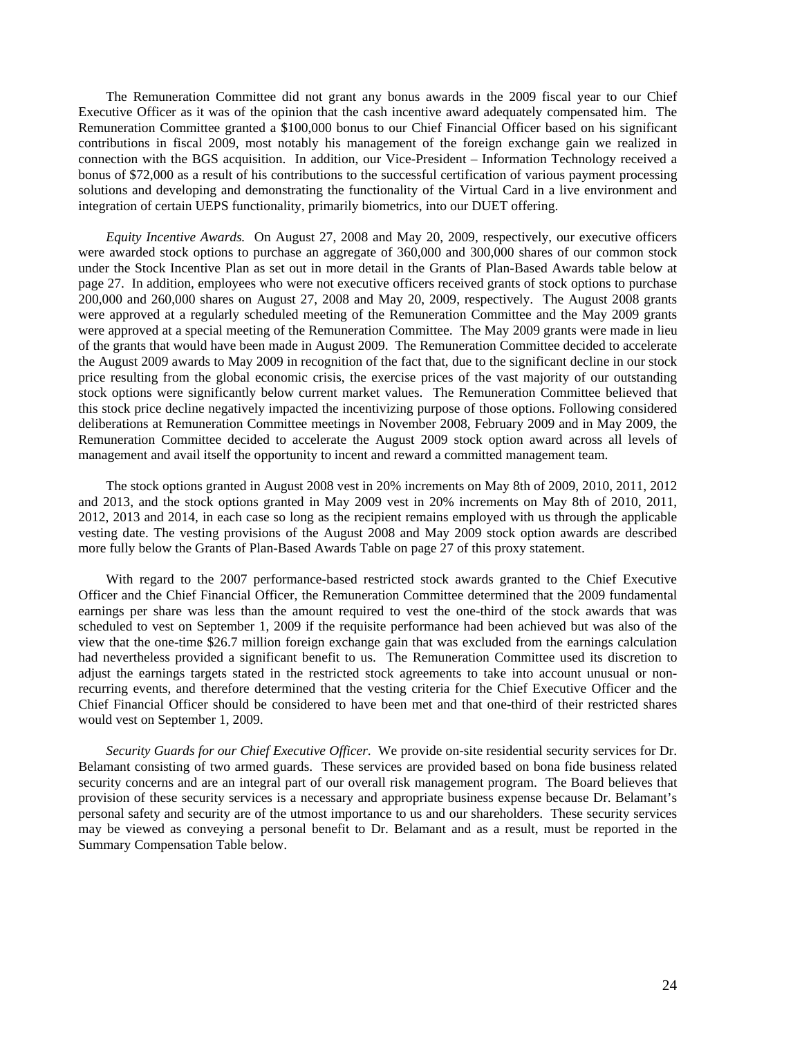The Remuneration Committee did not grant any bonus awards in the 2009 fiscal year to our Chief Executive Officer as it was of the opinion that the cash incentive award adequately compensated him. The Remuneration Committee granted a $100,000 bonus to our Chief Financial Officer based on his significant contributions in fiscal 2009, most notably his management of the foreign exchange gain we realized in connection with the BGS acquisition. In addition, our Vice-President – Information Technology received a bonus of $72,000 as a result of his contributions to the successful certification of various payment processing solutions and developing and demonstrating the functionality of the Virtual Card in a live environment and integration of certain UEPS functionality, primarily biometrics, into our DUET offering.

*Equity Incentive Awards.* On August 27, 2008 and May 20, 2009, respectively, our executive officers were awarded stock options to purchase an aggregate of 360,000 and 300,000 shares of our common stock under the Stock Incentive Plan as set out in more detail in the Grants of Plan-Based Awards table below at page 27. In addition, employees who were not executive officers received grants of stock options to purchase 200,000 and 260,000 shares on August 27, 2008 and May 20, 2009, respectively. The August 2008 grants were approved at a regularly scheduled meeting of the Remuneration Committee and the May 2009 grants were approved at a special meeting of the Remuneration Committee. The May 2009 grants were made in lieu of the grants that would have been made in August 2009. The Remuneration Committee decided to accelerate the August 2009 awards to May 2009 in recognition of the fact that, due to the significant decline in our stock price resulting from the global economic crisis, the exercise prices of the vast majority of our outstanding stock options were significantly below current market values. The Remuneration Committee believed that this stock price decline negatively impacted the incentivizing purpose of those options. Following considered deliberations at Remuneration Committee meetings in November 2008, February 2009 and in May 2009, the Remuneration Committee decided to accelerate the August 2009 stock option award across all levels of management and avail itself the opportunity to incent and reward a committed management team.

The stock options granted in August 2008 vest in 20% increments on May 8th of 2009, 2010, 2011, 2012 and 2013, and the stock options granted in May 2009 vest in 20% increments on May 8th of 2010, 2011, 2012, 2013 and 2014, in each case so long as the recipient remains employed with us through the applicable vesting date. The vesting provisions of the August 2008 and May 2009 stock option awards are described more fully below the Grants of Plan-Based Awards Table on page 27 of this proxy statement.

With regard to the 2007 performance-based restricted stock awards granted to the Chief Executive Officer and the Chief Financial Officer, the Remuneration Committee determined that the 2009 fundamental earnings per share was less than the amount required to vest the one-third of the stock awards that was scheduled to vest on September 1, 2009 if the requisite performance had been achieved but was also of the view that the one-time $26.7 million foreign exchange gain that was excluded from the earnings calculation had nevertheless provided a significant benefit to us. The Remuneration Committee used its discretion to adjust the earnings targets stated in the restricted stock agreements to take into account unusual or non-recurring events, and therefore determined that the vesting criteria for the Chief Executive Officer and the Chief Financial Officer should be considered to have been met and that one-third of their restricted shares would vest on September 1, 2009.

*Security Guards for our Chief Executive Officer*. We provide on-site residential security services for Dr. Belamant consisting of two armed guards. These services are provided based on bona fide business related security concerns and are an integral part of our overall risk management program. The Board believes that provision of these security services is a necessary and appropriate business expense because Dr. Belamant's personal safety and security are of the utmost importance to us and our shareholders. These security services may be viewed as conveying a personal benefit to Dr. Belamant and as a result, must be reported in the Summary Compensation Table below.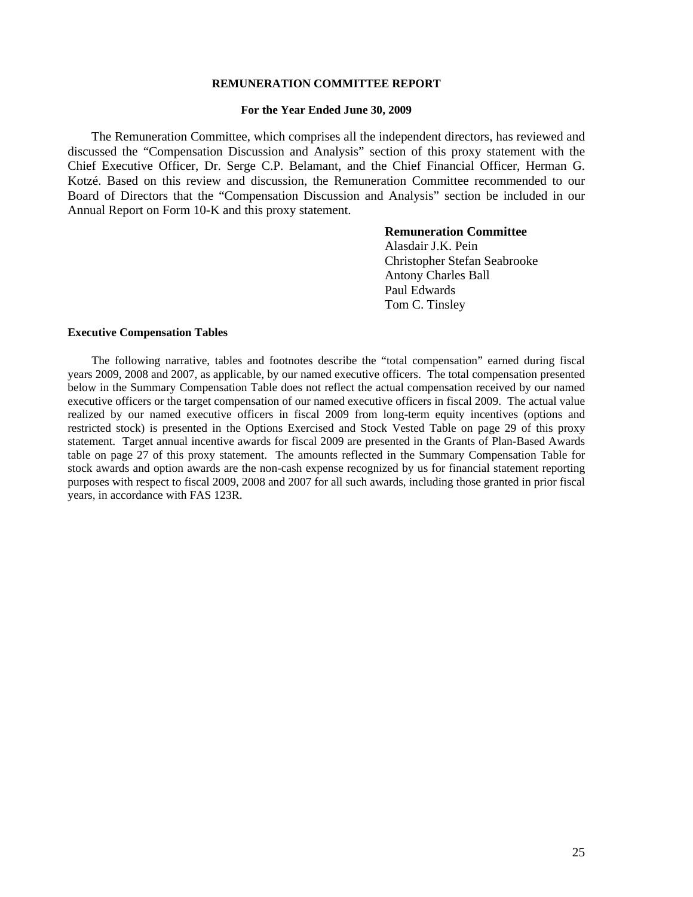## REMUNERATION COMMITTEE REPORT

**For the Year Ended June 30, 2009**

The Remuneration Committee, which comprises all the independent directors, has reviewed and discussed the "Compensation Discussion and Analysis" section of this proxy statement with the Chief Executive Officer, Dr. Serge C.P. Belamant, and the Chief Financial Officer, Herman G. Kotzé. Based on this review and discussion, the Remuneration Committee recommended to our Board of Directors that the "Compensation Discussion and Analysis" section be included in our Annual Report on Form 10-K and this proxy statement.

**Remuneration Committee**
Alasdair J.K. Pein
Christopher Stefan Seabrooke
Antony Charles Ball
Paul Edwards
Tom C. Tinsley

### Executive Compensation Tables

The following narrative, tables and footnotes describe the "total compensation" earned during fiscal years 2009, 2008 and 2007, as applicable, by our named executive officers. The total compensation presented below in the Summary Compensation Table does not reflect the actual compensation received by our named executive officers or the target compensation of our named executive officers in fiscal 2009. The actual value realized by our named executive officers in fiscal 2009 from long-term equity incentives (options and restricted stock) is presented in the Options Exercised and Stock Vested Table on page 29 of this proxy statement. Target annual incentive awards for fiscal 2009 are presented in the Grants of Plan-Based Awards table on page 27 of this proxy statement. The amounts reflected in the Summary Compensation Table for stock awards and option awards are the non-cash expense recognized by us for financial statement reporting purposes with respect to fiscal 2009, 2008 and 2007 for all such awards, including those granted in prior fiscal years, in accordance with FAS 123R.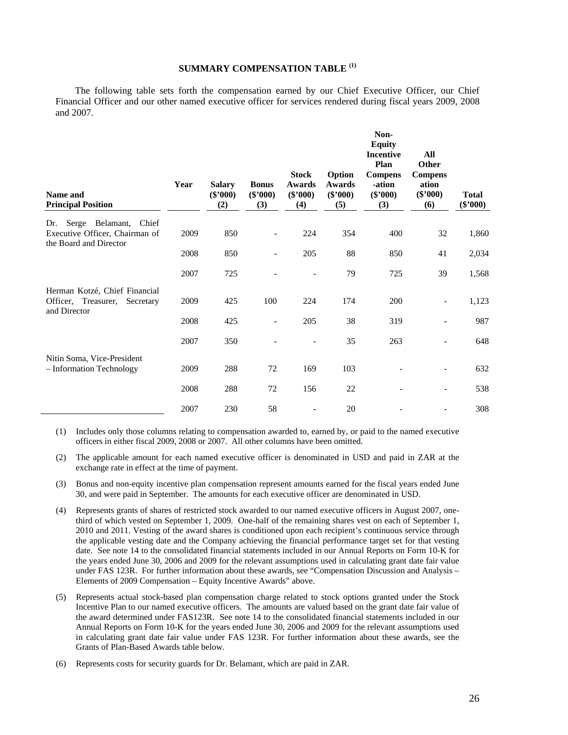## SUMMARY COMPENSATION TABLE [(1)]

The following table sets forth the compensation earned by our Chief Executive Officer, our Chief Financial Officer and our other named executive officer for services rendered during fiscal years 2009, 2008 and 2007.

| Name and Principal Position | Year | Salary ($'000) (2) | Bonus ($'000) (3) | Stock Awards ($'000) (4) | Option Awards ($'000) (5) | Non-Equity Incentive Plan Compens-ation ($'000) (3) | All Other Compens ation ($'000) (6) | Total ($'000) |
|---|---|---|---|---|---|---|---|---|
| Dr. Serge Belamant, Chief Executive Officer, Chairman of the Board and Director | 2009 | 850 | - | 224 | 354 | 400 | 32 | 1,860 |
| | 2008 | 850 | - | 205 | 88 | 850 | 41 | 2,034 |
| | 2007 | 725 | - | - | 79 | 725 | 39 | 1,568 |
| Herman Kotzé, Chief Financial Officer, Treasurer, Secretary and Director | 2009 | 425 | 100 | 224 | 174 | 200 | - | 1,123 |
| | 2008 | 425 | - | 205 | 38 | 319 | - | 987 |
| | 2007 | 350 | - | - | 35 | 263 | - | 648 |
| Nitin Soma, Vice-President – Information Technology | 2009 | 288 | 72 | 169 | 103 | - | - | 632 |
| | 2008 | 288 | 72 | 156 | 22 | - | - | 538 |
| | 2007 | 230 | 58 | - | 20 | - | - | 308 |

(1) Includes only those columns relating to compensation awarded to, earned by, or paid to the named executive officers in either fiscal 2009, 2008 or 2007. All other columns have been omitted.

(2) The applicable amount for each named executive officer is denominated in USD and paid in ZAR at the exchange rate in effect at the time of payment.

(3) Bonus and non-equity incentive plan compensation represent amounts earned for the fiscal years ended June 30, and were paid in September. The amounts for each executive officer are denominated in USD.

(4) Represents grants of shares of restricted stock awarded to our named executive officers in August 2007, one-third of which vested on September 1, 2009. One-half of the remaining shares vest on each of September 1, 2010 and 2011. Vesting of the award shares is conditioned upon each recipient's continuous service through the applicable vesting date and the Company achieving the financial performance target set for that vesting date. See note 14 to the consolidated financial statements included in our Annual Reports on Form 10-K for the years ended June 30, 2006 and 2009 for the relevant assumptions used in calculating grant date fair value under FAS 123R. For further information about these awards, see "Compensation Discussion and Analysis – Elements of 2009 Compensation – Equity Incentive Awards" above.

(5) Represents actual stock-based plan compensation charge related to stock options granted under the Stock Incentive Plan to our named executive officers. The amounts are valued based on the grant date fair value of the award determined under FAS123R. See note 14 to the consolidated financial statements included in our Annual Reports on Form 10-K for the years ended June 30, 2006 and 2009 for the relevant assumptions used in calculating grant date fair value under FAS 123R. For further information about these awards, see the Grants of Plan-Based Awards table below.

(6) Represents costs for security guards for Dr. Belamant, which are paid in ZAR.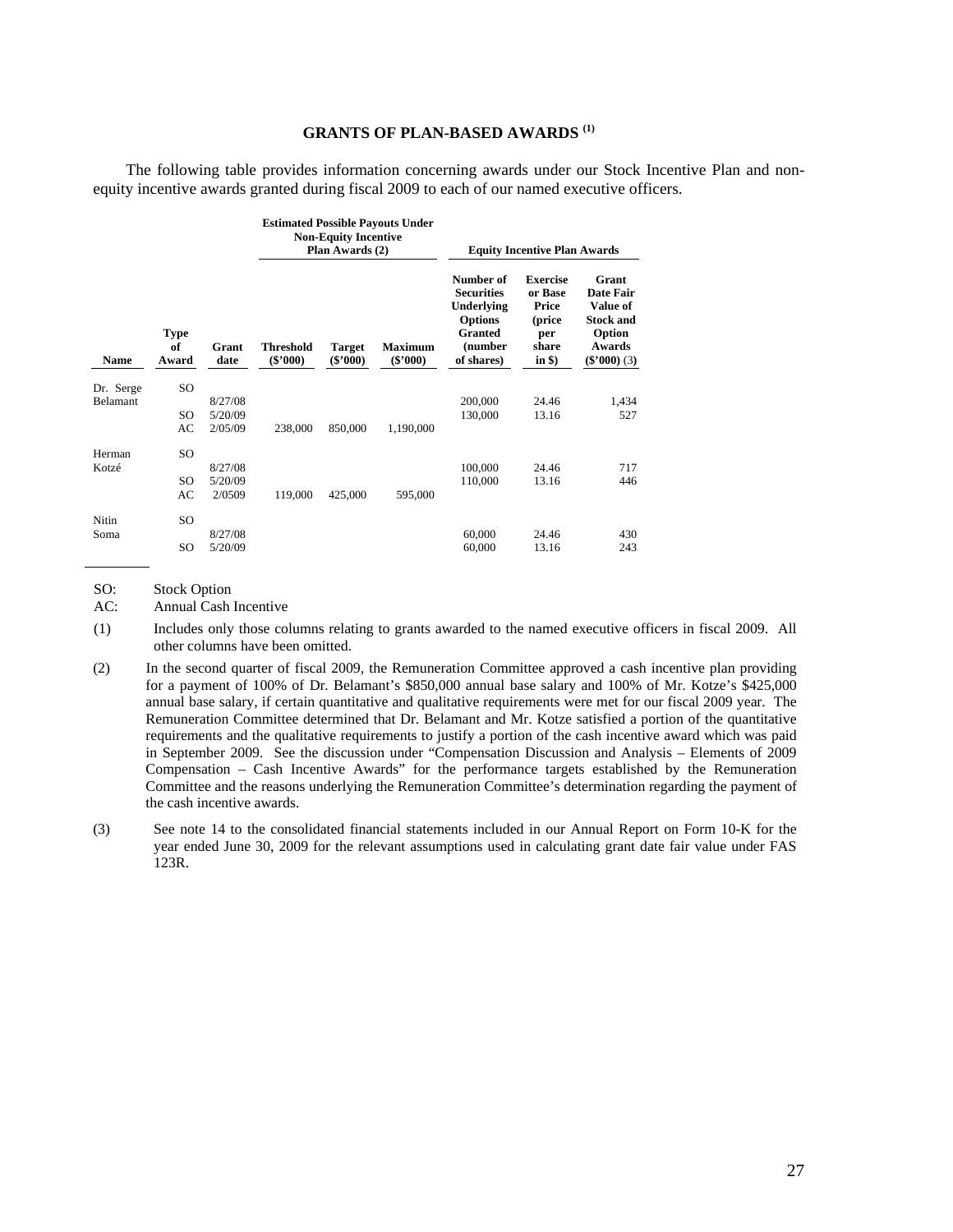## GRANTS OF PLAN-BASED AWARDS [(1)]

The following table provides information concerning awards under our Stock Incentive Plan and non-equity incentive awards granted during fiscal 2009 to each of our named executive officers.

| | | | Estimated Possible Payouts Under Non-Equity Incentive Plan Awards (2) | | | Equity Incentive Plan Awards | | |
|---|---|---|---|---|---|---|---|---|
| **Name** | **Type of Award** | **Grant date** | **Threshold ($'000)** | **Target ($'000)** | **Maximum ($'000)** | **Number of Securities Underlying Options Granted (number of shares)** | **Exercise or Base Price (price per share in $)** | **Grant Date Fair Value of Stock and Option Awards ($'000) (3)** |
| Dr. Serge Belamant | SO | 8/27/08 | | | | 200,000 | 24.46 | 1,434 |
| | SO | 5/20/09 | | | | 130,000 | 13.16 | 527 |
| | AC | 2/05/09 | 238,000 | 850,000 | 1,190,000 | | | |
| Herman Kotzé | SO | 8/27/08 | | | | 100,000 | 24.46 | 717 |
| | SO | 5/20/09 | | | | 110,000 | 13.16 | 446 |
| | AC | 2/0509 | 119,000 | 425,000 | 595,000 | | | |
| Nitin Soma | SO | 8/27/08 | | | | 60,000 | 24.46 | 430 |
| | SO | 5/20/09 | | | | 60,000 | 13.16 | 243 |

SO: Stock Option

AC: Annual Cash Incentive

(1) Includes only those columns relating to grants awarded to the named executive officers in fiscal 2009. All other columns have been omitted.

(2) In the second quarter of fiscal 2009, the Remuneration Committee approved a cash incentive plan providing for a payment of 100% of Dr. Belamant's $850,000 annual base salary and 100% of Mr. Kotze's $425,000 annual base salary, if certain quantitative and qualitative requirements were met for our fiscal 2009 year. The Remuneration Committee determined that Dr. Belamant and Mr. Kotze satisfied a portion of the quantitative requirements and the qualitative requirements to justify a portion of the cash incentive award which was paid in September 2009. See the discussion under "Compensation Discussion and Analysis – Elements of 2009 Compensation – Cash Incentive Awards" for the performance targets established by the Remuneration Committee and the reasons underlying the Remuneration Committee's determination regarding the payment of the cash incentive awards.

(3) See note 14 to the consolidated financial statements included in our Annual Report on Form 10-K for the year ended June 30, 2009 for the relevant assumptions used in calculating grant date fair value under FAS 123R.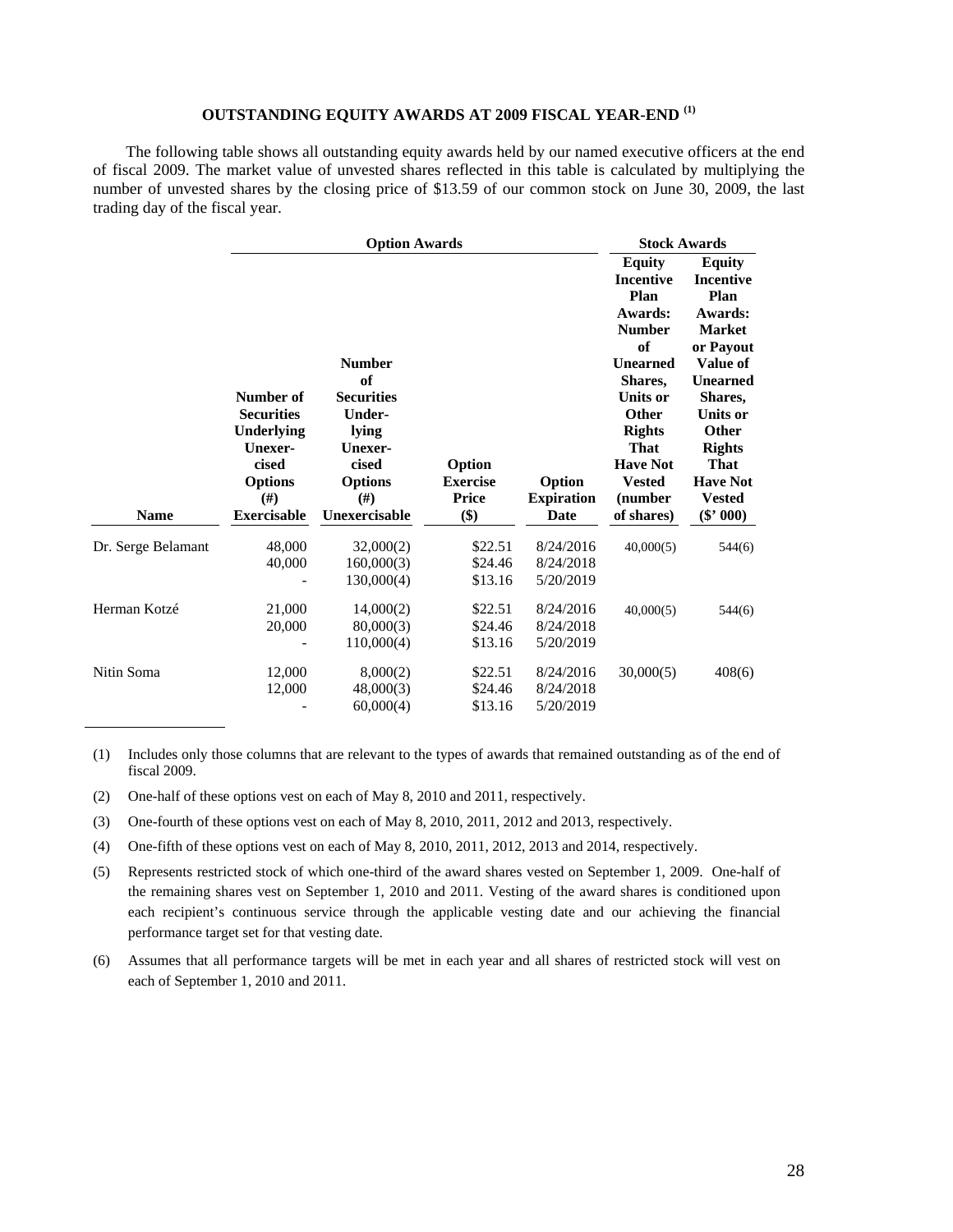## OUTSTANDING EQUITY AWARDS AT 2009 FISCAL YEAR-END [(1)]

The following table shows all outstanding equity awards held by our named executive officers at the end of fiscal 2009. The market value of unvested shares reflected in this table is calculated by multiplying the number of unvested shares by the closing price of $13.59 of our common stock on June 30, 2009, the last trading day of the fiscal year.

| | Option Awards | | | | Stock Awards | |
|---|---|---|---|---|---|---|
| Name | Number of Securities Underlying Unexer-cised Options (#) Exercisable | Number of Securities Under-lying Unexer-cised Options (#) Unexercisable | Option Exercise Price ($) | Option Expiration Date | Equity Incentive Plan Awards: Number of Unearned Shares, Units or Other Rights That Have Not Vested (number of shares) | Equity Incentive Plan Awards: Market or Payout Value of Unearned Shares, Units or Other Rights That Have Not Vested ($' 000) |
| Dr. Serge Belamant | 48,000 | 32,000(2) | $22.51 | 8/24/2016 | 40,000(5) | 544(6) |
| | 40,000 | 160,000(3) | $24.46 | 8/24/2018 | | |
| | - | 130,000(4) | $13.16 | 5/20/2019 | | |
| Herman Kotzé | 21,000 | 14,000(2) | $22.51 | 8/24/2016 | 40,000(5) | 544(6) |
| | 20,000 | 80,000(3) | $24.46 | 8/24/2018 | | |
| | - | 110,000(4) | $13.16 | 5/20/2019 | | |
| Nitin Soma | 12,000 | 8,000(2) | $22.51 | 8/24/2016 | 30,000(5) | 408(6) |
| | 12,000 | 48,000(3) | $24.46 | 8/24/2018 | | |
| | - | 60,000(4) | $13.16 | 5/20/2019 | | |

(1) Includes only those columns that are relevant to the types of awards that remained outstanding as of the end of fiscal 2009.

(2) One-half of these options vest on each of May 8, 2010 and 2011, respectively.

(3) One-fourth of these options vest on each of May 8, 2010, 2011, 2012 and 2013, respectively.

(4) One-fifth of these options vest on each of May 8, 2010, 2011, 2012, 2013 and 2014, respectively.

(5) Represents restricted stock of which one-third of the award shares vested on September 1, 2009. One-half of the remaining shares vest on September 1, 2010 and 2011. Vesting of the award shares is conditioned upon each recipient's continuous service through the applicable vesting date and our achieving the financial performance target set for that vesting date.

(6) Assumes that all performance targets will be met in each year and all shares of restricted stock will vest on each of September 1, 2010 and 2011.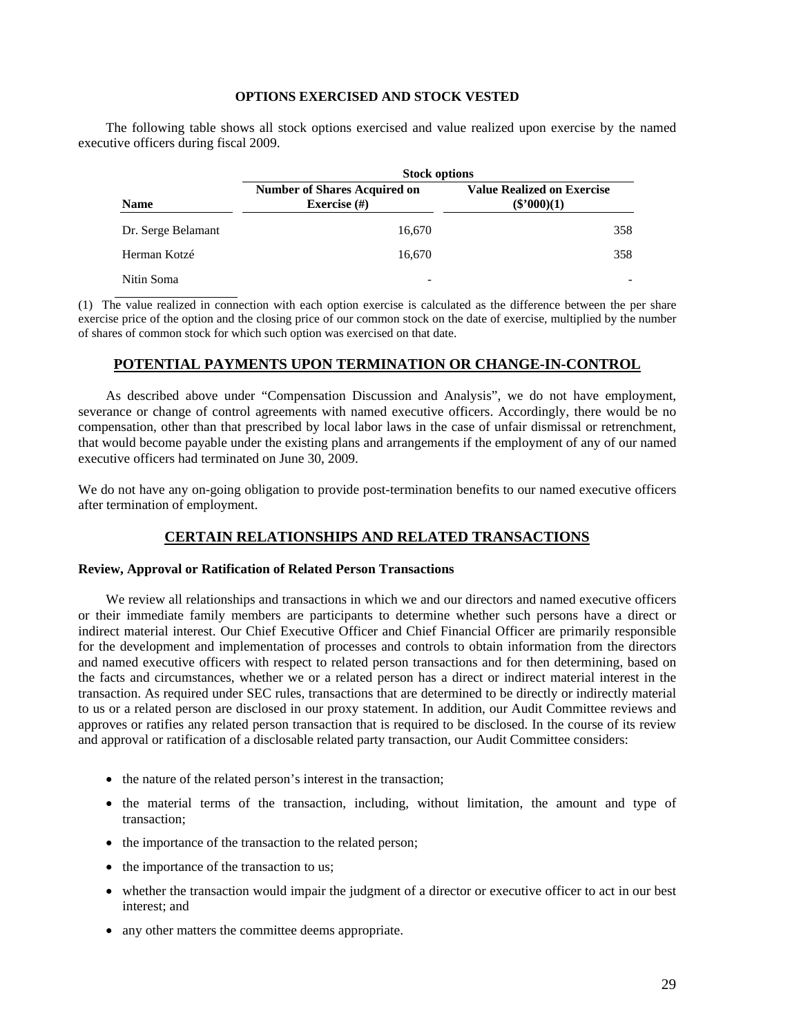## OPTIONS EXERCISED AND STOCK VESTED

The following table shows all stock options exercised and value realized upon exercise by the named executive officers during fiscal 2009.

| | Stock options | |
|---|---|---|
| **Name** | **Number of Shares Acquired on Exercise (#)** | **Value Realized on Exercise ($'000)(1)** |
| Dr. Serge Belamant | 16,670 | 358 |
| Herman Kotzé | 16,670 | 358 |
| Nitin Soma | - | - |

(1) The value realized in connection with each option exercise is calculated as the difference between the per share exercise price of the option and the closing price of our common stock on the date of exercise, multiplied by the number of shares of common stock for which such option was exercised on that date.

## POTENTIAL PAYMENTS UPON TERMINATION OR CHANGE-IN-CONTROL

As described above under "Compensation Discussion and Analysis", we do not have employment, severance or change of control agreements with named executive officers. Accordingly, there would be no compensation, other than that prescribed by local labor laws in the case of unfair dismissal or retrenchment, that would become payable under the existing plans and arrangements if the employment of any of our named executive officers had terminated on June 30, 2009.

We do not have any on-going obligation to provide post-termination benefits to our named executive officers after termination of employment.

## CERTAIN RELATIONSHIPS AND RELATED TRANSACTIONS

**Review, Approval or Ratification of Related Person Transactions**

We review all relationships and transactions in which we and our directors and named executive officers or their immediate family members are participants to determine whether such persons have a direct or indirect material interest. Our Chief Executive Officer and Chief Financial Officer are primarily responsible for the development and implementation of processes and controls to obtain information from the directors and named executive officers with respect to related person transactions and for then determining, based on the facts and circumstances, whether we or a related person has a direct or indirect material interest in the transaction. As required under SEC rules, transactions that are determined to be directly or indirectly material to us or a related person are disclosed in our proxy statement. In addition, our Audit Committee reviews and approves or ratifies any related person transaction that is required to be disclosed. In the course of its review and approval or ratification of a disclosable related party transaction, our Audit Committee considers:

- the nature of the related person's interest in the transaction;
- the material terms of the transaction, including, without limitation, the amount and type of transaction;
- the importance of the transaction to the related person;
- the importance of the transaction to us;
- whether the transaction would impair the judgment of a director or executive officer to act in our best interest; and
- any other matters the committee deems appropriate.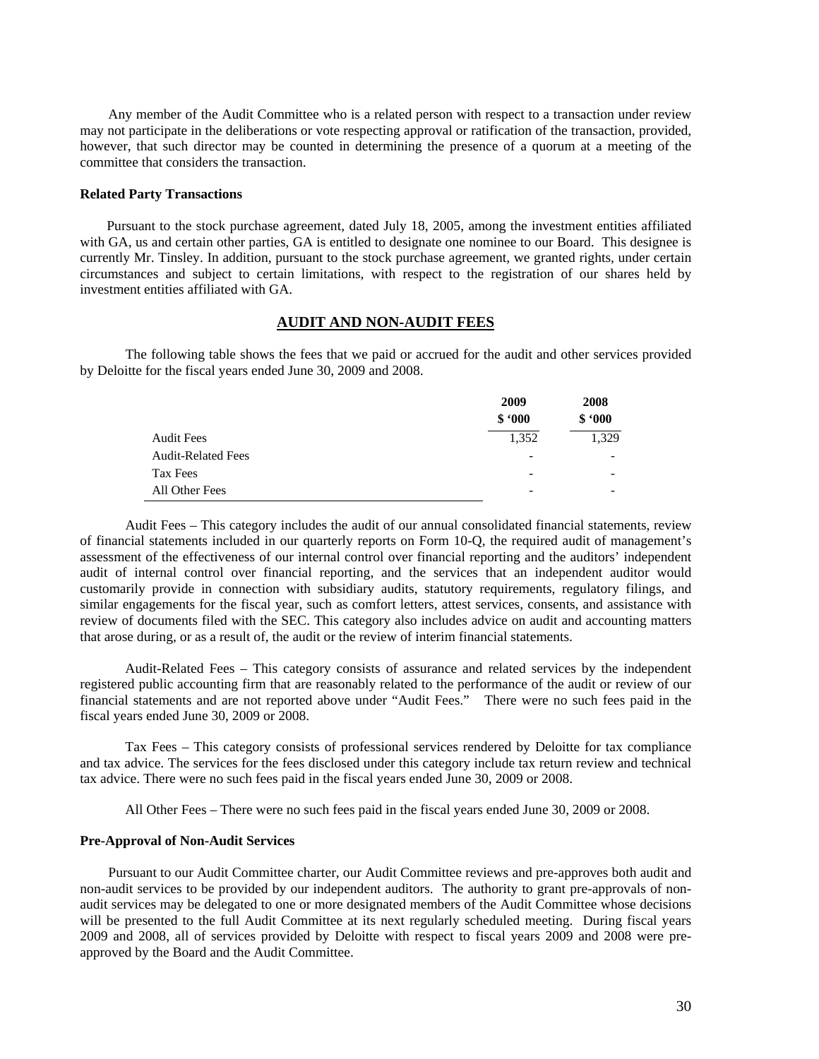Any member of the Audit Committee who is a related person with respect to a transaction under review may not participate in the deliberations or vote respecting approval or ratification of the transaction, provided, however, that such director may be counted in determining the presence of a quorum at a meeting of the committee that considers the transaction.

**Related Party Transactions**

Pursuant to the stock purchase agreement, dated July 18, 2005, among the investment entities affiliated with GA, us and certain other parties, GA is entitled to designate one nominee to our Board. This designee is currently Mr. Tinsley. In addition, pursuant to the stock purchase agreement, we granted rights, under certain circumstances and subject to certain limitations, with respect to the registration of our shares held by investment entities affiliated with GA.

## AUDIT AND NON-AUDIT FEES

The following table shows the fees that we paid or accrued for the audit and other services provided by Deloitte for the fiscal years ended June 30, 2009 and 2008.

| | 2009 $ '000 | 2008 $ '000 |
|---|---|---|
| Audit Fees | 1,352 | 1,329 |
| Audit-Related Fees | - | - |
| Tax Fees | - | - |
| All Other Fees | - | - |

Audit Fees – This category includes the audit of our annual consolidated financial statements, review of financial statements included in our quarterly reports on Form 10-Q, the required audit of management's assessment of the effectiveness of our internal control over financial reporting and the auditors' independent audit of internal control over financial reporting, and the services that an independent auditor would customarily provide in connection with subsidiary audits, statutory requirements, regulatory filings, and similar engagements for the fiscal year, such as comfort letters, attest services, consents, and assistance with review of documents filed with the SEC. This category also includes advice on audit and accounting matters that arose during, or as a result of, the audit or the review of interim financial statements.

Audit-Related Fees – This category consists of assurance and related services by the independent registered public accounting firm that are reasonably related to the performance of the audit or review of our financial statements and are not reported above under "Audit Fees." There were no such fees paid in the fiscal years ended June 30, 2009 or 2008.

Tax Fees – This category consists of professional services rendered by Deloitte for tax compliance and tax advice. The services for the fees disclosed under this category include tax return review and technical tax advice. There were no such fees paid in the fiscal years ended June 30, 2009 or 2008.

All Other Fees – There were no such fees paid in the fiscal years ended June 30, 2009 or 2008.

**Pre-Approval of Non-Audit Services**

Pursuant to our Audit Committee charter, our Audit Committee reviews and pre-approves both audit and non-audit services to be provided by our independent auditors. The authority to grant pre-approvals of non-audit services may be delegated to one or more designated members of the Audit Committee whose decisions will be presented to the full Audit Committee at its next regularly scheduled meeting. During fiscal years 2009 and 2008, all of services provided by Deloitte with respect to fiscal years 2009 and 2008 were pre-approved by the Board and the Audit Committee.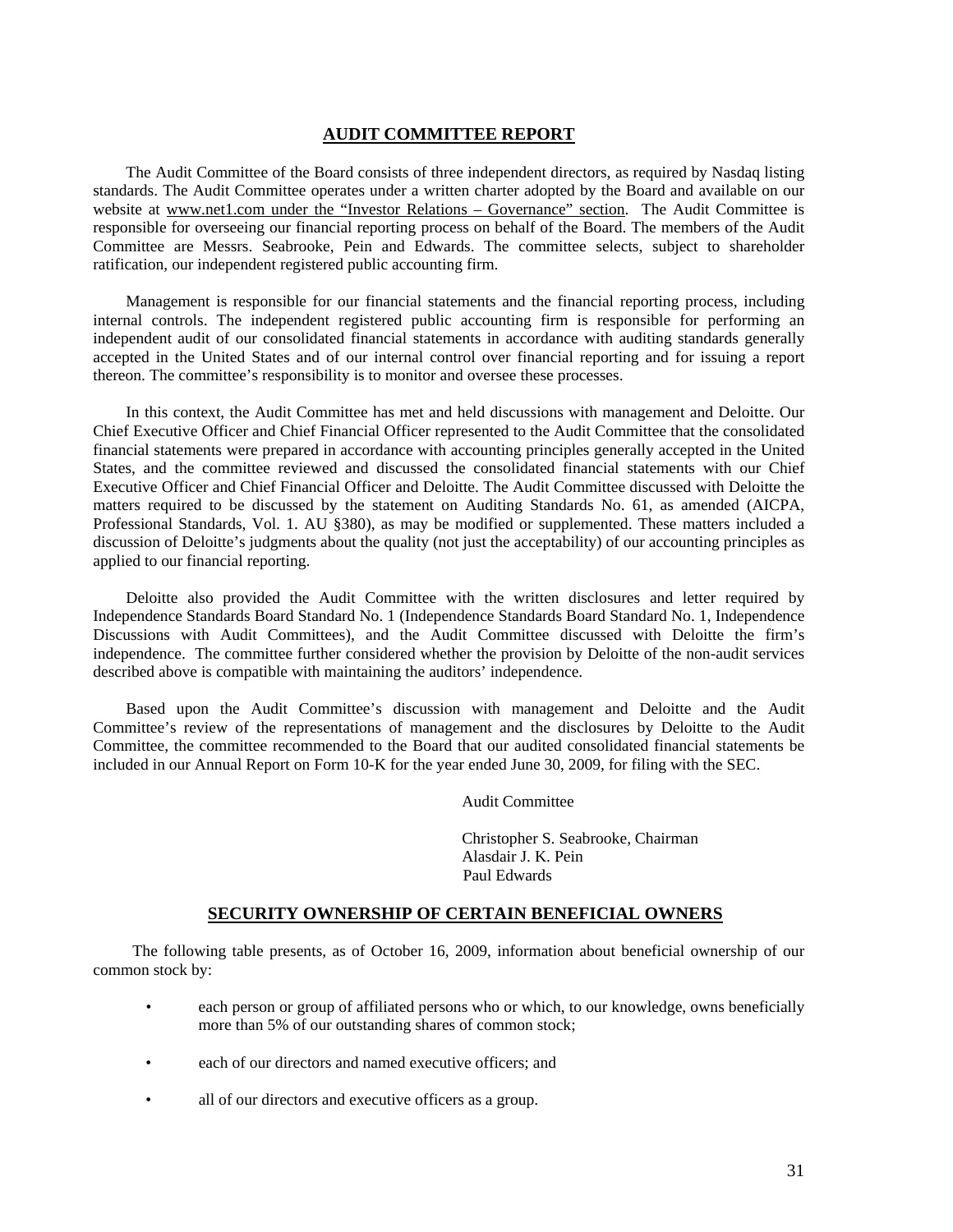## AUDIT COMMITTEE REPORT

The Audit Committee of the Board consists of three independent directors, as required by Nasdaq listing standards. The Audit Committee operates under a written charter adopted by the Board and available on our website at www.net1.com under the "Investor Relations – Governance" section. The Audit Committee is responsible for overseeing our financial reporting process on behalf of the Board. The members of the Audit Committee are Messrs. Seabrooke, Pein and Edwards. The committee selects, subject to shareholder ratification, our independent registered public accounting firm.

Management is responsible for our financial statements and the financial reporting process, including internal controls. The independent registered public accounting firm is responsible for performing an independent audit of our consolidated financial statements in accordance with auditing standards generally accepted in the United States and of our internal control over financial reporting and for issuing a report thereon. The committee's responsibility is to monitor and oversee these processes.

In this context, the Audit Committee has met and held discussions with management and Deloitte. Our Chief Executive Officer and Chief Financial Officer represented to the Audit Committee that the consolidated financial statements were prepared in accordance with accounting principles generally accepted in the United States, and the committee reviewed and discussed the consolidated financial statements with our Chief Executive Officer and Chief Financial Officer and Deloitte. The Audit Committee discussed with Deloitte the matters required to be discussed by the statement on Auditing Standards No. 61, as amended (AICPA, Professional Standards, Vol. 1. AU §380), as may be modified or supplemented. These matters included a discussion of Deloitte's judgments about the quality (not just the acceptability) of our accounting principles as applied to our financial reporting.

Deloitte also provided the Audit Committee with the written disclosures and letter required by Independence Standards Board Standard No. 1 (Independence Standards Board Standard No. 1, Independence Discussions with Audit Committees), and the Audit Committee discussed with Deloitte the firm's independence. The committee further considered whether the provision by Deloitte of the non-audit services described above is compatible with maintaining the auditors' independence.

Based upon the Audit Committee's discussion with management and Deloitte and the Audit Committee's review of the representations of management and the disclosures by Deloitte to the Audit Committee, the committee recommended to the Board that our audited consolidated financial statements be included in our Annual Report on Form 10-K for the year ended June 30, 2009, for filing with the SEC.

Audit Committee

Christopher S. Seabrooke, Chairman
Alasdair J. K. Pein
Paul Edwards

## SECURITY OWNERSHIP OF CERTAIN BENEFICIAL OWNERS

The following table presents, as of October 16, 2009, information about beneficial ownership of our common stock by:

- each person or group of affiliated persons who or which, to our knowledge, owns beneficially more than 5% of our outstanding shares of common stock;
- each of our directors and named executive officers; and
- all of our directors and executive officers as a group.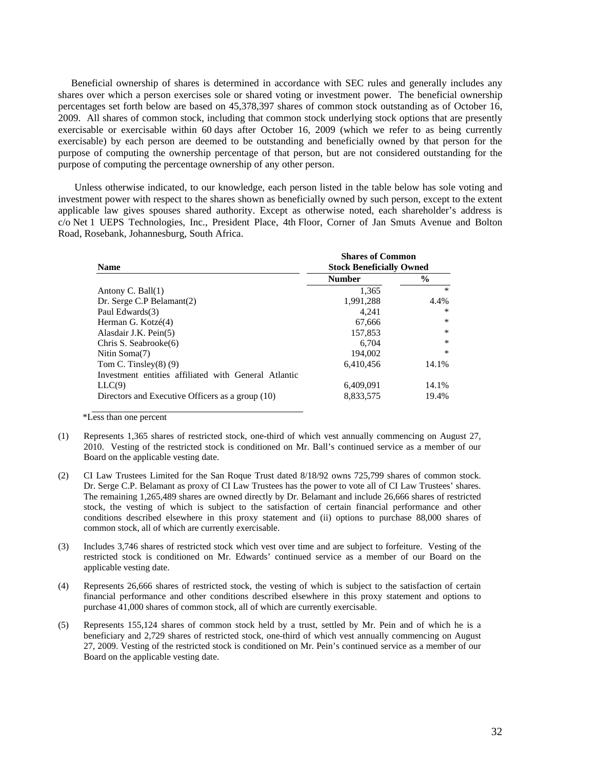Beneficial ownership of shares is determined in accordance with SEC rules and generally includes any shares over which a person exercises sole or shared voting or investment power. The beneficial ownership percentages set forth below are based on 45,378,397 shares of common stock outstanding as of October 16, 2009. All shares of common stock, including that common stock underlying stock options that are presently exercisable or exercisable within 60 days after October 16, 2009 (which we refer to as being currently exercisable) by each person are deemed to be outstanding and beneficially owned by that person for the purpose of computing the ownership percentage of that person, but are not considered outstanding for the purpose of computing the percentage ownership of any other person.

Unless otherwise indicated, to our knowledge, each person listed in the table below has sole voting and investment power with respect to the shares shown as beneficially owned by such person, except to the extent applicable law gives spouses shared authority. Except as otherwise noted, each shareholder's address is c/o Net 1 UEPS Technologies, Inc., President Place, 4th Floor, Corner of Jan Smuts Avenue and Bolton Road, Rosebank, Johannesburg, South Africa.

| Name | Shares of Common Stock Beneficially Owned | |
|---|---|---|
| | **Number** | **%** |
| Antony C. Ball(1) | 1,365 | * |
| Dr. Serge C.P Belamant(2) | 1,991,288 | 4.4% |
| Paul Edwards(3) | 4,241 | * |
| Herman G. Kotzé(4) | 67,666 | * |
| Alasdair J.K. Pein(5) | 157,853 | * |
| Chris S. Seabrooke(6) | 6,704 | * |
| Nitin Soma(7) | 194,002 | * |
| Tom C. Tinsley(8) (9) | 6,410,456 | 14.1% |
| Investment entities affiliated with General Atlantic LLC(9) | 6,409,091 | 14.1% |
| Directors and Executive Officers as a group (10) | 8,833,575 | 19.4% |

*Less than one percent

(1) Represents 1,365 shares of restricted stock, one-third of which vest annually commencing on August 27, 2010. Vesting of the restricted stock is conditioned on Mr. Ball's continued service as a member of our Board on the applicable vesting date.

(2) CI Law Trustees Limited for the San Roque Trust dated 8/18/92 owns 725,799 shares of common stock. Dr. Serge C.P. Belamant as proxy of CI Law Trustees has the power to vote all of CI Law Trustees' shares. The remaining 1,265,489 shares are owned directly by Dr. Belamant and include 26,666 shares of restricted stock, the vesting of which is subject to the satisfaction of certain financial performance and other conditions described elsewhere in this proxy statement and (ii) options to purchase 88,000 shares of common stock, all of which are currently exercisable.

(3) Includes 3,746 shares of restricted stock which vest over time and are subject to forfeiture. Vesting of the restricted stock is conditioned on Mr. Edwards' continued service as a member of our Board on the applicable vesting date.

(4) Represents 26,666 shares of restricted stock, the vesting of which is subject to the satisfaction of certain financial performance and other conditions described elsewhere in this proxy statement and options to purchase 41,000 shares of common stock, all of which are currently exercisable.

(5) Represents 155,124 shares of common stock held by a trust, settled by Mr. Pein and of which he is a beneficiary and 2,729 shares of restricted stock, one-third of which vest annually commencing on August 27, 2009. Vesting of the restricted stock is conditioned on Mr. Pein's continued service as a member of our Board on the applicable vesting date.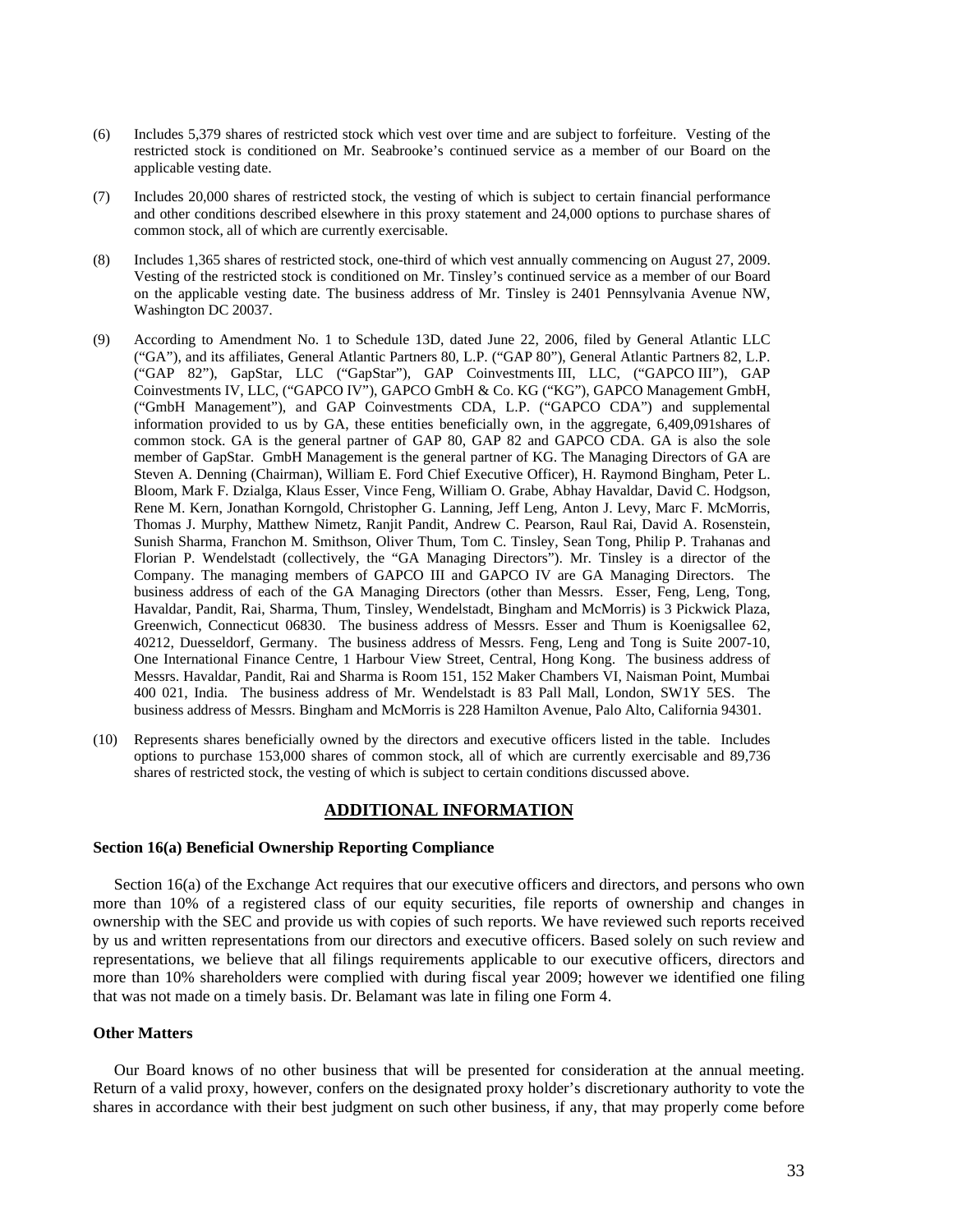(6) Includes 5,379 shares of restricted stock which vest over time and are subject to forfeiture. Vesting of the restricted stock is conditioned on Mr. Seabrooke's continued service as a member of our Board on the applicable vesting date.

(7) Includes 20,000 shares of restricted stock, the vesting of which is subject to certain financial performance and other conditions described elsewhere in this proxy statement and 24,000 options to purchase shares of common stock, all of which are currently exercisable.

(8) Includes 1,365 shares of restricted stock, one-third of which vest annually commencing on August 27, 2009. Vesting of the restricted stock is conditioned on Mr. Tinsley's continued service as a member of our Board on the applicable vesting date. The business address of Mr. Tinsley is 2401 Pennsylvania Avenue NW, Washington DC 20037.

(9) According to Amendment No. 1 to Schedule 13D, dated June 22, 2006, filed by General Atlantic LLC ("GA"), and its affiliates, General Atlantic Partners 80, L.P. ("GAP 80"), General Atlantic Partners 82, L.P. ("GAP 82"), GapStar, LLC ("GapStar"), GAP Coinvestments III, LLC, ("GAPCO III"), GAP Coinvestments IV, LLC, ("GAPCO IV"), GAPCO GmbH & Co. KG ("KG"), GAPCO Management GmbH, ("GmbH Management"), and GAP Coinvestments CDA, L.P. ("GAPCO CDA") and supplemental information provided to us by GA, these entities beneficially own, in the aggregate, 6,409,091shares of common stock. GA is the general partner of GAP 80, GAP 82 and GAPCO CDA. GA is also the sole member of GapStar. GmbH Management is the general partner of KG. The Managing Directors of GA are Steven A. Denning (Chairman), William E. Ford Chief Executive Officer), H. Raymond Bingham, Peter L. Bloom, Mark F. Dzialga, Klaus Esser, Vince Feng, William O. Grabe, Abhay Havaldar, David C. Hodgson, Rene M. Kern, Jonathan Korngold, Christopher G. Lanning, Jeff Leng, Anton J. Levy, Marc F. McMorris, Thomas J. Murphy, Matthew Nimetz, Ranjit Pandit, Andrew C. Pearson, Raul Rai, David A. Rosenstein, Sunish Sharma, Franchon M. Smithson, Oliver Thum, Tom C. Tinsley, Sean Tong, Philip P. Trahanas and Florian P. Wendelstadt (collectively, the "GA Managing Directors"). Mr. Tinsley is a director of the Company. The managing members of GAPCO III and GAPCO IV are GA Managing Directors. The business address of each of the GA Managing Directors (other than Messrs. Esser, Feng, Leng, Tong, Havaldar, Pandit, Rai, Sharma, Thum, Tinsley, Wendelstadt, Bingham and McMorris) is 3 Pickwick Plaza, Greenwich, Connecticut 06830. The business address of Messrs. Esser and Thum is Koenigsallee 62, 40212, Duesseldorf, Germany. The business address of Messrs. Feng, Leng and Tong is Suite 2007-10, One International Finance Centre, 1 Harbour View Street, Central, Hong Kong. The business address of Messrs. Havaldar, Pandit, Rai and Sharma is Room 151, 152 Maker Chambers VI, Naisman Point, Mumbai 400 021, India. The business address of Mr. Wendelstadt is 83 Pall Mall, London, SW1Y 5ES. The business address of Messrs. Bingham and McMorris is 228 Hamilton Avenue, Palo Alto, California 94301.

(10) Represents shares beneficially owned by the directors and executive officers listed in the table. Includes options to purchase 153,000 shares of common stock, all of which are currently exercisable and 89,736 shares of restricted stock, the vesting of which is subject to certain conditions discussed above.

## ADDITIONAL INFORMATION

### Section 16(a) Beneficial Ownership Reporting Compliance

Section 16(a) of the Exchange Act requires that our executive officers and directors, and persons who own more than 10% of a registered class of our equity securities, file reports of ownership and changes in ownership with the SEC and provide us with copies of such reports. We have reviewed such reports received by us and written representations from our directors and executive officers. Based solely on such review and representations, we believe that all filings requirements applicable to our executive officers, directors and more than 10% shareholders were complied with during fiscal year 2009; however we identified one filing that was not made on a timely basis. Dr. Belamant was late in filing one Form 4.

### Other Matters

Our Board knows of no other business that will be presented for consideration at the annual meeting. Return of a valid proxy, however, confers on the designated proxy holder's discretionary authority to vote the shares in accordance with their best judgment on such other business, if any, that may properly come before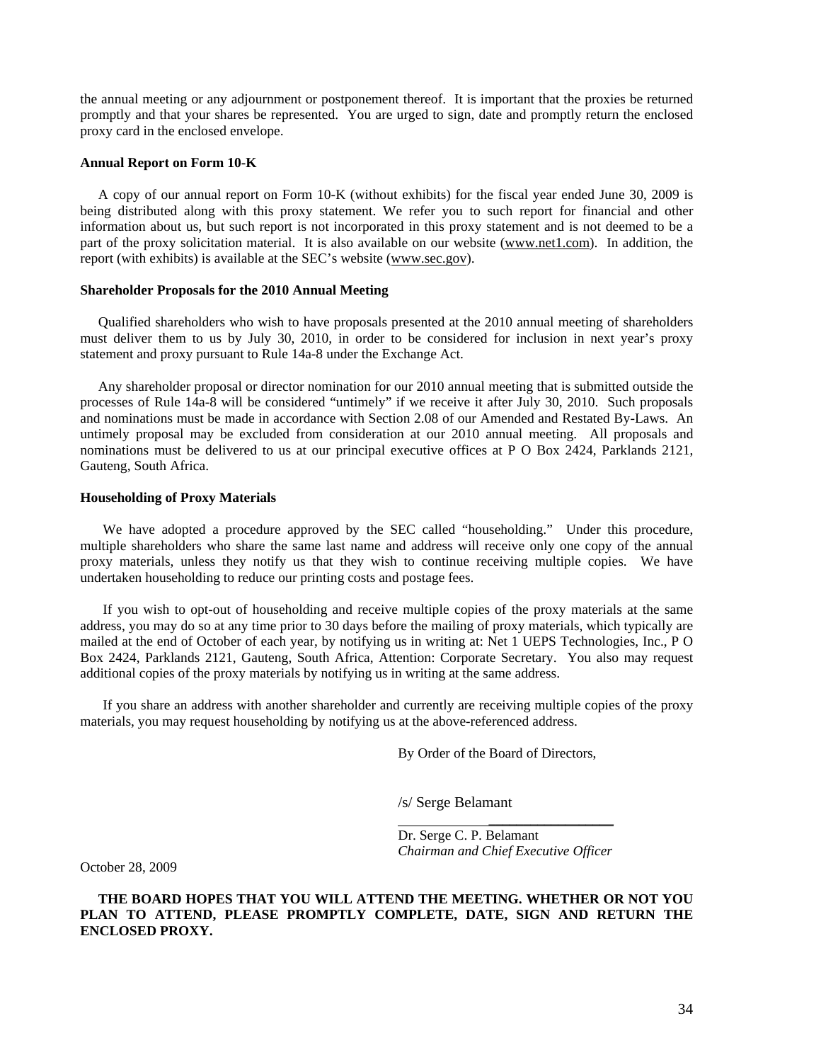the annual meeting or any adjournment or postponement thereof. It is important that the proxies be returned promptly and that your shares be represented. You are urged to sign, date and promptly return the enclosed proxy card in the enclosed envelope.

**Annual Report on Form 10-K**

A copy of our annual report on Form 10-K (without exhibits) for the fiscal year ended June 30, 2009 is being distributed along with this proxy statement. We refer you to such report for financial and other information about us, but such report is not incorporated in this proxy statement and is not deemed to be a part of the proxy solicitation material. It is also available on our website (www.net1.com). In addition, the report (with exhibits) is available at the SEC's website (www.sec.gov).

**Shareholder Proposals for the 2010 Annual Meeting**

Qualified shareholders who wish to have proposals presented at the 2010 annual meeting of shareholders must deliver them to us by July 30, 2010, in order to be considered for inclusion in next year's proxy statement and proxy pursuant to Rule 14a-8 under the Exchange Act.

Any shareholder proposal or director nomination for our 2010 annual meeting that is submitted outside the processes of Rule 14a-8 will be considered "untimely" if we receive it after July 30, 2010. Such proposals and nominations must be made in accordance with Section 2.08 of our Amended and Restated By-Laws. An untimely proposal may be excluded from consideration at our 2010 annual meeting. All proposals and nominations must be delivered to us at our principal executive offices at P O Box 2424, Parklands 2121, Gauteng, South Africa.

**Householding of Proxy Materials**

We have adopted a procedure approved by the SEC called "householding." Under this procedure, multiple shareholders who share the same last name and address will receive only one copy of the annual proxy materials, unless they notify us that they wish to continue receiving multiple copies. We have undertaken householding to reduce our printing costs and postage fees.

If you wish to opt-out of householding and receive multiple copies of the proxy materials at the same address, you may do so at any time prior to 30 days before the mailing of proxy materials, which typically are mailed at the end of October of each year, by notifying us in writing at: Net 1 UEPS Technologies, Inc., P O Box 2424, Parklands 2121, Gauteng, South Africa, Attention: Corporate Secretary. You also may request additional copies of the proxy materials by notifying us in writing at the same address.

If you share an address with another shareholder and currently are receiving multiple copies of the proxy materials, you may request householding by notifying us at the above-referenced address.

By Order of the Board of Directors,

/s/ Serge Belamant

Dr. Serge C. P. Belamant
*Chairman and Chief Executive Officer*

October 28, 2009

**THE BOARD HOPES THAT YOU WILL ATTEND THE MEETING. WHETHER OR NOT YOU PLAN TO ATTEND, PLEASE PROMPTLY COMPLETE, DATE, SIGN AND RETURN THE ENCLOSED PROXY.**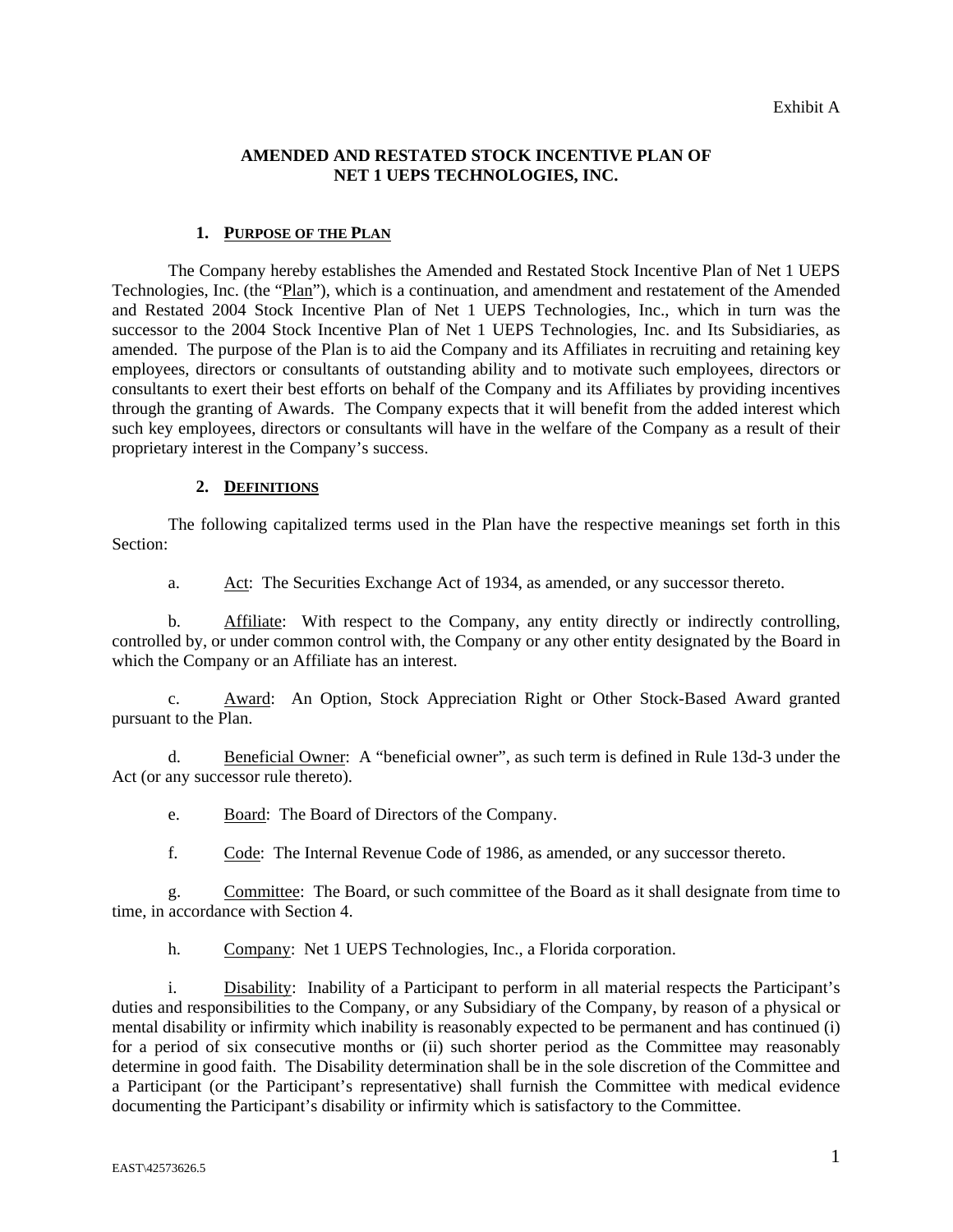Exhibit A

# AMENDED AND RESTATED STOCK INCENTIVE PLAN OF NET 1 UEPS TECHNOLOGIES, INC.

## 1. PURPOSE OF THE PLAN

The Company hereby establishes the Amended and Restated Stock Incentive Plan of Net 1 UEPS Technologies, Inc. (the "Plan"), which is a continuation, and amendment and restatement of the Amended and Restated 2004 Stock Incentive Plan of Net 1 UEPS Technologies, Inc., which in turn was the successor to the 2004 Stock Incentive Plan of Net 1 UEPS Technologies, Inc. and Its Subsidiaries, as amended. The purpose of the Plan is to aid the Company and its Affiliates in recruiting and retaining key employees, directors or consultants of outstanding ability and to motivate such employees, directors or consultants to exert their best efforts on behalf of the Company and its Affiliates by providing incentives through the granting of Awards. The Company expects that it will benefit from the added interest which such key employees, directors or consultants will have in the welfare of the Company as a result of their proprietary interest in the Company's success.

## 2. DEFINITIONS

The following capitalized terms used in the Plan have the respective meanings set forth in this Section:

a. Act: The Securities Exchange Act of 1934, as amended, or any successor thereto.

b. Affiliate: With respect to the Company, any entity directly or indirectly controlling, controlled by, or under common control with, the Company or any other entity designated by the Board in which the Company or an Affiliate has an interest.

c. Award: An Option, Stock Appreciation Right or Other Stock-Based Award granted pursuant to the Plan.

d. Beneficial Owner: A "beneficial owner", as such term is defined in Rule 13d-3 under the Act (or any successor rule thereto).

e. Board: The Board of Directors of the Company.

f. Code: The Internal Revenue Code of 1986, as amended, or any successor thereto.

g. Committee: The Board, or such committee of the Board as it shall designate from time to time, in accordance with Section 4.

h. Company: Net 1 UEPS Technologies, Inc., a Florida corporation.

i. Disability: Inability of a Participant to perform in all material respects the Participant's duties and responsibilities to the Company, or any Subsidiary of the Company, by reason of a physical or mental disability or infirmity which inability is reasonably expected to be permanent and has continued (i) for a period of six consecutive months or (ii) such shorter period as the Committee may reasonably determine in good faith. The Disability determination shall be in the sole discretion of the Committee and a Participant (or the Participant's representative) shall furnish the Committee with medical evidence documenting the Participant's disability or infirmity which is satisfactory to the Committee.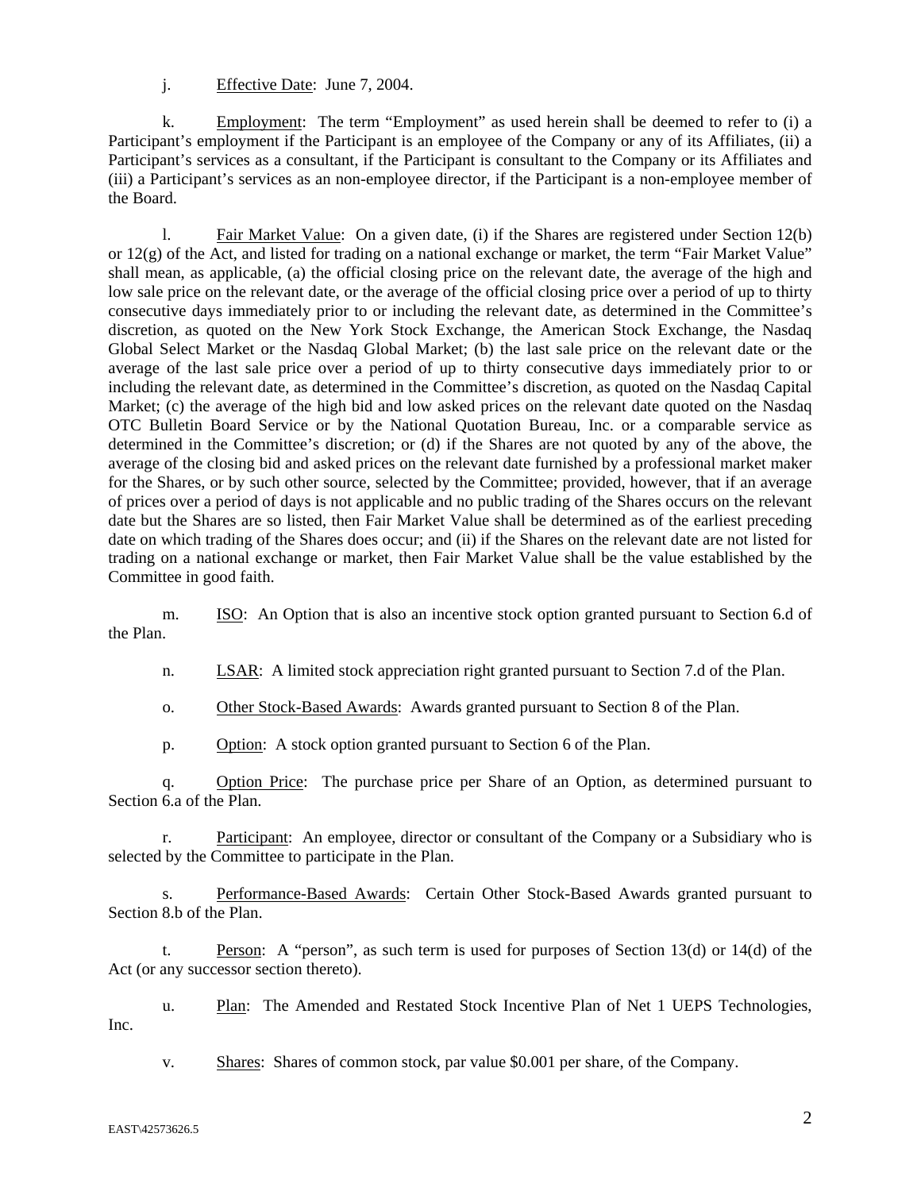j. Effective Date: June 7, 2004.

k. Employment: The term "Employment" as used herein shall be deemed to refer to (i) a Participant's employment if the Participant is an employee of the Company or any of its Affiliates, (ii) a Participant's services as a consultant, if the Participant is consultant to the Company or its Affiliates and (iii) a Participant's services as an non-employee director, if the Participant is a non-employee member of the Board.

l. Fair Market Value: On a given date, (i) if the Shares are registered under Section 12(b) or 12(g) of the Act, and listed for trading on a national exchange or market, the term "Fair Market Value" shall mean, as applicable, (a) the official closing price on the relevant date, the average of the high and low sale price on the relevant date, or the average of the official closing price over a period of up to thirty consecutive days immediately prior to or including the relevant date, as determined in the Committee's discretion, as quoted on the New York Stock Exchange, the American Stock Exchange, the Nasdaq Global Select Market or the Nasdaq Global Market; (b) the last sale price on the relevant date or the average of the last sale price over a period of up to thirty consecutive days immediately prior to or including the relevant date, as determined in the Committee's discretion, as quoted on the Nasdaq Capital Market; (c) the average of the high bid and low asked prices on the relevant date quoted on the Nasdaq OTC Bulletin Board Service or by the National Quotation Bureau, Inc. or a comparable service as determined in the Committee's discretion; or (d) if the Shares are not quoted by any of the above, the average of the closing bid and asked prices on the relevant date furnished by a professional market maker for the Shares, or by such other source, selected by the Committee; provided, however, that if an average of prices over a period of days is not applicable and no public trading of the Shares occurs on the relevant date but the Shares are so listed, then Fair Market Value shall be determined as of the earliest preceding date on which trading of the Shares does occur; and (ii) if the Shares on the relevant date are not listed for trading on a national exchange or market, then Fair Market Value shall be the value established by the Committee in good faith.

m. ISO: An Option that is also an incentive stock option granted pursuant to Section 6.d of the Plan.

n. LSAR: A limited stock appreciation right granted pursuant to Section 7.d of the Plan.

o. Other Stock-Based Awards: Awards granted pursuant to Section 8 of the Plan.

p. Option: A stock option granted pursuant to Section 6 of the Plan.

q. Option Price: The purchase price per Share of an Option, as determined pursuant to Section 6.a of the Plan.

r. Participant: An employee, director or consultant of the Company or a Subsidiary who is selected by the Committee to participate in the Plan.

s. Performance-Based Awards: Certain Other Stock-Based Awards granted pursuant to Section 8.b of the Plan.

t. Person: A "person", as such term is used for purposes of Section 13(d) or 14(d) of the Act (or any successor section thereto).

u. Plan: The Amended and Restated Stock Incentive Plan of Net 1 UEPS Technologies, Inc.

v. Shares: Shares of common stock, par value $0.001 per share, of the Company.

EAST\42573626.5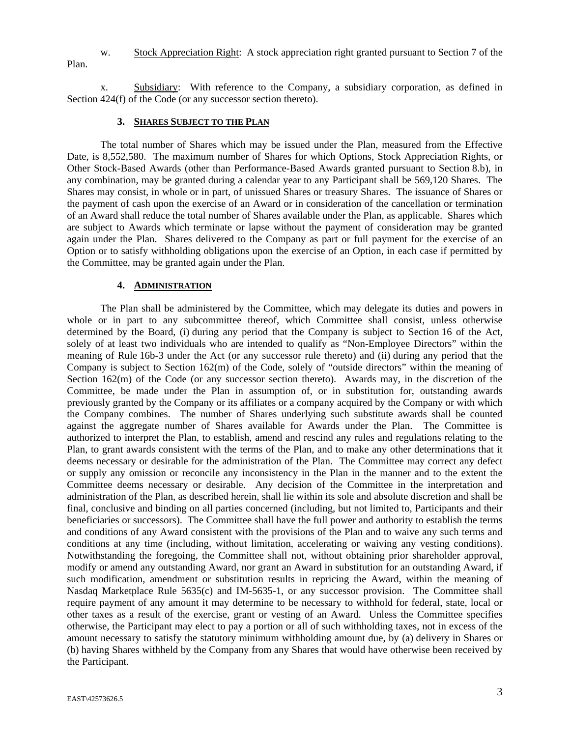w. Stock Appreciation Right: A stock appreciation right granted pursuant to Section 7 of the Plan.

x. Subsidiary: With reference to the Company, a subsidiary corporation, as defined in Section 424(f) of the Code (or any successor section thereto).

## 3. SHARES SUBJECT TO THE PLAN

The total number of Shares which may be issued under the Plan, measured from the Effective Date, is 8,552,580. The maximum number of Shares for which Options, Stock Appreciation Rights, or Other Stock-Based Awards (other than Performance-Based Awards granted pursuant to Section 8.b), in any combination, may be granted during a calendar year to any Participant shall be 569,120 Shares. The Shares may consist, in whole or in part, of unissued Shares or treasury Shares. The issuance of Shares or the payment of cash upon the exercise of an Award or in consideration of the cancellation or termination of an Award shall reduce the total number of Shares available under the Plan, as applicable. Shares which are subject to Awards which terminate or lapse without the payment of consideration may be granted again under the Plan. Shares delivered to the Company as part or full payment for the exercise of an Option or to satisfy withholding obligations upon the exercise of an Option, in each case if permitted by the Committee, may be granted again under the Plan.

## 4. ADMINISTRATION

The Plan shall be administered by the Committee, which may delegate its duties and powers in whole or in part to any subcommittee thereof, which Committee shall consist, unless otherwise determined by the Board, (i) during any period that the Company is subject to Section 16 of the Act, solely of at least two individuals who are intended to qualify as "Non-Employee Directors" within the meaning of Rule 16b-3 under the Act (or any successor rule thereto) and (ii) during any period that the Company is subject to Section 162(m) of the Code, solely of "outside directors" within the meaning of Section 162(m) of the Code (or any successor section thereto). Awards may, in the discretion of the Committee, be made under the Plan in assumption of, or in substitution for, outstanding awards previously granted by the Company or its affiliates or a company acquired by the Company or with which the Company combines. The number of Shares underlying such substitute awards shall be counted against the aggregate number of Shares available for Awards under the Plan. The Committee is authorized to interpret the Plan, to establish, amend and rescind any rules and regulations relating to the Plan, to grant awards consistent with the terms of the Plan, and to make any other determinations that it deems necessary or desirable for the administration of the Plan. The Committee may correct any defect or supply any omission or reconcile any inconsistency in the Plan in the manner and to the extent the Committee deems necessary or desirable. Any decision of the Committee in the interpretation and administration of the Plan, as described herein, shall lie within its sole and absolute discretion and shall be final, conclusive and binding on all parties concerned (including, but not limited to, Participants and their beneficiaries or successors). The Committee shall have the full power and authority to establish the terms and conditions of any Award consistent with the provisions of the Plan and to waive any such terms and conditions at any time (including, without limitation, accelerating or waiving any vesting conditions). Notwithstanding the foregoing, the Committee shall not, without obtaining prior shareholder approval, modify or amend any outstanding Award, nor grant an Award in substitution for an outstanding Award, if such modification, amendment or substitution results in repricing the Award, within the meaning of Nasdaq Marketplace Rule 5635(c) and IM-5635-1, or any successor provision. The Committee shall require payment of any amount it may determine to be necessary to withhold for federal, state, local or other taxes as a result of the exercise, grant or vesting of an Award. Unless the Committee specifies otherwise, the Participant may elect to pay a portion or all of such withholding taxes, not in excess of the amount necessary to satisfy the statutory minimum withholding amount due, by (a) delivery in Shares or (b) having Shares withheld by the Company from any Shares that would have otherwise been received by the Participant.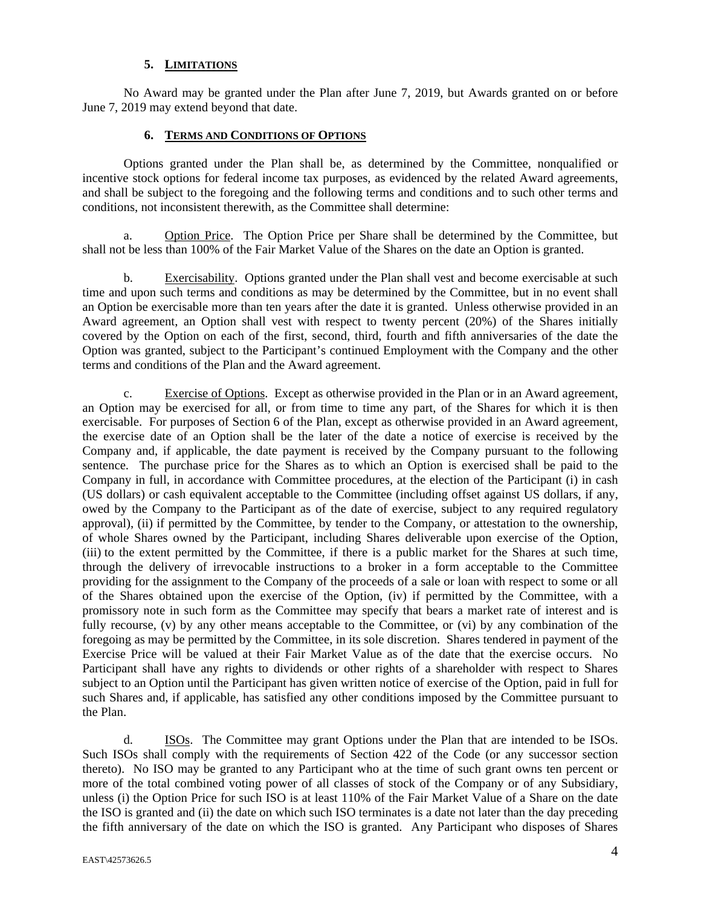## 5. LIMITATIONS

No Award may be granted under the Plan after June 7, 2019, but Awards granted on or before June 7, 2019 may extend beyond that date.

## 6. TERMS AND CONDITIONS OF OPTIONS

Options granted under the Plan shall be, as determined by the Committee, nonqualified or incentive stock options for federal income tax purposes, as evidenced by the related Award agreements, and shall be subject to the foregoing and the following terms and conditions and to such other terms and conditions, not inconsistent therewith, as the Committee shall determine:

a. Option Price. The Option Price per Share shall be determined by the Committee, but shall not be less than 100% of the Fair Market Value of the Shares on the date an Option is granted.

b. Exercisability. Options granted under the Plan shall vest and become exercisable at such time and upon such terms and conditions as may be determined by the Committee, but in no event shall an Option be exercisable more than ten years after the date it is granted. Unless otherwise provided in an Award agreement, an Option shall vest with respect to twenty percent (20%) of the Shares initially covered by the Option on each of the first, second, third, fourth and fifth anniversaries of the date the Option was granted, subject to the Participant's continued Employment with the Company and the other terms and conditions of the Plan and the Award agreement.

c. Exercise of Options. Except as otherwise provided in the Plan or in an Award agreement, an Option may be exercised for all, or from time to time any part, of the Shares for which it is then exercisable. For purposes of Section 6 of the Plan, except as otherwise provided in an Award agreement, the exercise date of an Option shall be the later of the date a notice of exercise is received by the Company and, if applicable, the date payment is received by the Company pursuant to the following sentence. The purchase price for the Shares as to which an Option is exercised shall be paid to the Company in full, in accordance with Committee procedures, at the election of the Participant (i) in cash (US dollars) or cash equivalent acceptable to the Committee (including offset against US dollars, if any, owed by the Company to the Participant as of the date of exercise, subject to any required regulatory approval), (ii) if permitted by the Committee, by tender to the Company, or attestation to the ownership, of whole Shares owned by the Participant, including Shares deliverable upon exercise of the Option, (iii) to the extent permitted by the Committee, if there is a public market for the Shares at such time, through the delivery of irrevocable instructions to a broker in a form acceptable to the Committee providing for the assignment to the Company of the proceeds of a sale or loan with respect to some or all of the Shares obtained upon the exercise of the Option, (iv) if permitted by the Committee, with a promissory note in such form as the Committee may specify that bears a market rate of interest and is fully recourse, (v) by any other means acceptable to the Committee, or (vi) by any combination of the foregoing as may be permitted by the Committee, in its sole discretion. Shares tendered in payment of the Exercise Price will be valued at their Fair Market Value as of the date that the exercise occurs. No Participant shall have any rights to dividends or other rights of a shareholder with respect to Shares subject to an Option until the Participant has given written notice of exercise of the Option, paid in full for such Shares and, if applicable, has satisfied any other conditions imposed by the Committee pursuant to the Plan.

d. ISOs. The Committee may grant Options under the Plan that are intended to be ISOs. Such ISOs shall comply with the requirements of Section 422 of the Code (or any successor section thereto). No ISO may be granted to any Participant who at the time of such grant owns ten percent or more of the total combined voting power of all classes of stock of the Company or of any Subsidiary, unless (i) the Option Price for such ISO is at least 110% of the Fair Market Value of a Share on the date the ISO is granted and (ii) the date on which such ISO terminates is a date not later than the day preceding the fifth anniversary of the date on which the ISO is granted. Any Participant who disposes of Shares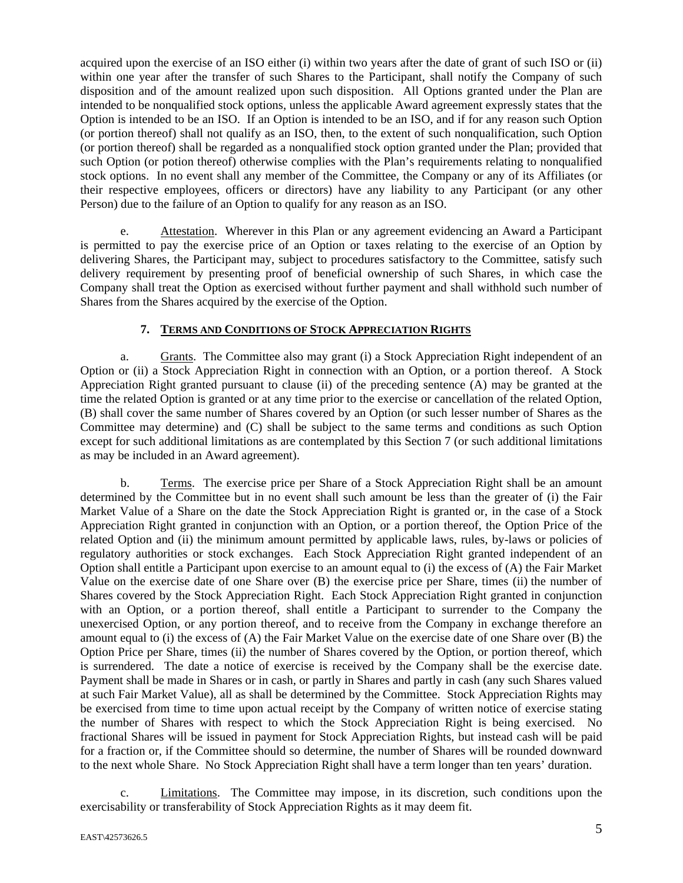acquired upon the exercise of an ISO either (i) within two years after the date of grant of such ISO or (ii) within one year after the transfer of such Shares to the Participant, shall notify the Company of such disposition and of the amount realized upon such disposition. All Options granted under the Plan are intended to be nonqualified stock options, unless the applicable Award agreement expressly states that the Option is intended to be an ISO. If an Option is intended to be an ISO, and if for any reason such Option (or portion thereof) shall not qualify as an ISO, then, to the extent of such nonqualification, such Option (or portion thereof) shall be regarded as a nonqualified stock option granted under the Plan; provided that such Option (or potion thereof) otherwise complies with the Plan's requirements relating to nonqualified stock options. In no event shall any member of the Committee, the Company or any of its Affiliates (or their respective employees, officers or directors) have any liability to any Participant (or any other Person) due to the failure of an Option to qualify for any reason as an ISO.

e. Attestation. Wherever in this Plan or any agreement evidencing an Award a Participant is permitted to pay the exercise price of an Option or taxes relating to the exercise of an Option by delivering Shares, the Participant may, subject to procedures satisfactory to the Committee, satisfy such delivery requirement by presenting proof of beneficial ownership of such Shares, in which case the Company shall treat the Option as exercised without further payment and shall withhold such number of Shares from the Shares acquired by the exercise of the Option.

## 7. TERMS AND CONDITIONS OF STOCK APPRECIATION RIGHTS

a. Grants. The Committee also may grant (i) a Stock Appreciation Right independent of an Option or (ii) a Stock Appreciation Right in connection with an Option, or a portion thereof. A Stock Appreciation Right granted pursuant to clause (ii) of the preceding sentence (A) may be granted at the time the related Option is granted or at any time prior to the exercise or cancellation of the related Option, (B) shall cover the same number of Shares covered by an Option (or such lesser number of Shares as the Committee may determine) and (C) shall be subject to the same terms and conditions as such Option except for such additional limitations as are contemplated by this Section 7 (or such additional limitations as may be included in an Award agreement).

b. Terms. The exercise price per Share of a Stock Appreciation Right shall be an amount determined by the Committee but in no event shall such amount be less than the greater of (i) the Fair Market Value of a Share on the date the Stock Appreciation Right is granted or, in the case of a Stock Appreciation Right granted in conjunction with an Option, or a portion thereof, the Option Price of the related Option and (ii) the minimum amount permitted by applicable laws, rules, by-laws or policies of regulatory authorities or stock exchanges. Each Stock Appreciation Right granted independent of an Option shall entitle a Participant upon exercise to an amount equal to (i) the excess of (A) the Fair Market Value on the exercise date of one Share over (B) the exercise price per Share, times (ii) the number of Shares covered by the Stock Appreciation Right. Each Stock Appreciation Right granted in conjunction with an Option, or a portion thereof, shall entitle a Participant to surrender to the Company the unexercised Option, or any portion thereof, and to receive from the Company in exchange therefore an amount equal to (i) the excess of (A) the Fair Market Value on the exercise date of one Share over (B) the Option Price per Share, times (ii) the number of Shares covered by the Option, or portion thereof, which is surrendered. The date a notice of exercise is received by the Company shall be the exercise date. Payment shall be made in Shares or in cash, or partly in Shares and partly in cash (any such Shares valued at such Fair Market Value), all as shall be determined by the Committee. Stock Appreciation Rights may be exercised from time to time upon actual receipt by the Company of written notice of exercise stating the number of Shares with respect to which the Stock Appreciation Right is being exercised. No fractional Shares will be issued in payment for Stock Appreciation Rights, but instead cash will be paid for a fraction or, if the Committee should so determine, the number of Shares will be rounded downward to the next whole Share. No Stock Appreciation Right shall have a term longer than ten years' duration.

c. Limitations. The Committee may impose, in its discretion, such conditions upon the exercisability or transferability of Stock Appreciation Rights as it may deem fit.

EAST\42573626.5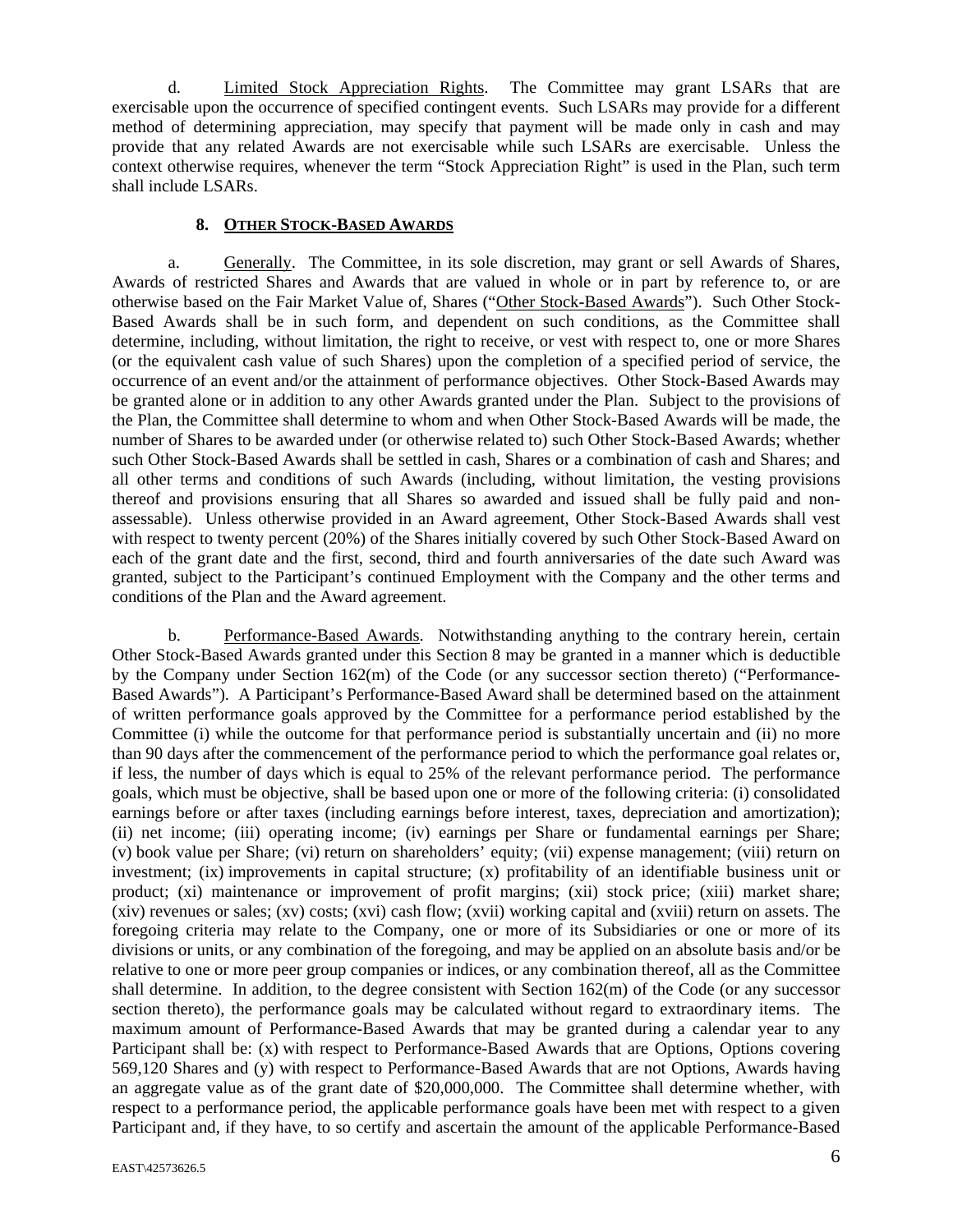d. Limited Stock Appreciation Rights. The Committee may grant LSARs that are exercisable upon the occurrence of specified contingent events. Such LSARs may provide for a different method of determining appreciation, may specify that payment will be made only in cash and may provide that any related Awards are not exercisable while such LSARs are exercisable. Unless the context otherwise requires, whenever the term "Stock Appreciation Right" is used in the Plan, such term shall include LSARs.

## 8. OTHER STOCK-BASED AWARDS

a. Generally. The Committee, in its sole discretion, may grant or sell Awards of Shares, Awards of restricted Shares and Awards that are valued in whole or in part by reference to, or are otherwise based on the Fair Market Value of, Shares ("Other Stock-Based Awards"). Such Other Stock-Based Awards shall be in such form, and dependent on such conditions, as the Committee shall determine, including, without limitation, the right to receive, or vest with respect to, one or more Shares (or the equivalent cash value of such Shares) upon the completion of a specified period of service, the occurrence of an event and/or the attainment of performance objectives. Other Stock-Based Awards may be granted alone or in addition to any other Awards granted under the Plan. Subject to the provisions of the Plan, the Committee shall determine to whom and when Other Stock-Based Awards will be made, the number of Shares to be awarded under (or otherwise related to) such Other Stock-Based Awards; whether such Other Stock-Based Awards shall be settled in cash, Shares or a combination of cash and Shares; and all other terms and conditions of such Awards (including, without limitation, the vesting provisions thereof and provisions ensuring that all Shares so awarded and issued shall be fully paid and non-assessable). Unless otherwise provided in an Award agreement, Other Stock-Based Awards shall vest with respect to twenty percent (20%) of the Shares initially covered by such Other Stock-Based Award on each of the grant date and the first, second, third and fourth anniversaries of the date such Award was granted, subject to the Participant's continued Employment with the Company and the other terms and conditions of the Plan and the Award agreement.

b. Performance-Based Awards. Notwithstanding anything to the contrary herein, certain Other Stock-Based Awards granted under this Section 8 may be granted in a manner which is deductible by the Company under Section 162(m) of the Code (or any successor section thereto) ("Performance-Based Awards"). A Participant's Performance-Based Award shall be determined based on the attainment of written performance goals approved by the Committee for a performance period established by the Committee (i) while the outcome for that performance period is substantially uncertain and (ii) no more than 90 days after the commencement of the performance period to which the performance goal relates or, if less, the number of days which is equal to 25% of the relevant performance period. The performance goals, which must be objective, shall be based upon one or more of the following criteria: (i) consolidated earnings before or after taxes (including earnings before interest, taxes, depreciation and amortization); (ii) net income; (iii) operating income; (iv) earnings per Share or fundamental earnings per Share; (v) book value per Share; (vi) return on shareholders' equity; (vii) expense management; (viii) return on investment; (ix) improvements in capital structure; (x) profitability of an identifiable business unit or product; (xi) maintenance or improvement of profit margins; (xii) stock price; (xiii) market share; (xiv) revenues or sales; (xv) costs; (xvi) cash flow; (xvii) working capital and (xviii) return on assets. The foregoing criteria may relate to the Company, one or more of its Subsidiaries or one or more of its divisions or units, or any combination of the foregoing, and may be applied on an absolute basis and/or be relative to one or more peer group companies or indices, or any combination thereof, all as the Committee shall determine. In addition, to the degree consistent with Section 162(m) of the Code (or any successor section thereto), the performance goals may be calculated without regard to extraordinary items. The maximum amount of Performance-Based Awards that may be granted during a calendar year to any Participant shall be: (x) with respect to Performance-Based Awards that are Options, Options covering 569,120 Shares and (y) with respect to Performance-Based Awards that are not Options, Awards having an aggregate value as of the grant date of $20,000,000. The Committee shall determine whether, with respect to a performance period, the applicable performance goals have been met with respect to a given Participant and, if they have, to so certify and ascertain the amount of the applicable Performance-Based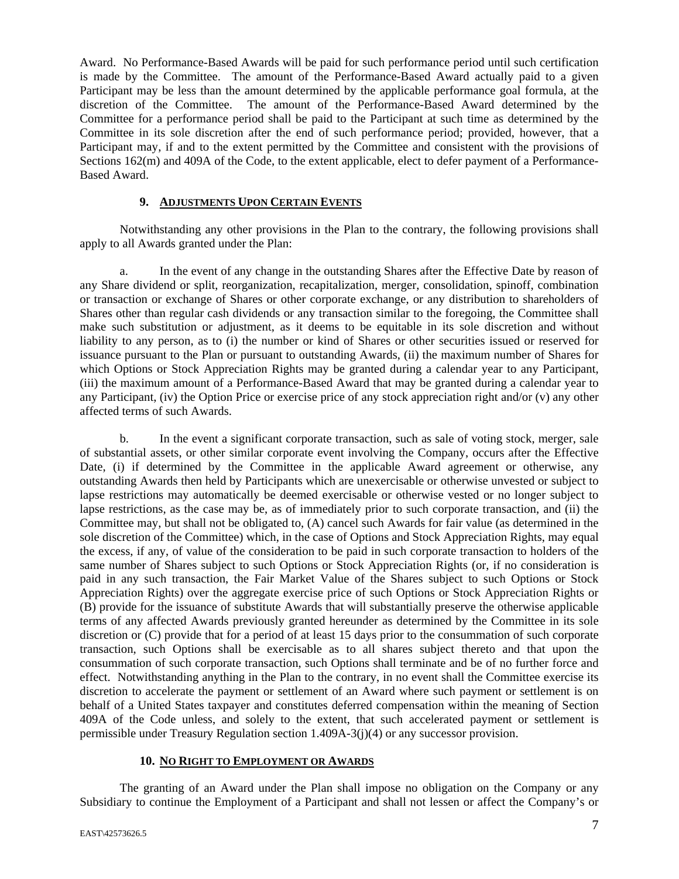Award. No Performance-Based Awards will be paid for such performance period until such certification is made by the Committee. The amount of the Performance-Based Award actually paid to a given Participant may be less than the amount determined by the applicable performance goal formula, at the discretion of the Committee. The amount of the Performance-Based Award determined by the Committee for a performance period shall be paid to the Participant at such time as determined by the Committee in its sole discretion after the end of such performance period; provided, however, that a Participant may, if and to the extent permitted by the Committee and consistent with the provisions of Sections 162(m) and 409A of the Code, to the extent applicable, elect to defer payment of a Performance-Based Award.

### 9. ADJUSTMENTS UPON CERTAIN EVENTS

Notwithstanding any other provisions in the Plan to the contrary, the following provisions shall apply to all Awards granted under the Plan:

a. In the event of any change in the outstanding Shares after the Effective Date by reason of any Share dividend or split, reorganization, recapitalization, merger, consolidation, spinoff, combination or transaction or exchange of Shares or other corporate exchange, or any distribution to shareholders of Shares other than regular cash dividends or any transaction similar to the foregoing, the Committee shall make such substitution or adjustment, as it deems to be equitable in its sole discretion and without liability to any person, as to (i) the number or kind of Shares or other securities issued or reserved for issuance pursuant to the Plan or pursuant to outstanding Awards, (ii) the maximum number of Shares for which Options or Stock Appreciation Rights may be granted during a calendar year to any Participant, (iii) the maximum amount of a Performance-Based Award that may be granted during a calendar year to any Participant, (iv) the Option Price or exercise price of any stock appreciation right and/or (v) any other affected terms of such Awards.

b. In the event a significant corporate transaction, such as sale of voting stock, merger, sale of substantial assets, or other similar corporate event involving the Company, occurs after the Effective Date, (i) if determined by the Committee in the applicable Award agreement or otherwise, any outstanding Awards then held by Participants which are unexercisable or otherwise unvested or subject to lapse restrictions may automatically be deemed exercisable or otherwise vested or no longer subject to lapse restrictions, as the case may be, as of immediately prior to such corporate transaction, and (ii) the Committee may, but shall not be obligated to, (A) cancel such Awards for fair value (as determined in the sole discretion of the Committee) which, in the case of Options and Stock Appreciation Rights, may equal the excess, if any, of value of the consideration to be paid in such corporate transaction to holders of the same number of Shares subject to such Options or Stock Appreciation Rights (or, if no consideration is paid in any such transaction, the Fair Market Value of the Shares subject to such Options or Stock Appreciation Rights) over the aggregate exercise price of such Options or Stock Appreciation Rights or (B) provide for the issuance of substitute Awards that will substantially preserve the otherwise applicable terms of any affected Awards previously granted hereunder as determined by the Committee in its sole discretion or (C) provide that for a period of at least 15 days prior to the consummation of such corporate transaction, such Options shall be exercisable as to all shares subject thereto and that upon the consummation of such corporate transaction, such Options shall terminate and be of no further force and effect. Notwithstanding anything in the Plan to the contrary, in no event shall the Committee exercise its discretion to accelerate the payment or settlement of an Award where such payment or settlement is on behalf of a United States taxpayer and constitutes deferred compensation within the meaning of Section 409A of the Code unless, and solely to the extent, that such accelerated payment or settlement is permissible under Treasury Regulation section 1.409A-3(j)(4) or any successor provision.

### 10. NO RIGHT TO EMPLOYMENT OR AWARDS

The granting of an Award under the Plan shall impose no obligation on the Company or any Subsidiary to continue the Employment of a Participant and shall not lessen or affect the Company's or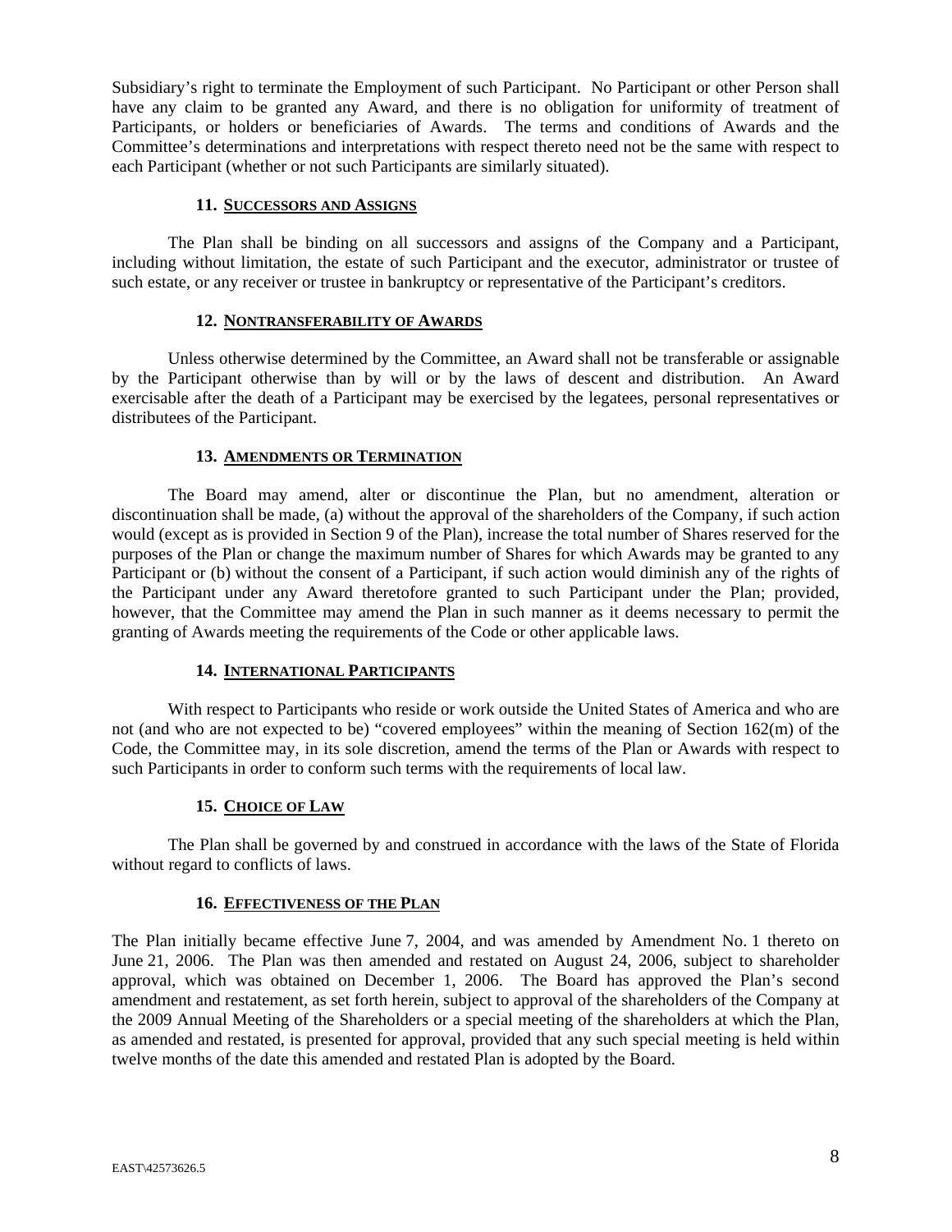Subsidiary's right to terminate the Employment of such Participant. No Participant or other Person shall have any claim to be granted any Award, and there is no obligation for uniformity of treatment of Participants, or holders or beneficiaries of Awards. The terms and conditions of Awards and the Committee's determinations and interpretations with respect thereto need not be the same with respect to each Participant (whether or not such Participants are similarly situated).

### 11. SUCCESSORS AND ASSIGNS

The Plan shall be binding on all successors and assigns of the Company and a Participant, including without limitation, the estate of such Participant and the executor, administrator or trustee of such estate, or any receiver or trustee in bankruptcy or representative of the Participant's creditors.

### 12. NONTRANSFERABILITY OF AWARDS

Unless otherwise determined by the Committee, an Award shall not be transferable or assignable by the Participant otherwise than by will or by the laws of descent and distribution. An Award exercisable after the death of a Participant may be exercised by the legatees, personal representatives or distributees of the Participant.

### 13. AMENDMENTS OR TERMINATION

The Board may amend, alter or discontinue the Plan, but no amendment, alteration or discontinuation shall be made, (a) without the approval of the shareholders of the Company, if such action would (except as is provided in Section 9 of the Plan), increase the total number of Shares reserved for the purposes of the Plan or change the maximum number of Shares for which Awards may be granted to any Participant or (b) without the consent of a Participant, if such action would diminish any of the rights of the Participant under any Award theretofore granted to such Participant under the Plan; provided, however, that the Committee may amend the Plan in such manner as it deems necessary to permit the granting of Awards meeting the requirements of the Code or other applicable laws.

### 14. INTERNATIONAL PARTICIPANTS

With respect to Participants who reside or work outside the United States of America and who are not (and who are not expected to be) "covered employees" within the meaning of Section 162(m) of the Code, the Committee may, in its sole discretion, amend the terms of the Plan or Awards with respect to such Participants in order to conform such terms with the requirements of local law.

### 15. CHOICE OF LAW

The Plan shall be governed by and construed in accordance with the laws of the State of Florida without regard to conflicts of laws.

### 16. EFFECTIVENESS OF THE PLAN

The Plan initially became effective June 7, 2004, and was amended by Amendment No. 1 thereto on June 21, 2006. The Plan was then amended and restated on August 24, 2006, subject to shareholder approval, which was obtained on December 1, 2006. The Board has approved the Plan's second amendment and restatement, as set forth herein, subject to approval of the shareholders of the Company at the 2009 Annual Meeting of the Shareholders or a special meeting of the shareholders at which the Plan, as amended and restated, is presented for approval, provided that any such special meeting is held within twelve months of the date this amended and restated Plan is adopted by the Board.